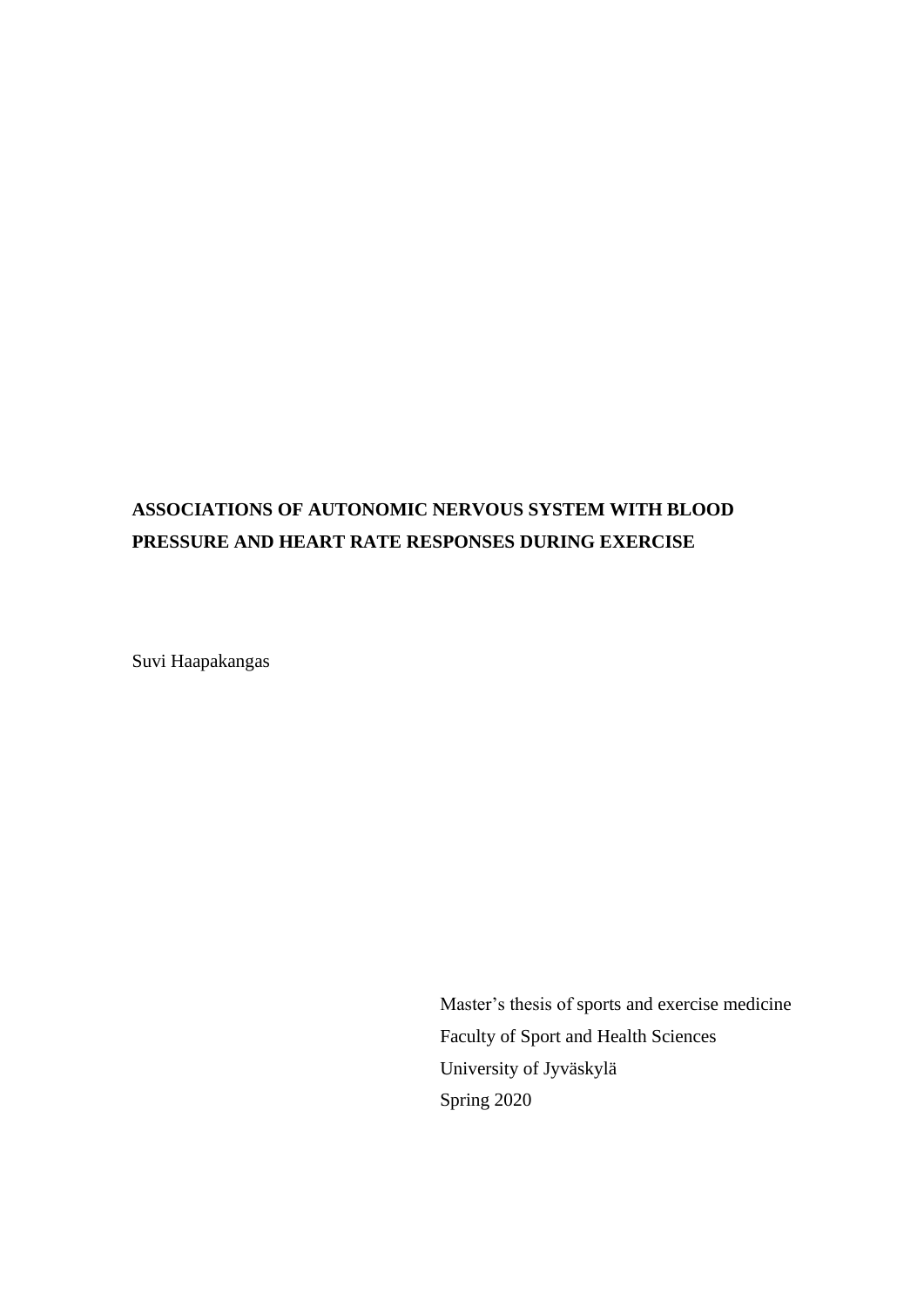# ASSOCIATIONS OF AUTONOMIC NERVOUS SYSTEM WITH BLOOD PRESSURE AND HEART RATE RESPONSES DURING EXERCISE

Suvi Haapakangas

Master's thesis of sports and exercise medicine
Faculty of Sport and Health Sciences
University of Jyväskylä
Spring 2020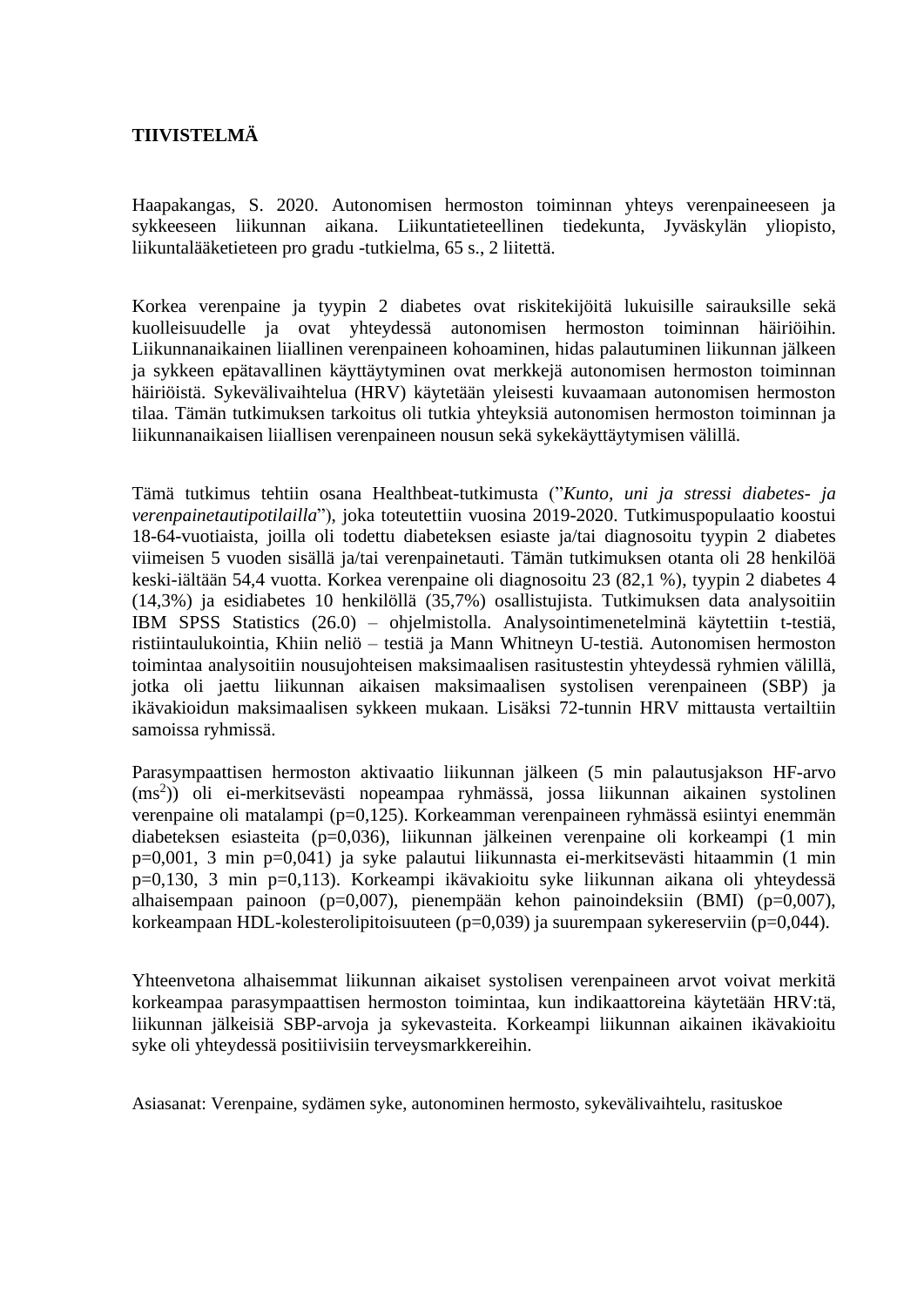**TIIVISTELMÄ**

Haapakangas, S. 2020. Autonomisen hermoston toiminnan yhteys verenpaineeseen ja sykkeeseen liikunnan aikana. Liikuntatieteellinen tiedekunta, Jyväskylän yliopisto, liikuntalääketieteen pro gradu -tutkielma, 65 s., 2 liitettä.

Korkea verenpaine ja tyypin 2 diabetes ovat riskitekijöitä lukuisille sairauksille sekä kuolleisuudelle ja ovat yhteydessä autonomisen hermoston toiminnan häiriöihin. Liikunnanaikainen liiallinen verenpaineen kohoaminen, hidas palautuminen liikunnan jälkeen ja sykkeen epätavallinen käyttäytyminen ovat merkkejä autonomisen hermoston toiminnan häiriöistä. Sykevälivaihtelua (HRV) käytetään yleisesti kuvaamaan autonomisen hermoston tilaa. Tämän tutkimuksen tarkoitus oli tutkia yhteyksiä autonomisen hermoston toiminnan ja liikunnanaikaisen liiallisen verenpaineen nousun sekä sykekäyttäytymisen välillä.

Tämä tutkimus tehtiin osana Healthbeat-tutkimusta (”*Kunto, uni ja stressi diabetes- ja verenpainetautipotilailla*”), joka toteutettiin vuosina 2019-2020. Tutkimuspopulaatio koostui 18-64-vuotiaista, joilla oli todettu diabeteksen esiaste ja/tai diagnosoitu tyypin 2 diabetes viimeisen 5 vuoden sisällä ja/tai verenpainetauti. Tämän tutkimuksen otanta oli 28 henkilöä keski-iältään 54,4 vuotta. Korkea verenpaine oli diagnosoitu 23 (82,1 %), tyypin 2 diabetes 4 (14,3%) ja esidiabetes 10 henkilöllä (35,7%) osallistujista. Tutkimuksen data analysoitiin IBM SPSS Statistics (26.0) – ohjelmistolla. Analysointimenetelminä käytettiin t-testiä, ristiintaulukointia, Khiin neliö – testiä ja Mann Whitneyn U-testiä. Autonomisen hermoston toimintaa analysoitiin nousujohteisen maksimaalisen rasitustestin yhteydessä ryhmien välillä, jotka oli jaettu liikunnan aikaisen maksimaalisen systolisen verenpaineen (SBP) ja ikävakioidun maksimaalisen sykkeen mukaan. Lisäksi 72-tunnin HRV mittausta vertailtiin samoissa ryhmissä.

Parasympaattisen hermoston aktivaatio liikunnan jälkeen (5 min palautusjakson HF-arvo ($ms^2$)) oli ei-merkitsevästi nopeampaa ryhmässä, jossa liikunnan aikainen systolinen verenpaine oli matalampi (p=0,125). Korkeamman verenpaineen ryhmässä esiintyi enemmän diabeteksen esiasteita (p=0,036), liikunnan jälkeinen verenpaine oli korkeampi (1 min p=0,001, 3 min p=0,041) ja syke palautui liikunnasta ei-merkitsevästi hitaammin (1 min p=0,130, 3 min p=0,113). Korkeampi ikävakioitu syke liikunnan aikana oli yhteydessä alhaisempaan painoon (p=0,007), pienempään kehon painoindeksiin (BMI) (p=0,007), korkeampaan HDL-kolesterolipitoisuuteen (p=0,039) ja suurempaan sykereserviin (p=0,044).

Yhteenvetona alhaisemmat liikunnan aikaiset systolisen verenpaineen arvot voivat merkitä korkeampaa parasympaattisen hermoston toimintaa, kun indikaattoreina käytetään HRV:tä, liikunnan jälkeisiä SBP-arvoja ja sykevasteita. Korkeampi liikunnan aikainen ikävakioitu syke oli yhteydessä positiivisiin terveysmarkkereihin.

Asiasanat: Verenpaine, sydämen syke, autonominen hermosto, sykevälivaihtelu, rasituskoe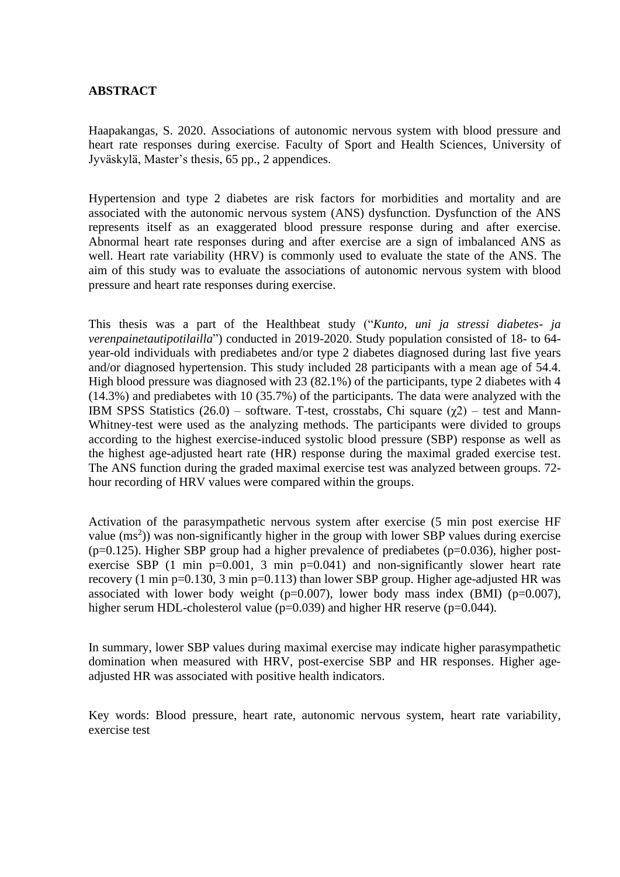# ABSTRACT

Haapakangas, S. 2020. Associations of autonomic nervous system with blood pressure and heart rate responses during exercise. Faculty of Sport and Health Sciences, University of Jyväskylä, Master's thesis, 65 pp., 2 appendices.

Hypertension and type 2 diabetes are risk factors for morbidities and mortality and are associated with the autonomic nervous system (ANS) dysfunction. Dysfunction of the ANS represents itself as an exaggerated blood pressure response during and after exercise. Abnormal heart rate responses during and after exercise are a sign of imbalanced ANS as well. Heart rate variability (HRV) is commonly used to evaluate the state of the ANS. The aim of this study was to evaluate the associations of autonomic nervous system with blood pressure and heart rate responses during exercise.

This thesis was a part of the Healthbeat study ("*Kunto, uni ja stressi diabetes- ja verenpainetautipotilailla*") conducted in 2019-2020. Study population consisted of 18- to 64-year-old individuals with prediabetes and/or type 2 diabetes diagnosed during last five years and/or diagnosed hypertension. This study included 28 participants with a mean age of 54.4. High blood pressure was diagnosed with 23 (82.1%) of the participants, type 2 diabetes with 4 (14.3%) and prediabetes with 10 (35.7%) of the participants. The data were analyzed with the IBM SPSS Statistics (26.0) – software. T-test, crosstabs, Chi square ($\chi2$) – test and Mann-Whitney-test were used as the analyzing methods. The participants were divided to groups according to the highest exercise-induced systolic blood pressure (SBP) response as well as the highest age-adjusted heart rate (HR) response during the maximal graded exercise test. The ANS function during the graded maximal exercise test was analyzed between groups. 72-hour recording of HRV values were compared within the groups.

Activation of the parasympathetic nervous system after exercise (5 min post exercise HF value ($ms^2$)) was non-significantly higher in the group with lower SBP values during exercise ($p=0.125$). Higher SBP group had a higher prevalence of prediabetes ($p=0.036$), higher post-exercise SBP (1 min $p=0.001$, 3 min $p=0.041$) and non-significantly slower heart rate recovery (1 min $p=0.130$, 3 min $p=0.113$) than lower SBP group. Higher age-adjusted HR was associated with lower body weight ($p=0.007$), lower body mass index (BMI) ($p=0.007$), higher serum HDL-cholesterol value ($p=0.039$) and higher HR reserve ($p=0.044$).

In summary, lower SBP values during maximal exercise may indicate higher parasympathetic domination when measured with HRV, post-exercise SBP and HR responses. Higher age-adjusted HR was associated with positive health indicators.

Key words: Blood pressure, heart rate, autonomic nervous system, heart rate variability, exercise test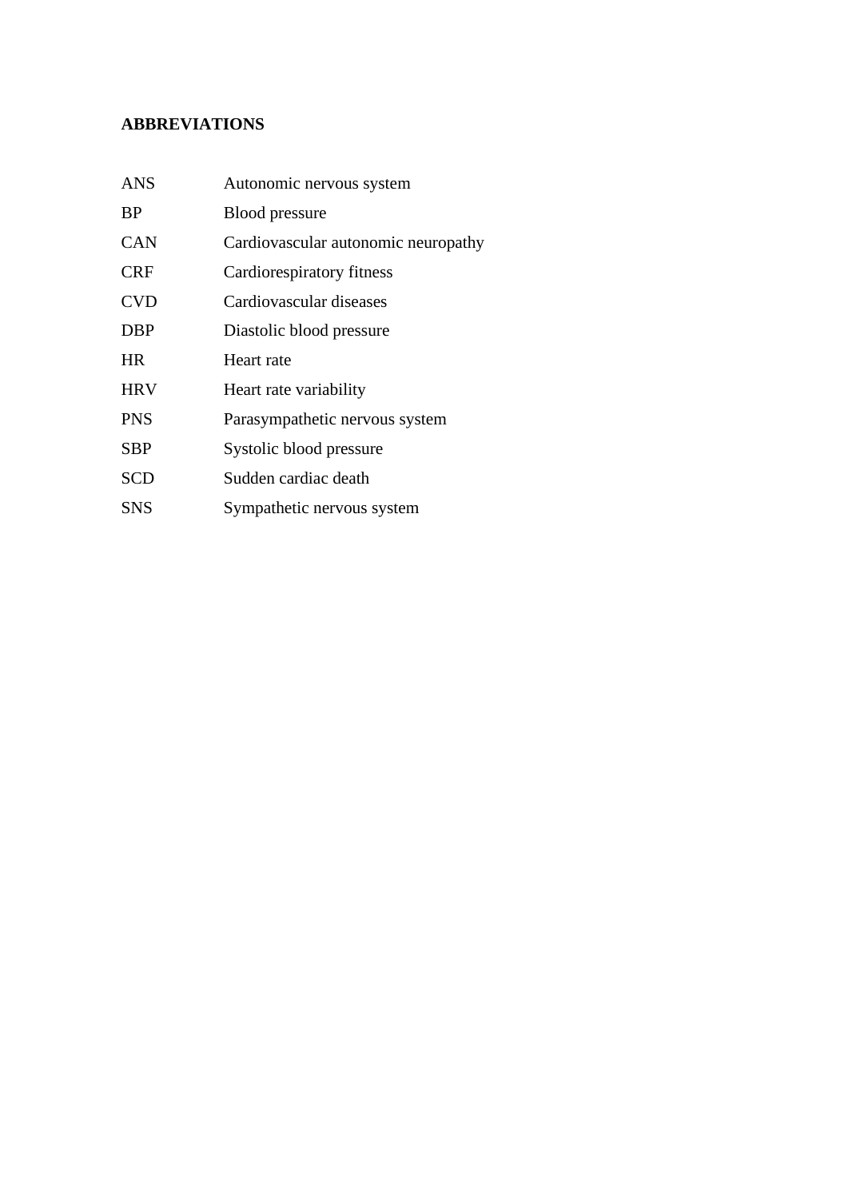**ABBREVIATIONS**

| | |
|---|---|
| ANS | Autonomic nervous system |
| BP | Blood pressure |
| CAN | Cardiovascular autonomic neuropathy |
| CRF | Cardiorespiratory fitness |
| CVD | Cardiovascular diseases |
| DBP | Diastolic blood pressure |
| HR | Heart rate |
| HRV | Heart rate variability |
| PNS | Parasympathetic nervous system |
| SBP | Systolic blood pressure |
| SCD | Sudden cardiac death |
| SNS | Sympathetic nervous system |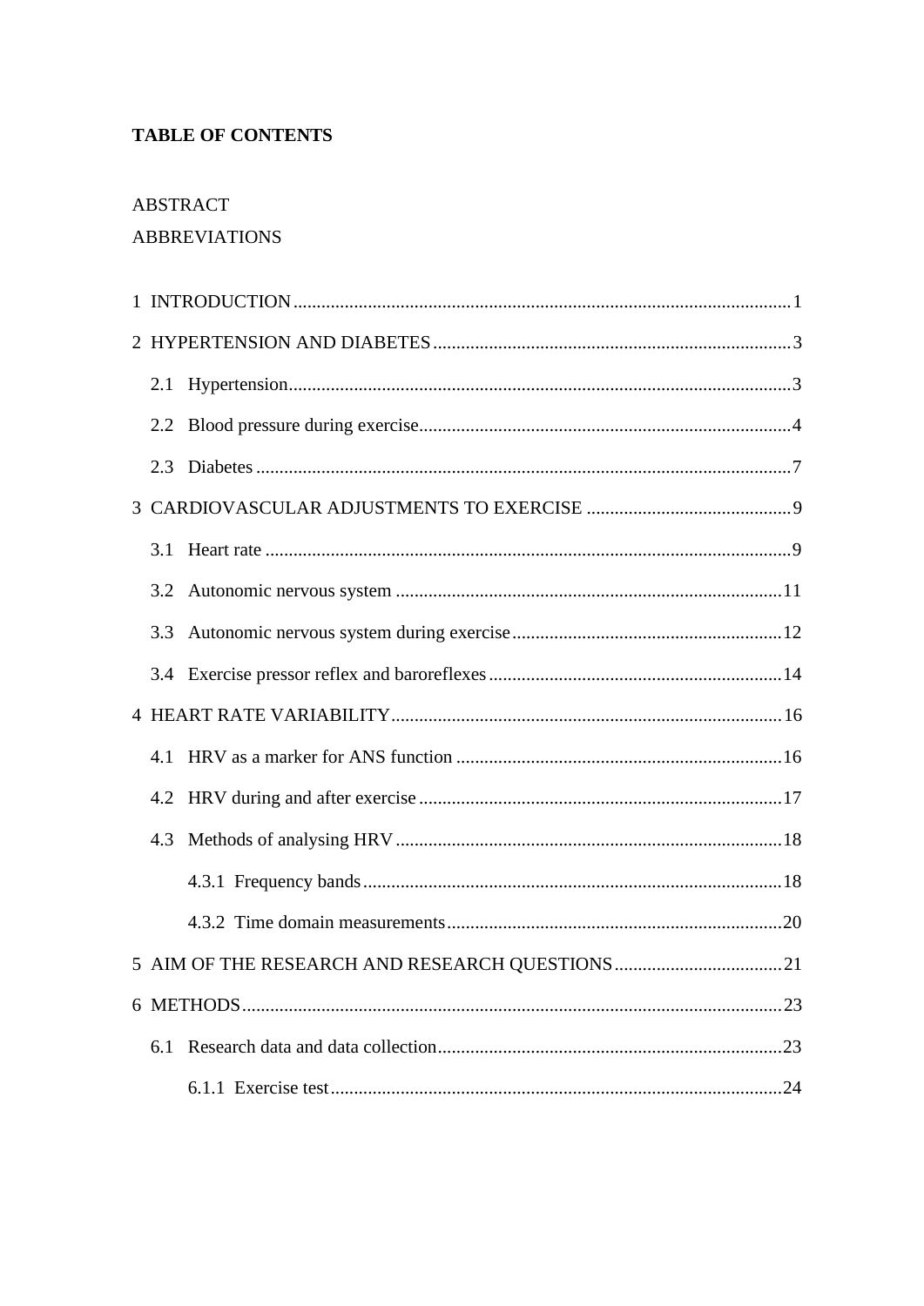**TABLE OF CONTENTS**

ABSTRACT

ABBREVIATIONS

1 INTRODUCTION ........................................................................................................ 1

2 HYPERTENSION AND DIABETES ........................................................................... 3

  2.1 Hypertension .......................................................................................................... 3

  2.2 Blood pressure during exercise ............................................................................... 4

  2.3 Diabetes .................................................................................................................. 7

3 CARDIOVASCULAR ADJUSTMENTS TO EXERCISE ........................................... 9

  3.1 Heart rate ................................................................................................................ 9

  3.2 Autonomic nervous system .................................................................................. 11

  3.3 Autonomic nervous system during exercise ......................................................... 12

  3.4 Exercise pressor reflex and baroreflexes .............................................................. 14

4 HEART RATE VARIABILITY .................................................................................. 16

  4.1 HRV as a marker for ANS function ..................................................................... 16

  4.2 HRV during and after exercise ............................................................................. 17

  4.3 Methods of analysing HRV .................................................................................. 18

    4.3.1 Frequency bands ........................................................................................... 18

    4.3.2 Time domain measurements ......................................................................... 20

5 AIM OF THE RESEARCH AND RESEARCH QUESTIONS ................................... 21

6 METHODS ................................................................................................................. 23

  6.1 Research data and data collection ......................................................................... 23

    6.1.1 Exercise test ................................................................................................... 24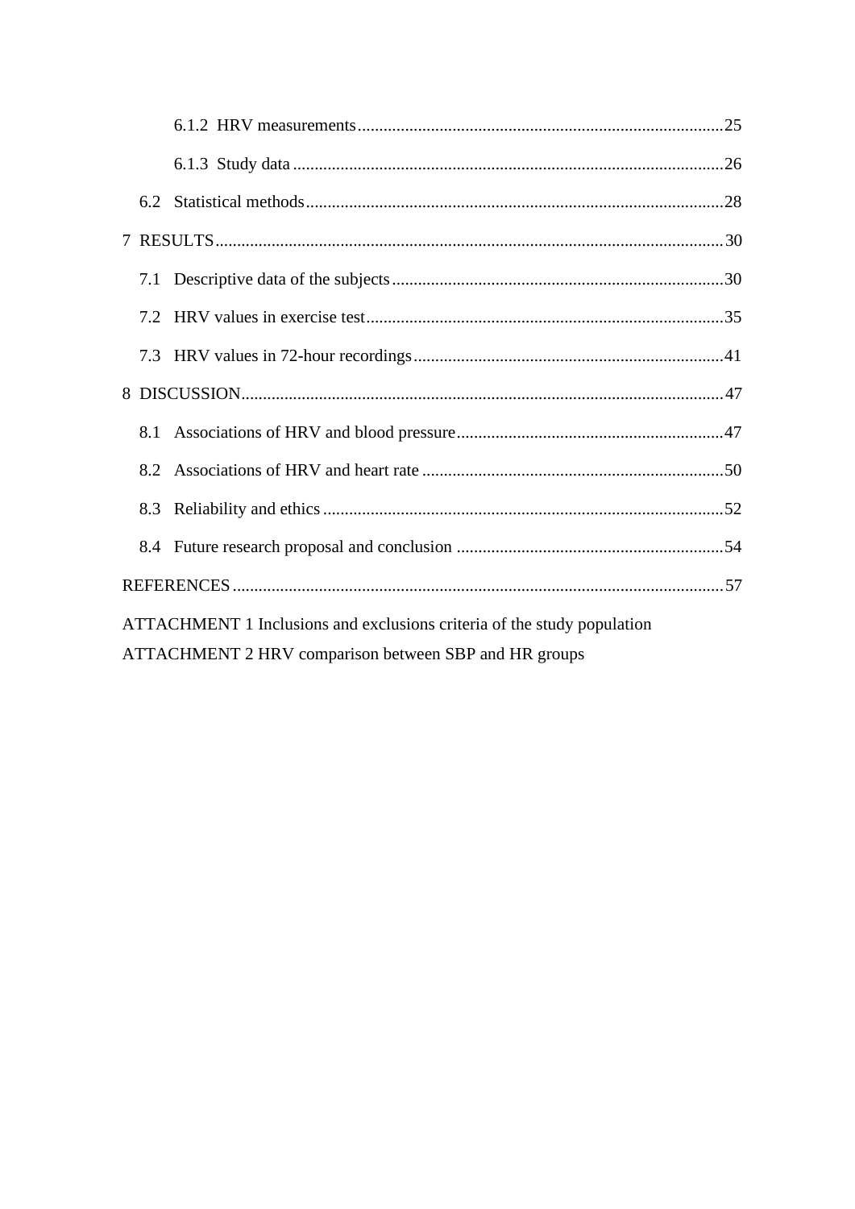6.1.2 HRV measurements .......................................................................................25

6.1.3 Study data .......................................................................................................26

6.2 Statistical methods ................................................................................................28

7 RESULTS ...................................................................................................................30

7.1 Descriptive data of the subjects ............................................................................30

7.2 HRV values in exercise test ..................................................................................35

7.3 HRV values in 72-hour recordings ........................................................................41

8 DISCUSSION ..............................................................................................................47

8.1 Associations of HRV and blood pressure ..............................................................47

8.2 Associations of HRV and heart rate ......................................................................50

8.3 Reliability and ethics ............................................................................................52

8.4 Future research proposal and conclusion ..............................................................54

REFERENCES ................................................................................................................57

ATTACHMENT 1 Inclusions and exclusions criteria of the study population

ATTACHMENT 2 HRV comparison between SBP and HR groups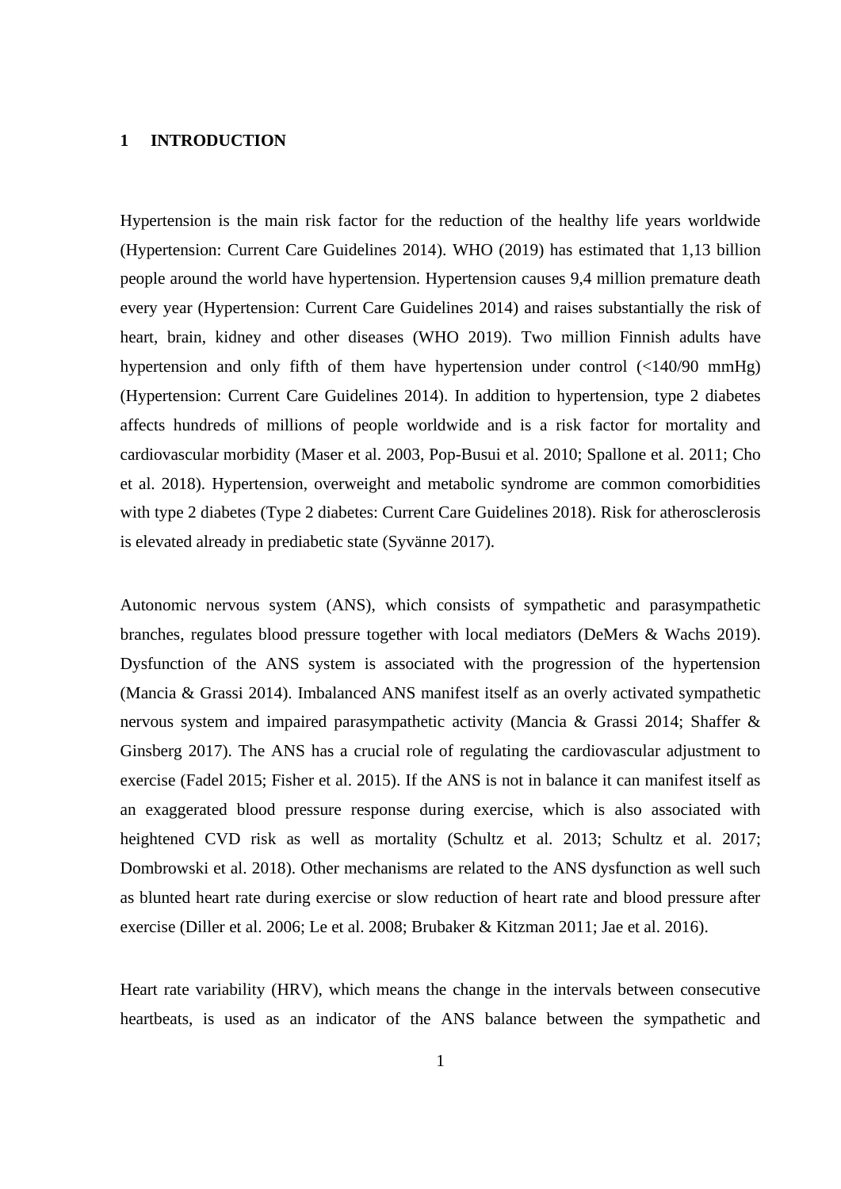# 1 INTRODUCTION

Hypertension is the main risk factor for the reduction of the healthy life years worldwide (Hypertension: Current Care Guidelines 2014). WHO (2019) has estimated that 1,13 billion people around the world have hypertension. Hypertension causes 9,4 million premature death every year (Hypertension: Current Care Guidelines 2014) and raises substantially the risk of heart, brain, kidney and other diseases (WHO 2019). Two million Finnish adults have hypertension and only fifth of them have hypertension under control (<140/90 mmHg) (Hypertension: Current Care Guidelines 2014). In addition to hypertension, type 2 diabetes affects hundreds of millions of people worldwide and is a risk factor for mortality and cardiovascular morbidity (Maser et al. 2003, Pop-Busui et al. 2010; Spallone et al. 2011; Cho et al. 2018). Hypertension, overweight and metabolic syndrome are common comorbidities with type 2 diabetes (Type 2 diabetes: Current Care Guidelines 2018). Risk for atherosclerosis is elevated already in prediabetic state (Syvänne 2017).

Autonomic nervous system (ANS), which consists of sympathetic and parasympathetic branches, regulates blood pressure together with local mediators (DeMers & Wachs 2019). Dysfunction of the ANS system is associated with the progression of the hypertension (Mancia & Grassi 2014). Imbalanced ANS manifest itself as an overly activated sympathetic nervous system and impaired parasympathetic activity (Mancia & Grassi 2014; Shaffer & Ginsberg 2017). The ANS has a crucial role of regulating the cardiovascular adjustment to exercise (Fadel 2015; Fisher et al. 2015). If the ANS is not in balance it can manifest itself as an exaggerated blood pressure response during exercise, which is also associated with heightened CVD risk as well as mortality (Schultz et al. 2013; Schultz et al. 2017; Dombrowski et al. 2018). Other mechanisms are related to the ANS dysfunction as well such as blunted heart rate during exercise or slow reduction of heart rate and blood pressure after exercise (Diller et al. 2006; Le et al. 2008; Brubaker & Kitzman 2011; Jae et al. 2016).

Heart rate variability (HRV), which means the change in the intervals between consecutive heartbeats, is used as an indicator of the ANS balance between the sympathetic and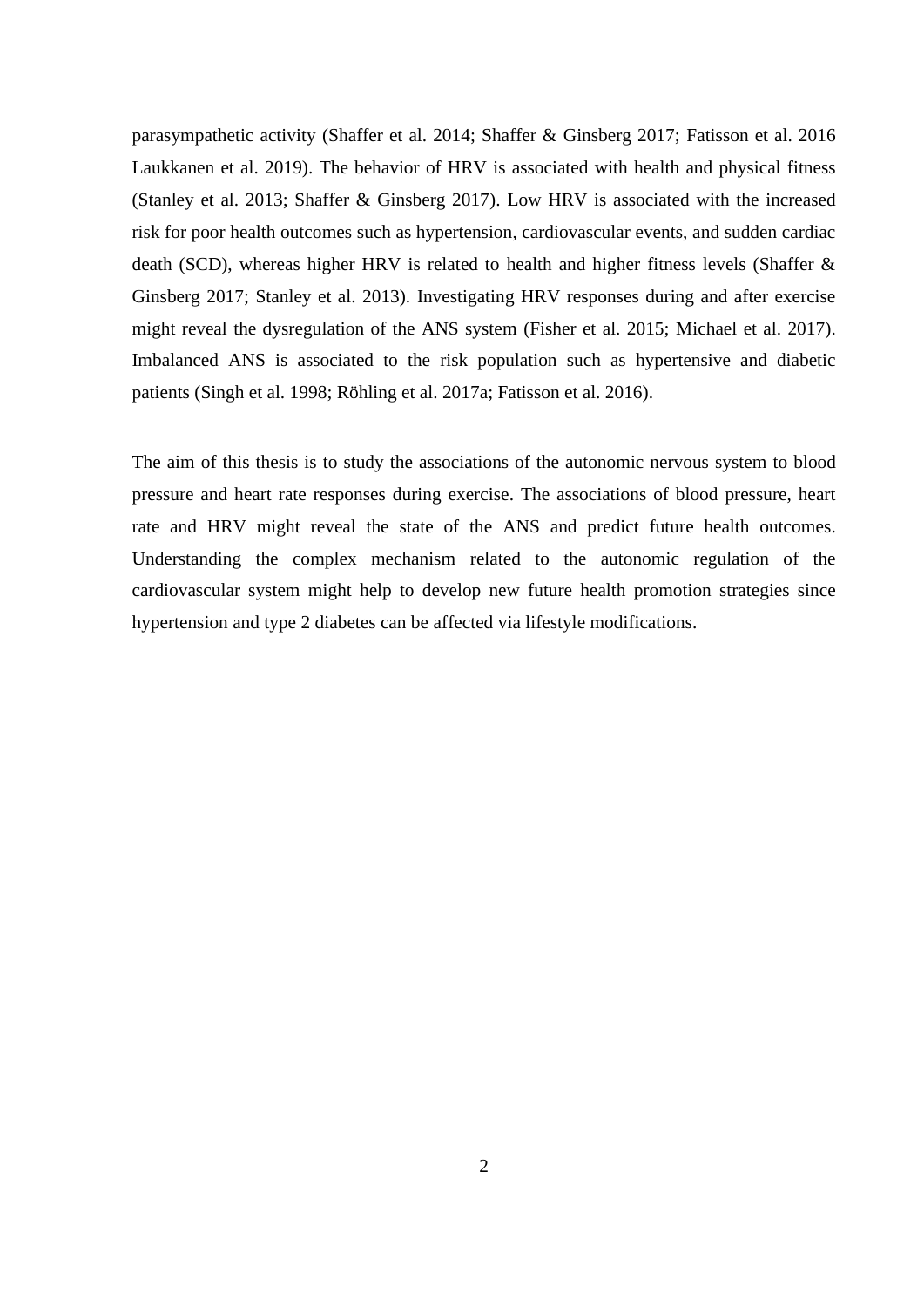parasympathetic activity (Shaffer et al. 2014; Shaffer & Ginsberg 2017; Fatisson et al. 2016 Laukkanen et al. 2019). The behavior of HRV is associated with health and physical fitness (Stanley et al. 2013; Shaffer & Ginsberg 2017). Low HRV is associated with the increased risk for poor health outcomes such as hypertension, cardiovascular events, and sudden cardiac death (SCD), whereas higher HRV is related to health and higher fitness levels (Shaffer & Ginsberg 2017; Stanley et al. 2013). Investigating HRV responses during and after exercise might reveal the dysregulation of the ANS system (Fisher et al. 2015; Michael et al. 2017). Imbalanced ANS is associated to the risk population such as hypertensive and diabetic patients (Singh et al. 1998; Röhling et al. 2017a; Fatisson et al. 2016).

The aim of this thesis is to study the associations of the autonomic nervous system to blood pressure and heart rate responses during exercise. The associations of blood pressure, heart rate and HRV might reveal the state of the ANS and predict future health outcomes. Understanding the complex mechanism related to the autonomic regulation of the cardiovascular system might help to develop new future health promotion strategies since hypertension and type 2 diabetes can be affected via lifestyle modifications.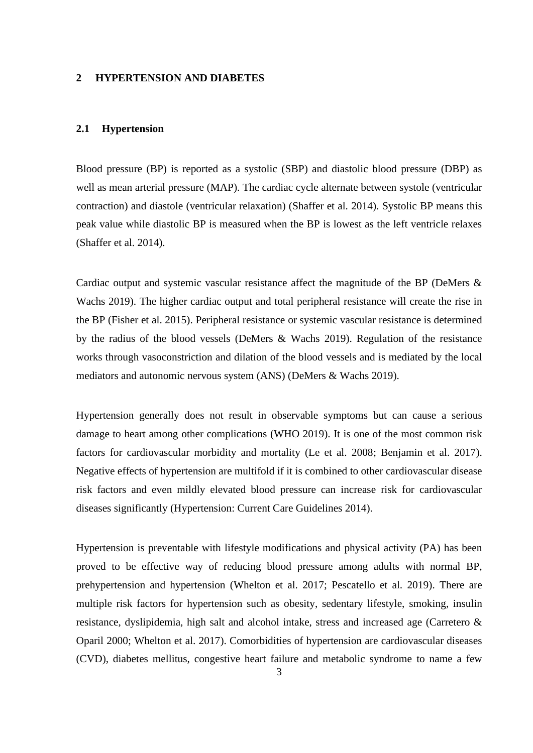# 2 HYPERTENSION AND DIABETES

## 2.1 Hypertension

Blood pressure (BP) is reported as a systolic (SBP) and diastolic blood pressure (DBP) as well as mean arterial pressure (MAP). The cardiac cycle alternate between systole (ventricular contraction) and diastole (ventricular relaxation) (Shaffer et al. 2014). Systolic BP means this peak value while diastolic BP is measured when the BP is lowest as the left ventricle relaxes (Shaffer et al. 2014).

Cardiac output and systemic vascular resistance affect the magnitude of the BP (DeMers & Wachs 2019). The higher cardiac output and total peripheral resistance will create the rise in the BP (Fisher et al. 2015). Peripheral resistance or systemic vascular resistance is determined by the radius of the blood vessels (DeMers & Wachs 2019). Regulation of the resistance works through vasoconstriction and dilation of the blood vessels and is mediated by the local mediators and autonomic nervous system (ANS) (DeMers & Wachs 2019).

Hypertension generally does not result in observable symptoms but can cause a serious damage to heart among other complications (WHO 2019). It is one of the most common risk factors for cardiovascular morbidity and mortality (Le et al. 2008; Benjamin et al. 2017). Negative effects of hypertension are multifold if it is combined to other cardiovascular disease risk factors and even mildly elevated blood pressure can increase risk for cardiovascular diseases significantly (Hypertension: Current Care Guidelines 2014).

Hypertension is preventable with lifestyle modifications and physical activity (PA) has been proved to be effective way of reducing blood pressure among adults with normal BP, prehypertension and hypertension (Whelton et al. 2017; Pescatello et al. 2019). There are multiple risk factors for hypertension such as obesity, sedentary lifestyle, smoking, insulin resistance, dyslipidemia, high salt and alcohol intake, stress and increased age (Carretero & Oparil 2000; Whelton et al. 2017). Comorbidities of hypertension are cardiovascular diseases (CVD), diabetes mellitus, congestive heart failure and metabolic syndrome to name a few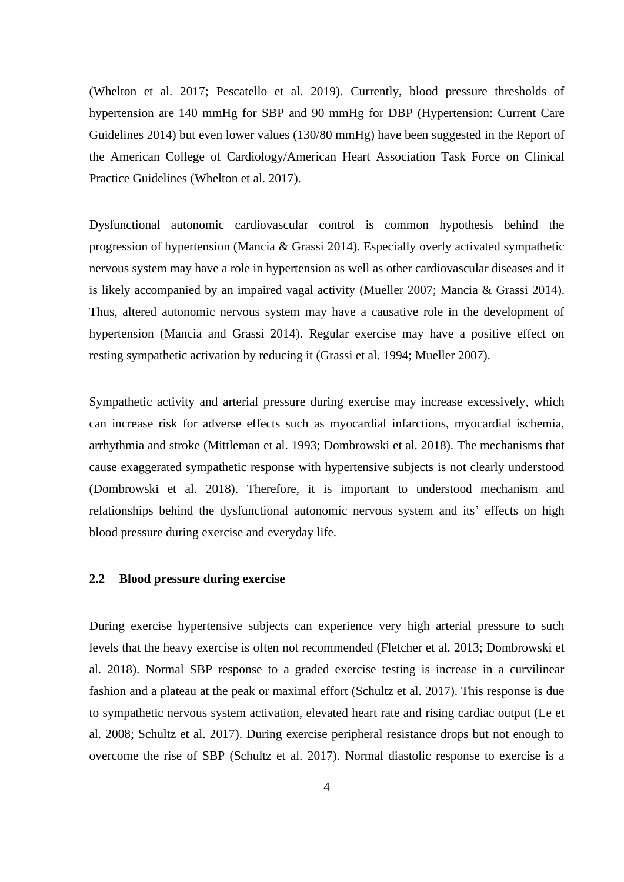(Whelton et al. 2017; Pescatello et al. 2019). Currently, blood pressure thresholds of hypertension are 140 mmHg for SBP and 90 mmHg for DBP (Hypertension: Current Care Guidelines 2014) but even lower values (130/80 mmHg) have been suggested in the Report of the American College of Cardiology/American Heart Association Task Force on Clinical Practice Guidelines (Whelton et al. 2017).

Dysfunctional autonomic cardiovascular control is common hypothesis behind the progression of hypertension (Mancia & Grassi 2014). Especially overly activated sympathetic nervous system may have a role in hypertension as well as other cardiovascular diseases and it is likely accompanied by an impaired vagal activity (Mueller 2007; Mancia & Grassi 2014). Thus, altered autonomic nervous system may have a causative role in the development of hypertension (Mancia and Grassi 2014). Regular exercise may have a positive effect on resting sympathetic activation by reducing it (Grassi et al. 1994; Mueller 2007).

Sympathetic activity and arterial pressure during exercise may increase excessively, which can increase risk for adverse effects such as myocardial infarctions, myocardial ischemia, arrhythmia and stroke (Mittleman et al. 1993; Dombrowski et al. 2018). The mechanisms that cause exaggerated sympathetic response with hypertensive subjects is not clearly understood (Dombrowski et al. 2018). Therefore, it is important to understood mechanism and relationships behind the dysfunctional autonomic nervous system and its' effects on high blood pressure during exercise and everyday life.

### 2.2 Blood pressure during exercise

During exercise hypertensive subjects can experience very high arterial pressure to such levels that the heavy exercise is often not recommended (Fletcher et al. 2013; Dombrowski et al. 2018). Normal SBP response to a graded exercise testing is increase in a curvilinear fashion and a plateau at the peak or maximal effort (Schultz et al. 2017). This response is due to sympathetic nervous system activation, elevated heart rate and rising cardiac output (Le et al. 2008; Schultz et al. 2017). During exercise peripheral resistance drops but not enough to overcome the rise of SBP (Schultz et al. 2017). Normal diastolic response to exercise is a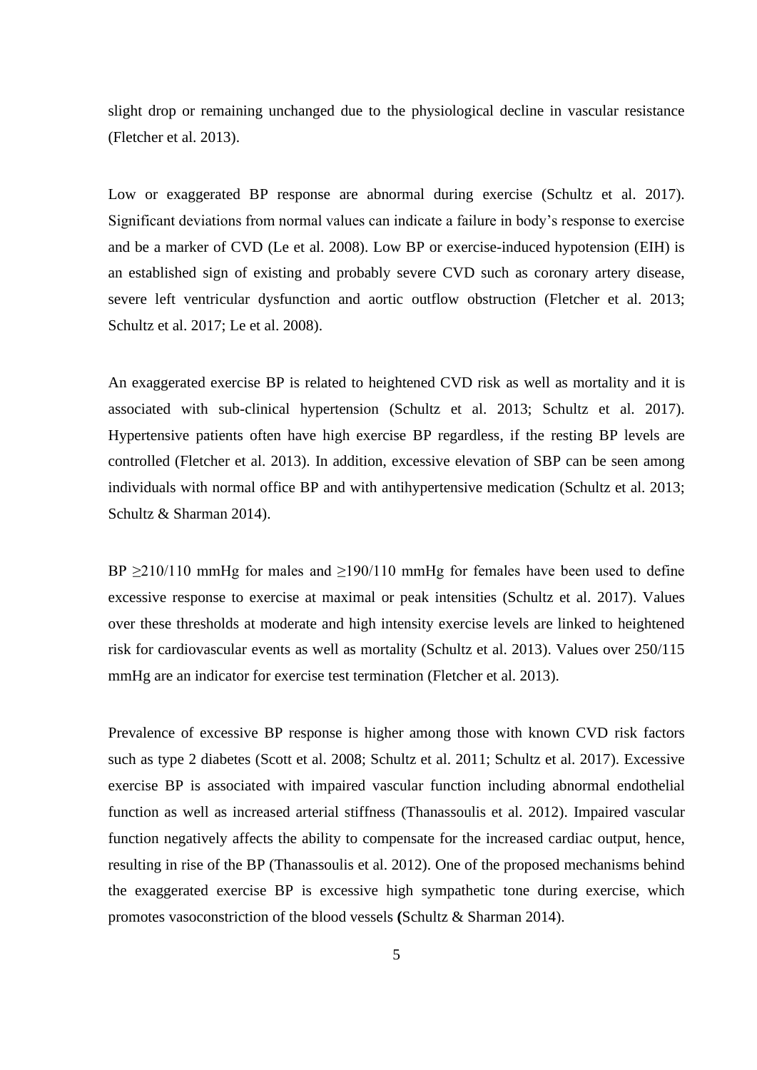slight drop or remaining unchanged due to the physiological decline in vascular resistance (Fletcher et al. 2013).

Low or exaggerated BP response are abnormal during exercise (Schultz et al. 2017). Significant deviations from normal values can indicate a failure in body's response to exercise and be a marker of CVD (Le et al. 2008). Low BP or exercise-induced hypotension (EIH) is an established sign of existing and probably severe CVD such as coronary artery disease, severe left ventricular dysfunction and aortic outflow obstruction (Fletcher et al. 2013; Schultz et al. 2017; Le et al. 2008).

An exaggerated exercise BP is related to heightened CVD risk as well as mortality and it is associated with sub-clinical hypertension (Schultz et al. 2013; Schultz et al. 2017). Hypertensive patients often have high exercise BP regardless, if the resting BP levels are controlled (Fletcher et al. 2013). In addition, excessive elevation of SBP can be seen among individuals with normal office BP and with antihypertensive medication (Schultz et al. 2013; Schultz & Sharman 2014).

BP ≥210/110 mmHg for males and ≥190/110 mmHg for females have been used to define excessive response to exercise at maximal or peak intensities (Schultz et al. 2017). Values over these thresholds at moderate and high intensity exercise levels are linked to heightened risk for cardiovascular events as well as mortality (Schultz et al. 2013). Values over 250/115 mmHg are an indicator for exercise test termination (Fletcher et al. 2013).

Prevalence of excessive BP response is higher among those with known CVD risk factors such as type 2 diabetes (Scott et al. 2008; Schultz et al. 2011; Schultz et al. 2017). Excessive exercise BP is associated with impaired vascular function including abnormal endothelial function as well as increased arterial stiffness (Thanassoulis et al. 2012). Impaired vascular function negatively affects the ability to compensate for the increased cardiac output, hence, resulting in rise of the BP (Thanassoulis et al. 2012). One of the proposed mechanisms behind the exaggerated exercise BP is excessive high sympathetic tone during exercise, which promotes vasoconstriction of the blood vessels **(**Schultz & Sharman 2014).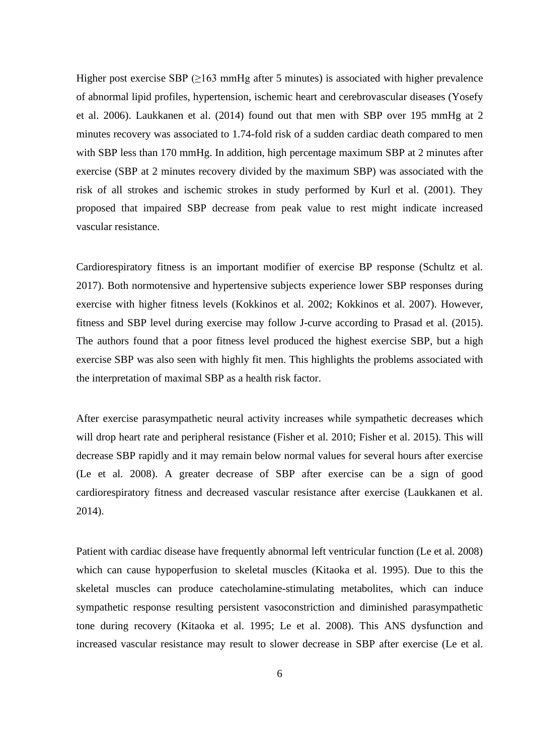Higher post exercise SBP (≥163 mmHg after 5 minutes) is associated with higher prevalence of abnormal lipid profiles, hypertension, ischemic heart and cerebrovascular diseases (Yosefy et al. 2006). Laukkanen et al. (2014) found out that men with SBP over 195 mmHg at 2 minutes recovery was associated to 1.74-fold risk of a sudden cardiac death compared to men with SBP less than 170 mmHg. In addition, high percentage maximum SBP at 2 minutes after exercise (SBP at 2 minutes recovery divided by the maximum SBP) was associated with the risk of all strokes and ischemic strokes in study performed by Kurl et al. (2001). They proposed that impaired SBP decrease from peak value to rest might indicate increased vascular resistance.

Cardiorespiratory fitness is an important modifier of exercise BP response (Schultz et al. 2017). Both normotensive and hypertensive subjects experience lower SBP responses during exercise with higher fitness levels (Kokkinos et al. 2002; Kokkinos et al. 2007). However, fitness and SBP level during exercise may follow J-curve according to Prasad et al. (2015). The authors found that a poor fitness level produced the highest exercise SBP, but a high exercise SBP was also seen with highly fit men. This highlights the problems associated with the interpretation of maximal SBP as a health risk factor.

After exercise parasympathetic neural activity increases while sympathetic decreases which will drop heart rate and peripheral resistance (Fisher et al. 2010; Fisher et al. 2015). This will decrease SBP rapidly and it may remain below normal values for several hours after exercise (Le et al. 2008). A greater decrease of SBP after exercise can be a sign of good cardiorespiratory fitness and decreased vascular resistance after exercise (Laukkanen et al. 2014).

Patient with cardiac disease have frequently abnormal left ventricular function (Le et al. 2008) which can cause hypoperfusion to skeletal muscles (Kitaoka et al. 1995). Due to this the skeletal muscles can produce catecholamine-stimulating metabolites, which can induce sympathetic response resulting persistent vasoconstriction and diminished parasympathetic tone during recovery (Kitaoka et al. 1995; Le et al. 2008). This ANS dysfunction and increased vascular resistance may result to slower decrease in SBP after exercise (Le et al.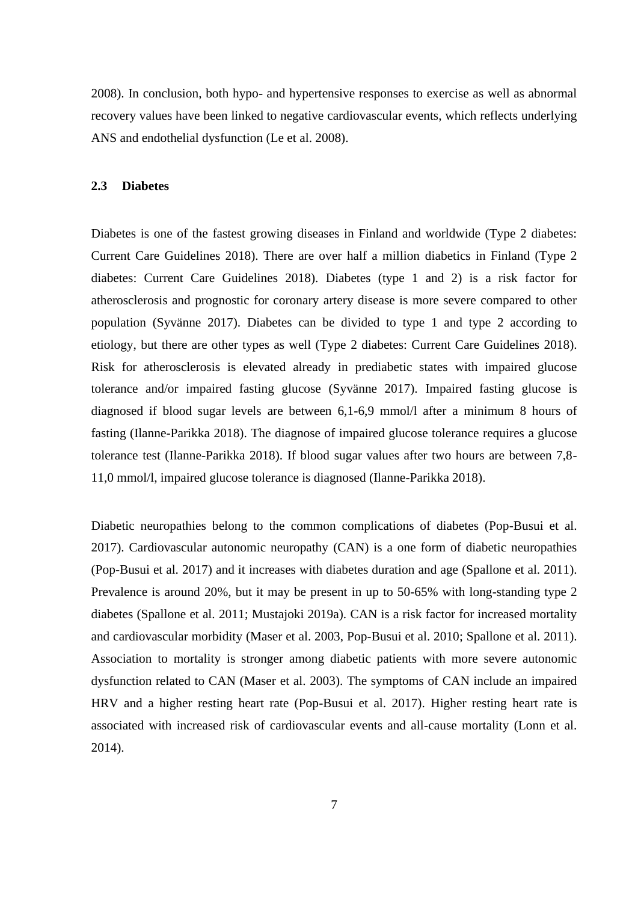2008). In conclusion, both hypo- and hypertensive responses to exercise as well as abnormal recovery values have been linked to negative cardiovascular events, which reflects underlying ANS and endothelial dysfunction (Le et al. 2008).

### 2.3 Diabetes

Diabetes is one of the fastest growing diseases in Finland and worldwide (Type 2 diabetes: Current Care Guidelines 2018). There are over half a million diabetics in Finland (Type 2 diabetes: Current Care Guidelines 2018). Diabetes (type 1 and 2) is a risk factor for atherosclerosis and prognostic for coronary artery disease is more severe compared to other population (Syvänne 2017). Diabetes can be divided to type 1 and type 2 according to etiology, but there are other types as well (Type 2 diabetes: Current Care Guidelines 2018). Risk for atherosclerosis is elevated already in prediabetic states with impaired glucose tolerance and/or impaired fasting glucose (Syvänne 2017). Impaired fasting glucose is diagnosed if blood sugar levels are between 6,1-6,9 mmol/l after a minimum 8 hours of fasting (Ilanne-Parikka 2018). The diagnose of impaired glucose tolerance requires a glucose tolerance test (Ilanne-Parikka 2018). If blood sugar values after two hours are between 7,8-11,0 mmol/l, impaired glucose tolerance is diagnosed (Ilanne-Parikka 2018).

Diabetic neuropathies belong to the common complications of diabetes (Pop-Busui et al. 2017). Cardiovascular autonomic neuropathy (CAN) is a one form of diabetic neuropathies (Pop-Busui et al. 2017) and it increases with diabetes duration and age (Spallone et al. 2011). Prevalence is around 20%, but it may be present in up to 50-65% with long-standing type 2 diabetes (Spallone et al. 2011; Mustajoki 2019a). CAN is a risk factor for increased mortality and cardiovascular morbidity (Maser et al. 2003, Pop-Busui et al. 2010; Spallone et al. 2011). Association to mortality is stronger among diabetic patients with more severe autonomic dysfunction related to CAN (Maser et al. 2003). The symptoms of CAN include an impaired HRV and a higher resting heart rate (Pop-Busui et al. 2017). Higher resting heart rate is associated with increased risk of cardiovascular events and all-cause mortality (Lonn et al. 2014).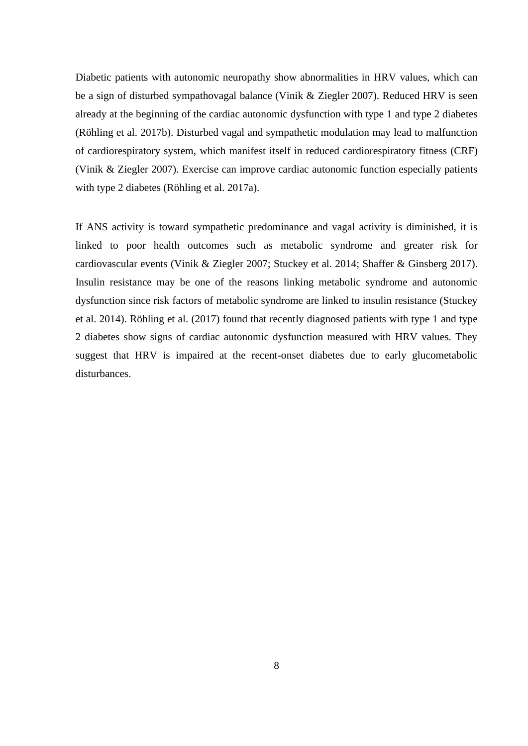Diabetic patients with autonomic neuropathy show abnormalities in HRV values, which can be a sign of disturbed sympathovagal balance (Vinik & Ziegler 2007). Reduced HRV is seen already at the beginning of the cardiac autonomic dysfunction with type 1 and type 2 diabetes (Röhling et al. 2017b). Disturbed vagal and sympathetic modulation may lead to malfunction of cardiorespiratory system, which manifest itself in reduced cardiorespiratory fitness (CRF) (Vinik & Ziegler 2007). Exercise can improve cardiac autonomic function especially patients with type 2 diabetes (Röhling et al. 2017a).

If ANS activity is toward sympathetic predominance and vagal activity is diminished, it is linked to poor health outcomes such as metabolic syndrome and greater risk for cardiovascular events (Vinik & Ziegler 2007; Stuckey et al. 2014; Shaffer & Ginsberg 2017). Insulin resistance may be one of the reasons linking metabolic syndrome and autonomic dysfunction since risk factors of metabolic syndrome are linked to insulin resistance (Stuckey et al. 2014). Röhling et al. (2017) found that recently diagnosed patients with type 1 and type 2 diabetes show signs of cardiac autonomic dysfunction measured with HRV values. They suggest that HRV is impaired at the recent-onset diabetes due to early glucometabolic disturbances.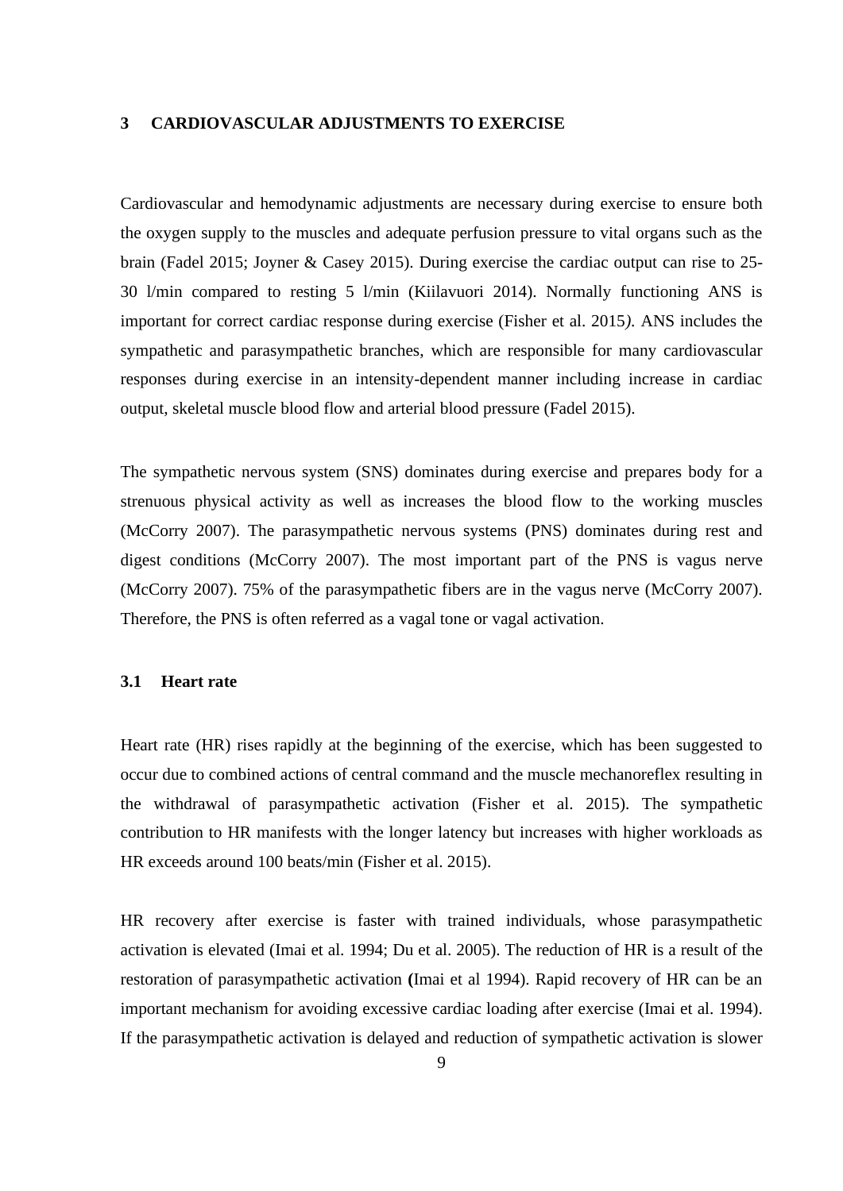# 3 CARDIOVASCULAR ADJUSTMENTS TO EXERCISE

Cardiovascular and hemodynamic adjustments are necessary during exercise to ensure both the oxygen supply to the muscles and adequate perfusion pressure to vital organs such as the brain (Fadel 2015; Joyner & Casey 2015). During exercise the cardiac output can rise to 25-30 l/min compared to resting 5 l/min (Kiilavuori 2014). Normally functioning ANS is important for correct cardiac response during exercise (Fisher et al. 2015*)*. ANS includes the sympathetic and parasympathetic branches, which are responsible for many cardiovascular responses during exercise in an intensity-dependent manner including increase in cardiac output, skeletal muscle blood flow and arterial blood pressure (Fadel 2015).

The sympathetic nervous system (SNS) dominates during exercise and prepares body for a strenuous physical activity as well as increases the blood flow to the working muscles (McCorry 2007). The parasympathetic nervous systems (PNS) dominates during rest and digest conditions (McCorry 2007). The most important part of the PNS is vagus nerve (McCorry 2007). 75% of the parasympathetic fibers are in the vagus nerve (McCorry 2007). Therefore, the PNS is often referred as a vagal tone or vagal activation.

## 3.1 Heart rate

Heart rate (HR) rises rapidly at the beginning of the exercise, which has been suggested to occur due to combined actions of central command and the muscle mechanoreflex resulting in the withdrawal of parasympathetic activation (Fisher et al. 2015). The sympathetic contribution to HR manifests with the longer latency but increases with higher workloads as HR exceeds around 100 beats/min (Fisher et al. 2015).

HR recovery after exercise is faster with trained individuals, whose parasympathetic activation is elevated (Imai et al. 1994; Du et al. 2005). The reduction of HR is a result of the restoration of parasympathetic activation **(**Imai et al 1994). Rapid recovery of HR can be an important mechanism for avoiding excessive cardiac loading after exercise (Imai et al. 1994). If the parasympathetic activation is delayed and reduction of sympathetic activation is slower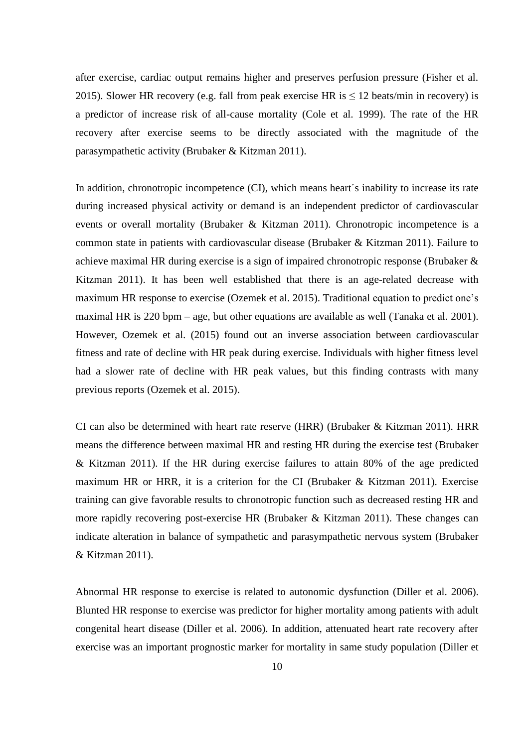after exercise, cardiac output remains higher and preserves perfusion pressure (Fisher et al. 2015). Slower HR recovery (e.g. fall from peak exercise HR is ≤ 12 beats/min in recovery) is a predictor of increase risk of all-cause mortality (Cole et al. 1999). The rate of the HR recovery after exercise seems to be directly associated with the magnitude of the parasympathetic activity (Brubaker & Kitzman 2011).

In addition, chronotropic incompetence (CI), which means heart´s inability to increase its rate during increased physical activity or demand is an independent predictor of cardiovascular events or overall mortality (Brubaker & Kitzman 2011). Chronotropic incompetence is a common state in patients with cardiovascular disease (Brubaker & Kitzman 2011). Failure to achieve maximal HR during exercise is a sign of impaired chronotropic response (Brubaker & Kitzman 2011). It has been well established that there is an age-related decrease with maximum HR response to exercise (Ozemek et al. 2015). Traditional equation to predict one's maximal HR is 220 bpm – age, but other equations are available as well (Tanaka et al. 2001). However, Ozemek et al. (2015) found out an inverse association between cardiovascular fitness and rate of decline with HR peak during exercise. Individuals with higher fitness level had a slower rate of decline with HR peak values, but this finding contrasts with many previous reports (Ozemek et al. 2015).

CI can also be determined with heart rate reserve (HRR) (Brubaker & Kitzman 2011). HRR means the difference between maximal HR and resting HR during the exercise test (Brubaker & Kitzman 2011). If the HR during exercise failures to attain 80% of the age predicted maximum HR or HRR, it is a criterion for the CI (Brubaker & Kitzman 2011). Exercise training can give favorable results to chronotropic function such as decreased resting HR and more rapidly recovering post-exercise HR (Brubaker & Kitzman 2011). These changes can indicate alteration in balance of sympathetic and parasympathetic nervous system (Brubaker & Kitzman 2011).

Abnormal HR response to exercise is related to autonomic dysfunction (Diller et al. 2006). Blunted HR response to exercise was predictor for higher mortality among patients with adult congenital heart disease (Diller et al. 2006). In addition, attenuated heart rate recovery after exercise was an important prognostic marker for mortality in same study population (Diller et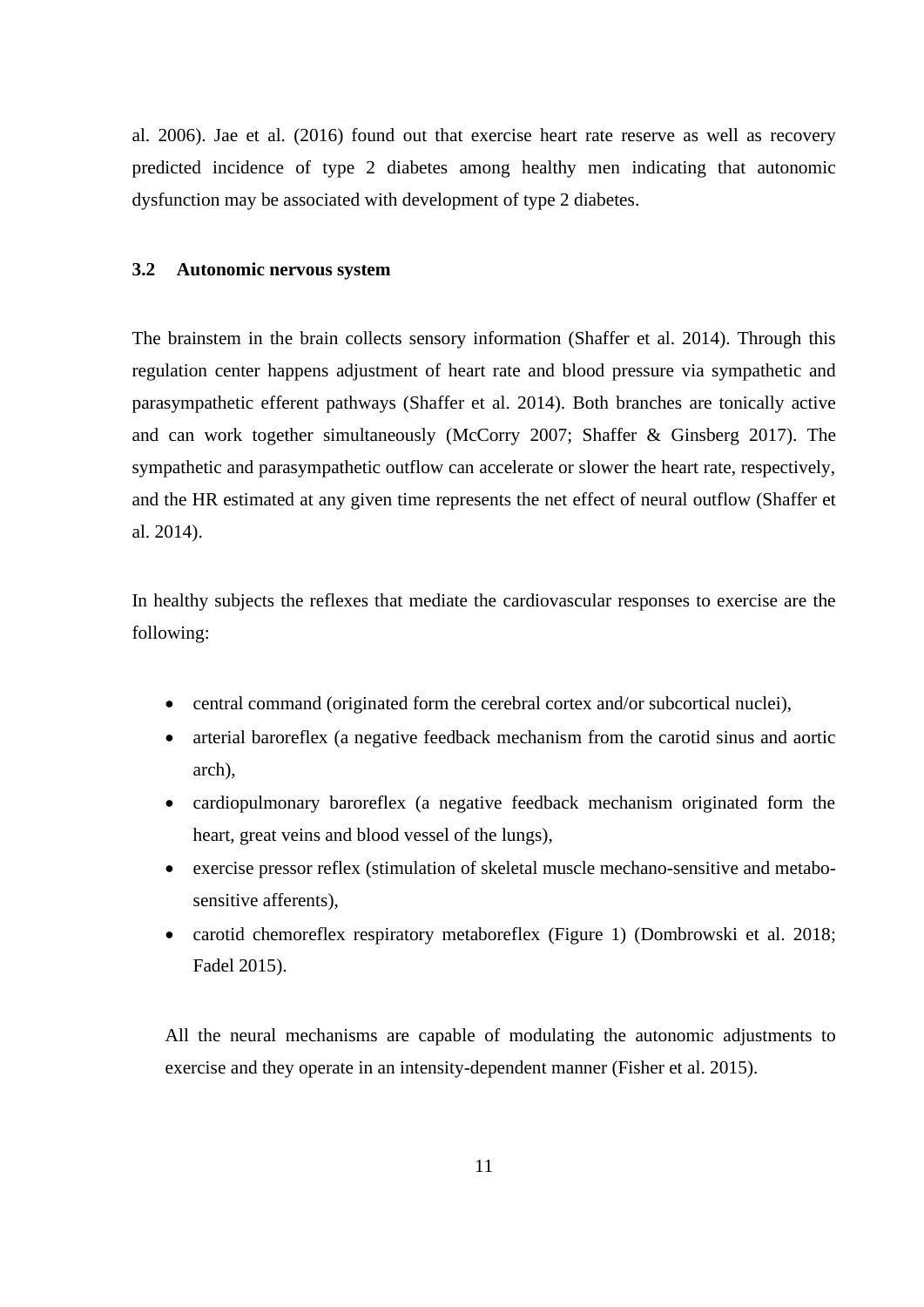al. 2006). Jae et al. (2016) found out that exercise heart rate reserve as well as recovery predicted incidence of type 2 diabetes among healthy men indicating that autonomic dysfunction may be associated with development of type 2 diabetes.

### 3.2 Autonomic nervous system

The brainstem in the brain collects sensory information (Shaffer et al. 2014). Through this regulation center happens adjustment of heart rate and blood pressure via sympathetic and parasympathetic efferent pathways (Shaffer et al. 2014). Both branches are tonically active and can work together simultaneously (McCorry 2007; Shaffer & Ginsberg 2017). The sympathetic and parasympathetic outflow can accelerate or slower the heart rate, respectively, and the HR estimated at any given time represents the net effect of neural outflow (Shaffer et al. 2014).

In healthy subjects the reflexes that mediate the cardiovascular responses to exercise are the following:

- central command (originated form the cerebral cortex and/or subcortical nuclei),
- arterial baroreflex (a negative feedback mechanism from the carotid sinus and aortic arch),
- cardiopulmonary baroreflex (a negative feedback mechanism originated form the heart, great veins and blood vessel of the lungs),
- exercise pressor reflex (stimulation of skeletal muscle mechano-sensitive and metabo-sensitive afferents),
- carotid chemoreflex respiratory metaboreflex (Figure 1) (Dombrowski et al. 2018; Fadel 2015).

All the neural mechanisms are capable of modulating the autonomic adjustments to exercise and they operate in an intensity-dependent manner (Fisher et al. 2015).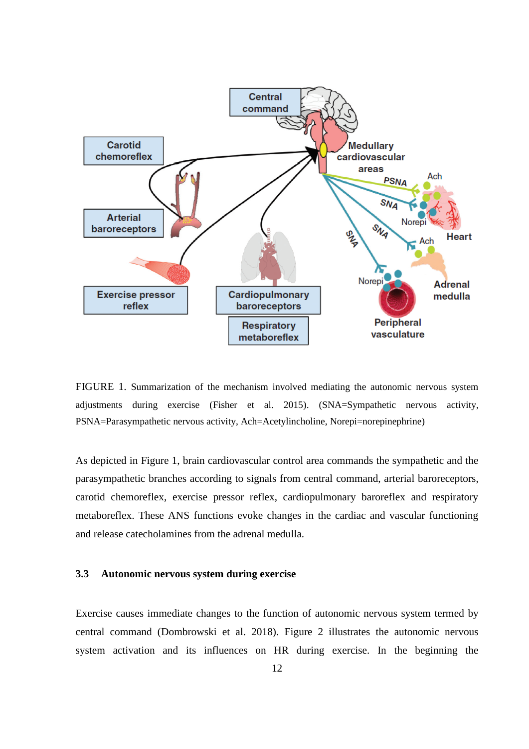FIGURE 1. Summarization of the mechanism involved mediating the autonomic nervous system adjustments during exercise (Fisher et al. 2015). (SNA=Sympathetic nervous activity, PSNA=Parasympathetic nervous activity, Ach=Acetylincholine, Norepi=norepinephrine)

As depicted in Figure 1, brain cardiovascular control area commands the sympathetic and the parasympathetic branches according to signals from central command, arterial baroreceptors, carotid chemoreflex, exercise pressor reflex, cardiopulmonary baroreflex and respiratory metaboreflex. These ANS functions evoke changes in the cardiac and vascular functioning and release catecholamines from the adrenal medulla.

### 3.3 Autonomic nervous system during exercise

Exercise causes immediate changes to the function of autonomic nervous system termed by central command (Dombrowski et al. 2018). Figure 2 illustrates the autonomic nervous system activation and its influences on HR during exercise. In the beginning the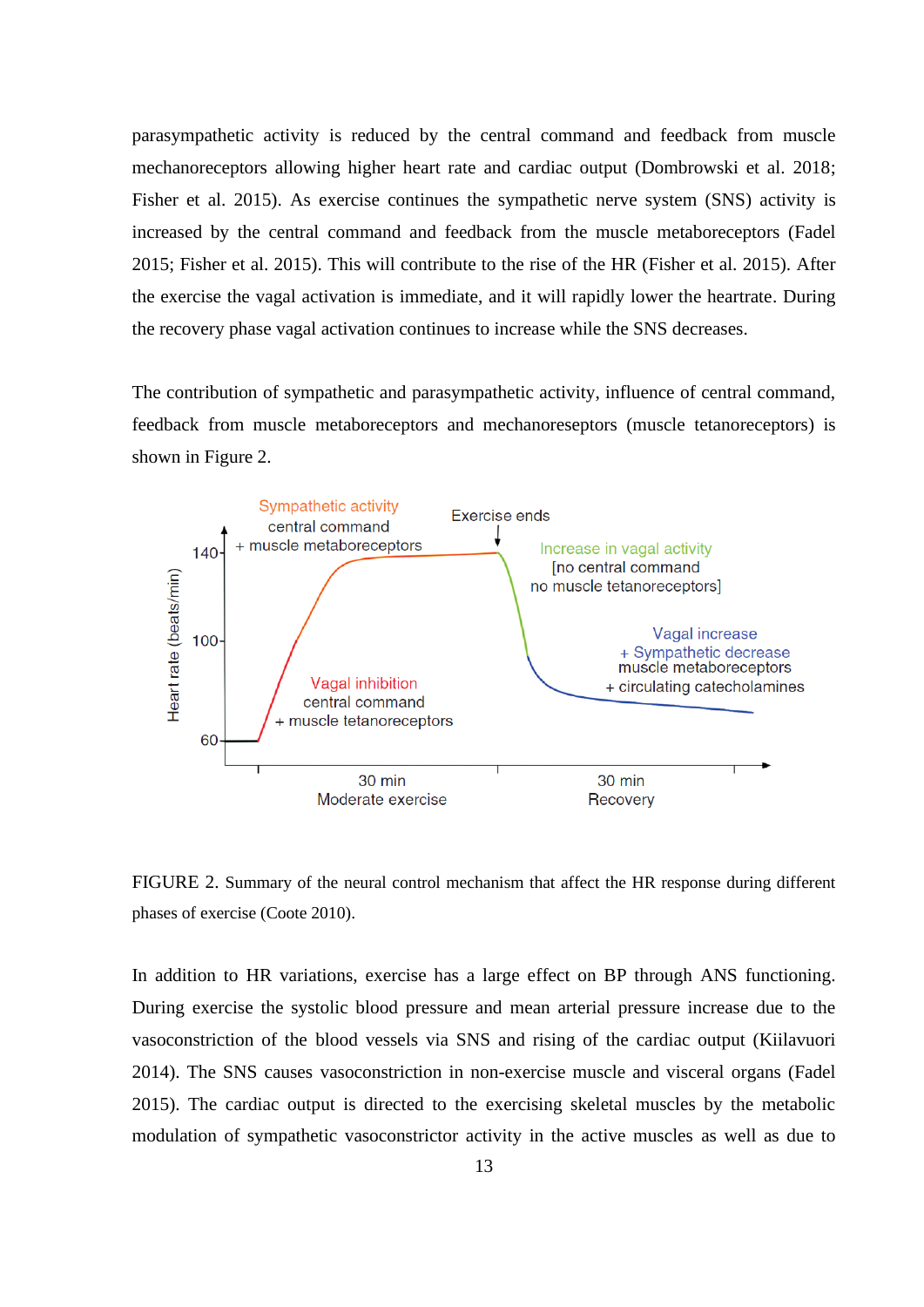parasympathetic activity is reduced by the central command and feedback from muscle mechanoreceptors allowing higher heart rate and cardiac output (Dombrowski et al. 2018; Fisher et al. 2015). As exercise continues the sympathetic nerve system (SNS) activity is increased by the central command and feedback from the muscle metaboreceptors (Fadel 2015; Fisher et al. 2015). This will contribute to the rise of the HR (Fisher et al. 2015). After the exercise the vagal activation is immediate, and it will rapidly lower the heartrate. During the recovery phase vagal activation continues to increase while the SNS decreases.

The contribution of sympathetic and parasympathetic activity, influence of central command, feedback from muscle metaboreceptors and mechanoreseptors (muscle tetanoreceptors) is shown in Figure 2.

FIGURE 2. Summary of the neural control mechanism that affect the HR response during different phases of exercise (Coote 2010).

In addition to HR variations, exercise has a large effect on BP through ANS functioning. During exercise the systolic blood pressure and mean arterial pressure increase due to the vasoconstriction of the blood vessels via SNS and rising of the cardiac output (Kiilavuori 2014). The SNS causes vasoconstriction in non-exercise muscle and visceral organs (Fadel 2015). The cardiac output is directed to the exercising skeletal muscles by the metabolic modulation of sympathetic vasoconstrictor activity in the active muscles as well as due to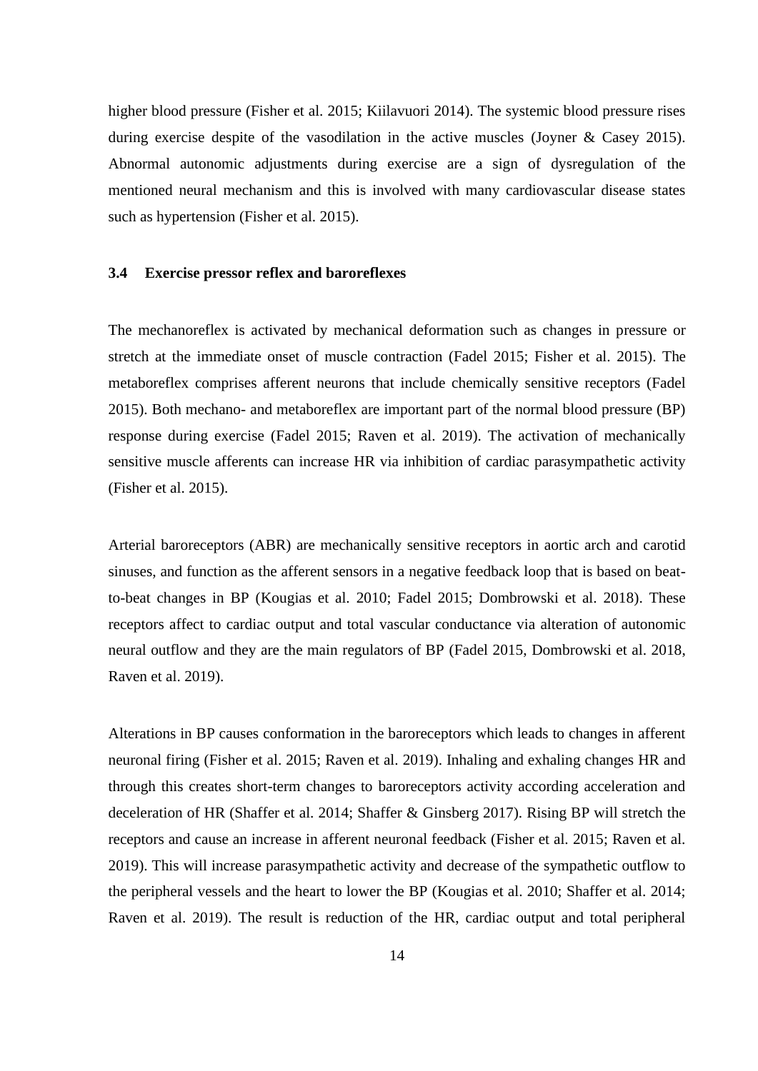higher blood pressure (Fisher et al. 2015; Kiilavuori 2014). The systemic blood pressure rises during exercise despite of the vasodilation in the active muscles (Joyner & Casey 2015). Abnormal autonomic adjustments during exercise are a sign of dysregulation of the mentioned neural mechanism and this is involved with many cardiovascular disease states such as hypertension (Fisher et al. 2015).

### 3.4 Exercise pressor reflex and baroreflexes

The mechanoreflex is activated by mechanical deformation such as changes in pressure or stretch at the immediate onset of muscle contraction (Fadel 2015; Fisher et al. 2015). The metaboreflex comprises afferent neurons that include chemically sensitive receptors (Fadel 2015). Both mechano- and metaboreflex are important part of the normal blood pressure (BP) response during exercise (Fadel 2015; Raven et al. 2019). The activation of mechanically sensitive muscle afferents can increase HR via inhibition of cardiac parasympathetic activity (Fisher et al. 2015).

Arterial baroreceptors (ABR) are mechanically sensitive receptors in aortic arch and carotid sinuses, and function as the afferent sensors in a negative feedback loop that is based on beat-to-beat changes in BP (Kougias et al. 2010; Fadel 2015; Dombrowski et al. 2018). These receptors affect to cardiac output and total vascular conductance via alteration of autonomic neural outflow and they are the main regulators of BP (Fadel 2015, Dombrowski et al. 2018, Raven et al. 2019).

Alterations in BP causes conformation in the baroreceptors which leads to changes in afferent neuronal firing (Fisher et al. 2015; Raven et al. 2019). Inhaling and exhaling changes HR and through this creates short-term changes to baroreceptors activity according acceleration and deceleration of HR (Shaffer et al. 2014; Shaffer & Ginsberg 2017). Rising BP will stretch the receptors and cause an increase in afferent neuronal feedback (Fisher et al. 2015; Raven et al. 2019). This will increase parasympathetic activity and decrease of the sympathetic outflow to the peripheral vessels and the heart to lower the BP (Kougias et al. 2010; Shaffer et al. 2014; Raven et al. 2019). The result is reduction of the HR, cardiac output and total peripheral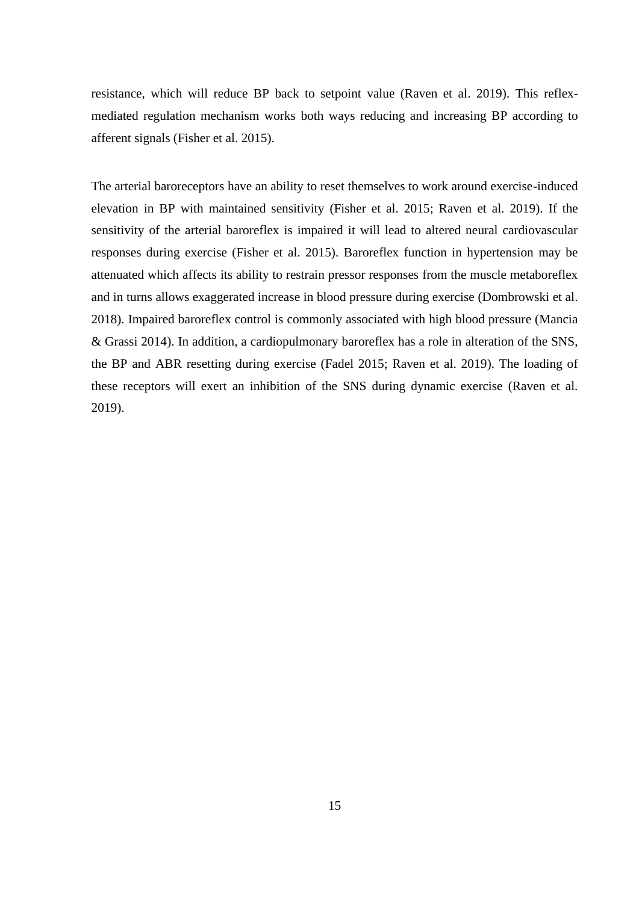resistance, which will reduce BP back to setpoint value (Raven et al. 2019). This reflex-mediated regulation mechanism works both ways reducing and increasing BP according to afferent signals (Fisher et al. 2015).

The arterial baroreceptors have an ability to reset themselves to work around exercise-induced elevation in BP with maintained sensitivity (Fisher et al. 2015; Raven et al. 2019). If the sensitivity of the arterial baroreflex is impaired it will lead to altered neural cardiovascular responses during exercise (Fisher et al. 2015). Baroreflex function in hypertension may be attenuated which affects its ability to restrain pressor responses from the muscle metaboreflex and in turns allows exaggerated increase in blood pressure during exercise (Dombrowski et al. 2018). Impaired baroreflex control is commonly associated with high blood pressure (Mancia & Grassi 2014). In addition, a cardiopulmonary baroreflex has a role in alteration of the SNS, the BP and ABR resetting during exercise (Fadel 2015; Raven et al. 2019). The loading of these receptors will exert an inhibition of the SNS during dynamic exercise (Raven et al. 2019).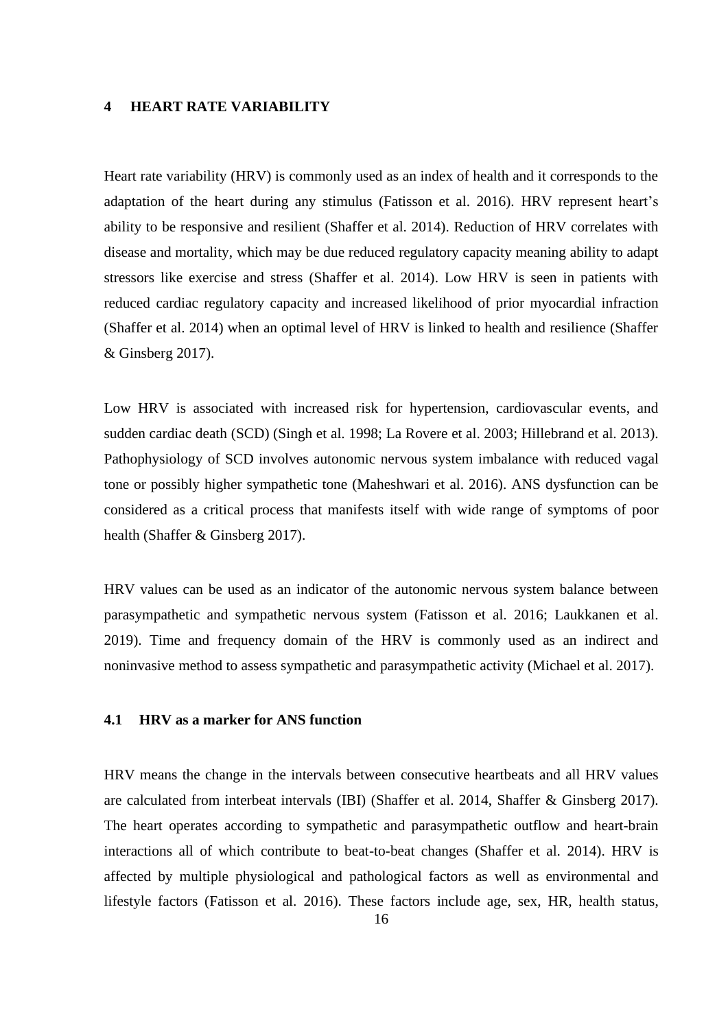# 4 HEART RATE VARIABILITY

Heart rate variability (HRV) is commonly used as an index of health and it corresponds to the adaptation of the heart during any stimulus (Fatisson et al. 2016). HRV represent heart's ability to be responsive and resilient (Shaffer et al. 2014). Reduction of HRV correlates with disease and mortality, which may be due reduced regulatory capacity meaning ability to adapt stressors like exercise and stress (Shaffer et al. 2014). Low HRV is seen in patients with reduced cardiac regulatory capacity and increased likelihood of prior myocardial infraction (Shaffer et al. 2014) when an optimal level of HRV is linked to health and resilience (Shaffer & Ginsberg 2017).

Low HRV is associated with increased risk for hypertension, cardiovascular events, and sudden cardiac death (SCD) (Singh et al. 1998; La Rovere et al. 2003; Hillebrand et al. 2013). Pathophysiology of SCD involves autonomic nervous system imbalance with reduced vagal tone or possibly higher sympathetic tone (Maheshwari et al. 2016). ANS dysfunction can be considered as a critical process that manifests itself with wide range of symptoms of poor health (Shaffer & Ginsberg 2017).

HRV values can be used as an indicator of the autonomic nervous system balance between parasympathetic and sympathetic nervous system (Fatisson et al. 2016; Laukkanen et al. 2019). Time and frequency domain of the HRV is commonly used as an indirect and noninvasive method to assess sympathetic and parasympathetic activity (Michael et al. 2017).

## 4.1 HRV as a marker for ANS function

HRV means the change in the intervals between consecutive heartbeats and all HRV values are calculated from interbeat intervals (IBI) (Shaffer et al. 2014, Shaffer & Ginsberg 2017). The heart operates according to sympathetic and parasympathetic outflow and heart-brain interactions all of which contribute to beat-to-beat changes (Shaffer et al. 2014). HRV is affected by multiple physiological and pathological factors as well as environmental and lifestyle factors (Fatisson et al. 2016). These factors include age, sex, HR, health status,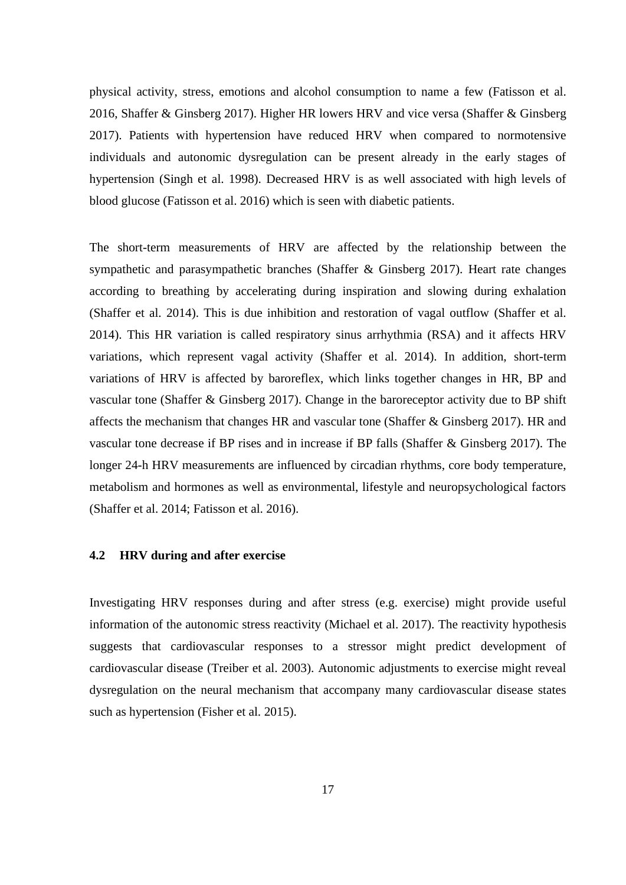physical activity, stress, emotions and alcohol consumption to name a few (Fatisson et al. 2016, Shaffer & Ginsberg 2017). Higher HR lowers HRV and vice versa (Shaffer & Ginsberg 2017). Patients with hypertension have reduced HRV when compared to normotensive individuals and autonomic dysregulation can be present already in the early stages of hypertension (Singh et al. 1998). Decreased HRV is as well associated with high levels of blood glucose (Fatisson et al. 2016) which is seen with diabetic patients.

The short-term measurements of HRV are affected by the relationship between the sympathetic and parasympathetic branches (Shaffer & Ginsberg 2017). Heart rate changes according to breathing by accelerating during inspiration and slowing during exhalation (Shaffer et al. 2014). This is due inhibition and restoration of vagal outflow (Shaffer et al. 2014). This HR variation is called respiratory sinus arrhythmia (RSA) and it affects HRV variations, which represent vagal activity (Shaffer et al. 2014). In addition, short-term variations of HRV is affected by baroreflex, which links together changes in HR, BP and vascular tone (Shaffer & Ginsberg 2017). Change in the baroreceptor activity due to BP shift affects the mechanism that changes HR and vascular tone (Shaffer & Ginsberg 2017). HR and vascular tone decrease if BP rises and in increase if BP falls (Shaffer & Ginsberg 2017). The longer 24-h HRV measurements are influenced by circadian rhythms, core body temperature, metabolism and hormones as well as environmental, lifestyle and neuropsychological factors (Shaffer et al. 2014; Fatisson et al. 2016).

### 4.2 HRV during and after exercise

Investigating HRV responses during and after stress (e.g. exercise) might provide useful information of the autonomic stress reactivity (Michael et al. 2017). The reactivity hypothesis suggests that cardiovascular responses to a stressor might predict development of cardiovascular disease (Treiber et al. 2003). Autonomic adjustments to exercise might reveal dysregulation on the neural mechanism that accompany many cardiovascular disease states such as hypertension (Fisher et al. 2015).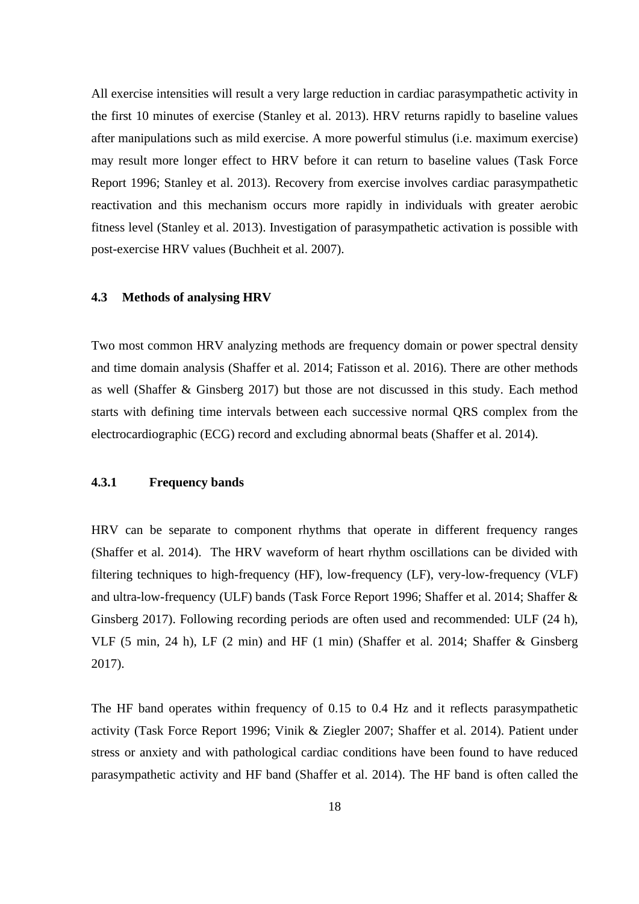All exercise intensities will result a very large reduction in cardiac parasympathetic activity in the first 10 minutes of exercise (Stanley et al. 2013). HRV returns rapidly to baseline values after manipulations such as mild exercise. A more powerful stimulus (i.e. maximum exercise) may result more longer effect to HRV before it can return to baseline values (Task Force Report 1996; Stanley et al. 2013). Recovery from exercise involves cardiac parasympathetic reactivation and this mechanism occurs more rapidly in individuals with greater aerobic fitness level (Stanley et al. 2013). Investigation of parasympathetic activation is possible with post-exercise HRV values (Buchheit et al. 2007).

## 4.3 Methods of analysing HRV

Two most common HRV analyzing methods are frequency domain or power spectral density and time domain analysis (Shaffer et al. 2014; Fatisson et al. 2016). There are other methods as well (Shaffer & Ginsberg 2017) but those are not discussed in this study. Each method starts with defining time intervals between each successive normal QRS complex from the electrocardiographic (ECG) record and excluding abnormal beats (Shaffer et al. 2014).

### 4.3.1 Frequency bands

HRV can be separate to component rhythms that operate in different frequency ranges (Shaffer et al. 2014). The HRV waveform of heart rhythm oscillations can be divided with filtering techniques to high-frequency (HF), low-frequency (LF), very-low-frequency (VLF) and ultra-low-frequency (ULF) bands (Task Force Report 1996; Shaffer et al. 2014; Shaffer & Ginsberg 2017). Following recording periods are often used and recommended: ULF (24 h), VLF (5 min, 24 h), LF (2 min) and HF (1 min) (Shaffer et al. 2014; Shaffer & Ginsberg 2017).

The HF band operates within frequency of 0.15 to 0.4 Hz and it reflects parasympathetic activity (Task Force Report 1996; Vinik & Ziegler 2007; Shaffer et al. 2014). Patient under stress or anxiety and with pathological cardiac conditions have been found to have reduced parasympathetic activity and HF band (Shaffer et al. 2014). The HF band is often called the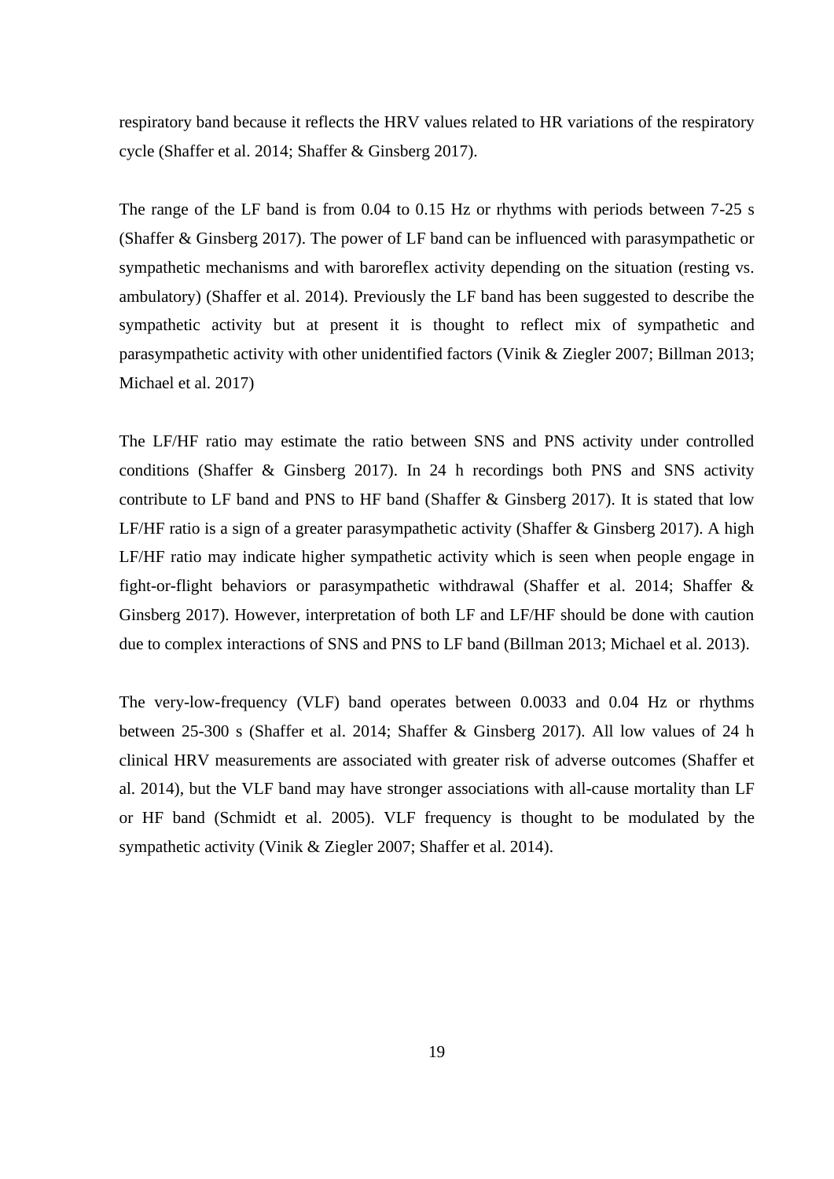respiratory band because it reflects the HRV values related to HR variations of the respiratory cycle (Shaffer et al. 2014; Shaffer & Ginsberg 2017).

The range of the LF band is from 0.04 to 0.15 Hz or rhythms with periods between 7-25 s (Shaffer & Ginsberg 2017). The power of LF band can be influenced with parasympathetic or sympathetic mechanisms and with baroreflex activity depending on the situation (resting vs. ambulatory) (Shaffer et al. 2014). Previously the LF band has been suggested to describe the sympathetic activity but at present it is thought to reflect mix of sympathetic and parasympathetic activity with other unidentified factors (Vinik & Ziegler 2007; Billman 2013; Michael et al. 2017)

The LF/HF ratio may estimate the ratio between SNS and PNS activity under controlled conditions (Shaffer & Ginsberg 2017). In 24 h recordings both PNS and SNS activity contribute to LF band and PNS to HF band (Shaffer & Ginsberg 2017). It is stated that low LF/HF ratio is a sign of a greater parasympathetic activity (Shaffer & Ginsberg 2017). A high LF/HF ratio may indicate higher sympathetic activity which is seen when people engage in fight-or-flight behaviors or parasympathetic withdrawal (Shaffer et al. 2014; Shaffer & Ginsberg 2017). However, interpretation of both LF and LF/HF should be done with caution due to complex interactions of SNS and PNS to LF band (Billman 2013; Michael et al. 2013).

The very-low-frequency (VLF) band operates between 0.0033 and 0.04 Hz or rhythms between 25-300 s (Shaffer et al. 2014; Shaffer & Ginsberg 2017). All low values of 24 h clinical HRV measurements are associated with greater risk of adverse outcomes (Shaffer et al. 2014), but the VLF band may have stronger associations with all-cause mortality than LF or HF band (Schmidt et al. 2005). VLF frequency is thought to be modulated by the sympathetic activity (Vinik & Ziegler 2007; Shaffer et al. 2014).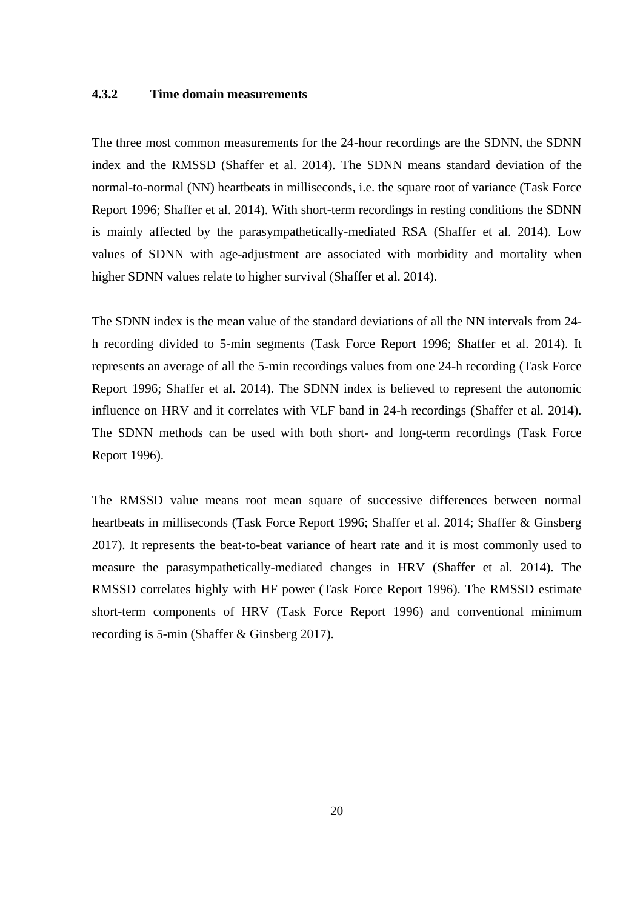### 4.3.2 Time domain measurements

The three most common measurements for the 24-hour recordings are the SDNN, the SDNN index and the RMSSD (Shaffer et al. 2014). The SDNN means standard deviation of the normal-to-normal (NN) heartbeats in milliseconds, i.e. the square root of variance (Task Force Report 1996; Shaffer et al. 2014). With short-term recordings in resting conditions the SDNN is mainly affected by the parasympathetically-mediated RSA (Shaffer et al. 2014). Low values of SDNN with age-adjustment are associated with morbidity and mortality when higher SDNN values relate to higher survival (Shaffer et al. 2014).

The SDNN index is the mean value of the standard deviations of all the NN intervals from 24-h recording divided to 5-min segments (Task Force Report 1996; Shaffer et al. 2014). It represents an average of all the 5-min recordings values from one 24-h recording (Task Force Report 1996; Shaffer et al. 2014). The SDNN index is believed to represent the autonomic influence on HRV and it correlates with VLF band in 24-h recordings (Shaffer et al. 2014). The SDNN methods can be used with both short- and long-term recordings (Task Force Report 1996).

The RMSSD value means root mean square of successive differences between normal heartbeats in milliseconds (Task Force Report 1996; Shaffer et al. 2014; Shaffer & Ginsberg 2017). It represents the beat-to-beat variance of heart rate and it is most commonly used to measure the parasympathetically-mediated changes in HRV (Shaffer et al. 2014). The RMSSD correlates highly with HF power (Task Force Report 1996). The RMSSD estimate short-term components of HRV (Task Force Report 1996) and conventional minimum recording is 5-min (Shaffer & Ginsberg 2017).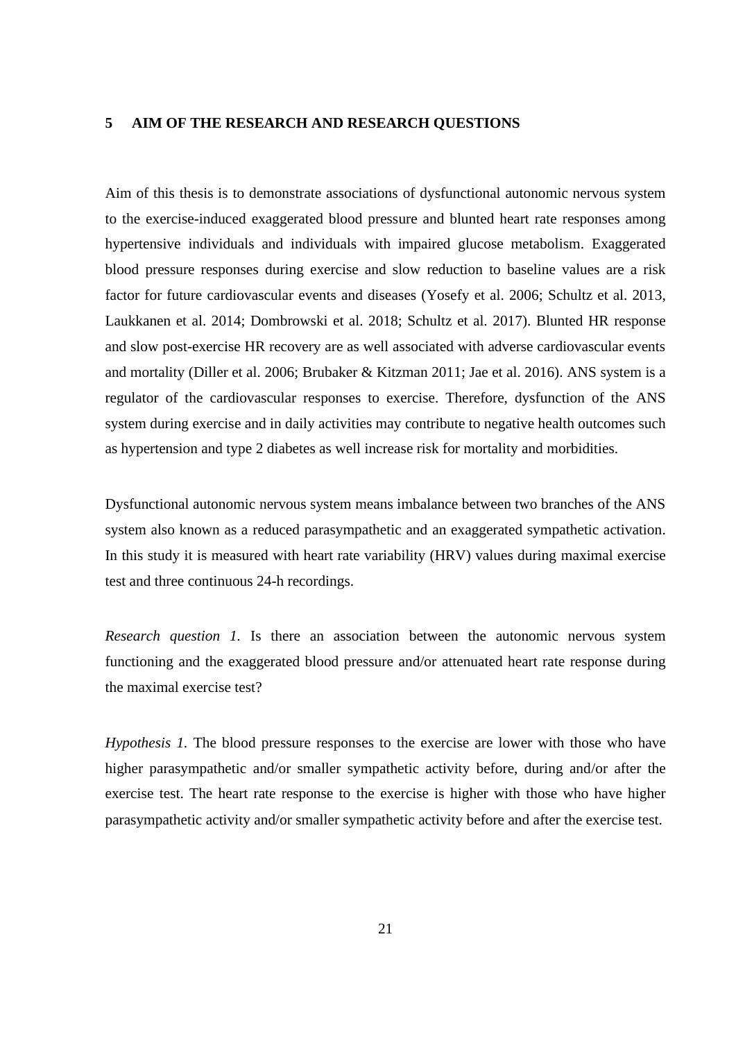# 5 AIM OF THE RESEARCH AND RESEARCH QUESTIONS

Aim of this thesis is to demonstrate associations of dysfunctional autonomic nervous system to the exercise-induced exaggerated blood pressure and blunted heart rate responses among hypertensive individuals and individuals with impaired glucose metabolism. Exaggerated blood pressure responses during exercise and slow reduction to baseline values are a risk factor for future cardiovascular events and diseases (Yosefy et al. 2006; Schultz et al. 2013, Laukkanen et al. 2014; Dombrowski et al. 2018; Schultz et al. 2017). Blunted HR response and slow post-exercise HR recovery are as well associated with adverse cardiovascular events and mortality (Diller et al. 2006; Brubaker & Kitzman 2011; Jae et al. 2016). ANS system is a regulator of the cardiovascular responses to exercise. Therefore, dysfunction of the ANS system during exercise and in daily activities may contribute to negative health outcomes such as hypertension and type 2 diabetes as well increase risk for mortality and morbidities.

Dysfunctional autonomic nervous system means imbalance between two branches of the ANS system also known as a reduced parasympathetic and an exaggerated sympathetic activation. In this study it is measured with heart rate variability (HRV) values during maximal exercise test and three continuous 24-h recordings.

*Research question 1.* Is there an association between the autonomic nervous system functioning and the exaggerated blood pressure and/or attenuated heart rate response during the maximal exercise test?

*Hypothesis 1.* The blood pressure responses to the exercise are lower with those who have higher parasympathetic and/or smaller sympathetic activity before, during and/or after the exercise test. The heart rate response to the exercise is higher with those who have higher parasympathetic activity and/or smaller sympathetic activity before and after the exercise test.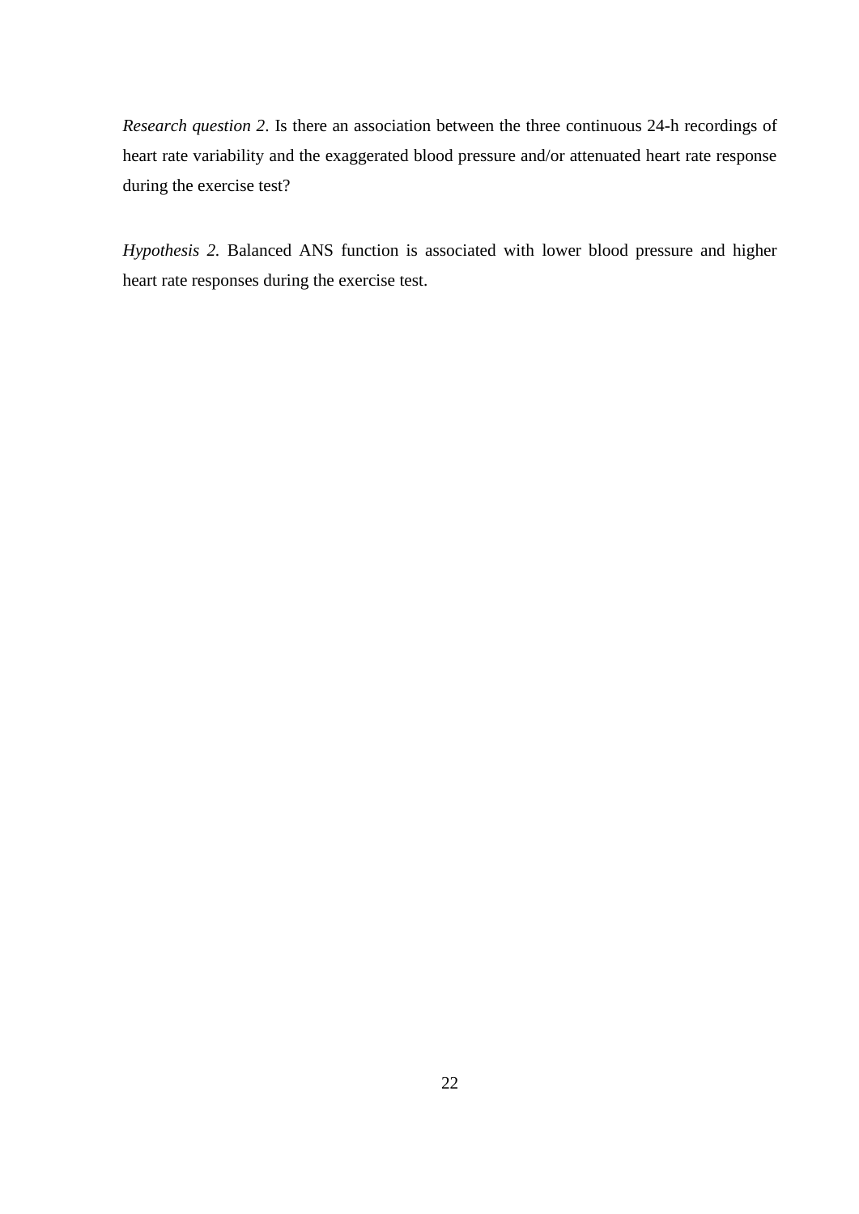*Research question 2*. Is there an association between the three continuous 24-h recordings of heart rate variability and the exaggerated blood pressure and/or attenuated heart rate response during the exercise test?

*Hypothesis 2*. Balanced ANS function is associated with lower blood pressure and higher heart rate responses during the exercise test.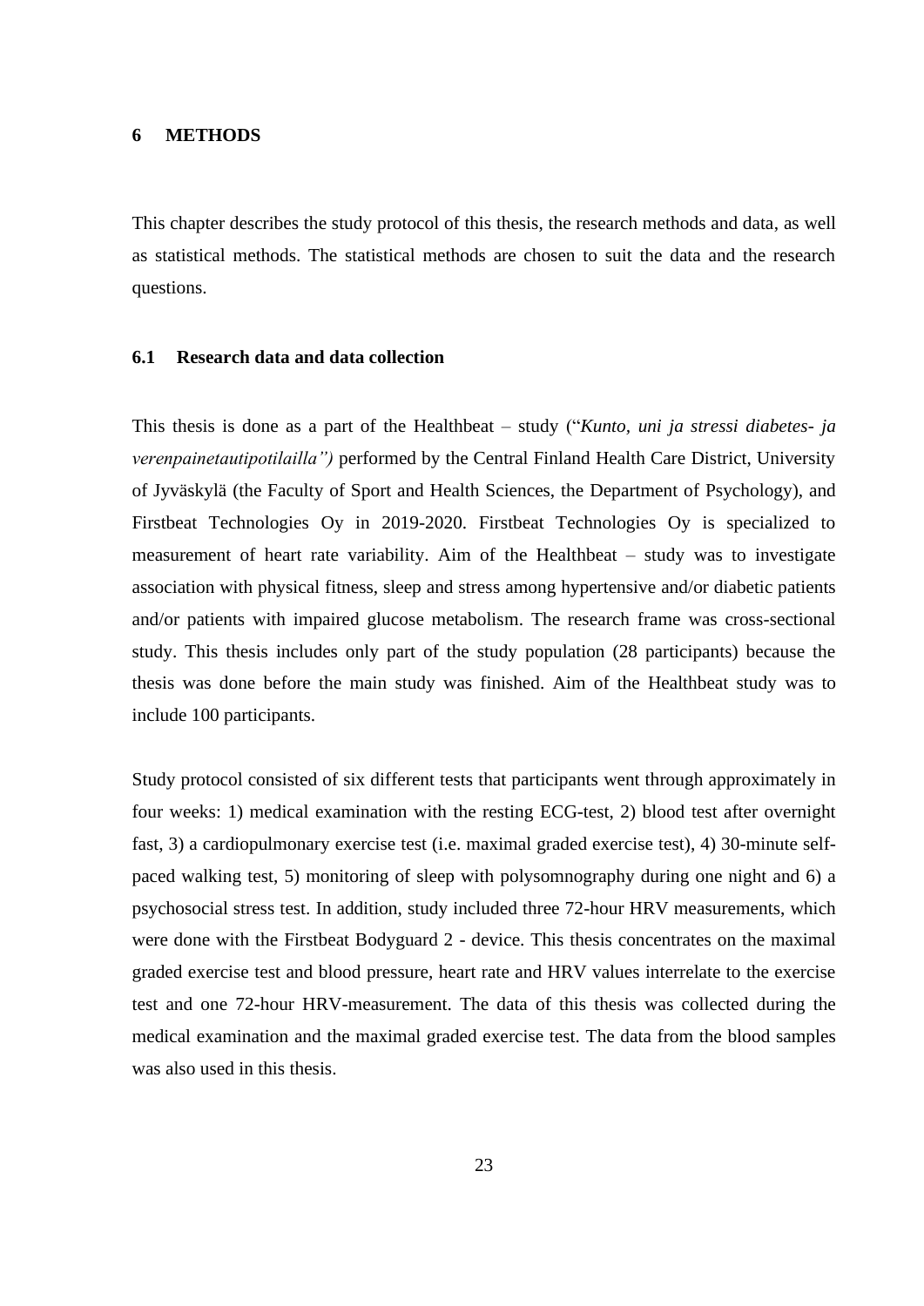# 6 METHODS

This chapter describes the study protocol of this thesis, the research methods and data, as well as statistical methods. The statistical methods are chosen to suit the data and the research questions.

## 6.1 Research data and data collection

This thesis is done as a part of the Healthbeat – study ("*Kunto, uni ja stressi diabetes- ja verenpainetautipotilailla")* performed by the Central Finland Health Care District, University of Jyväskylä (the Faculty of Sport and Health Sciences, the Department of Psychology), and Firstbeat Technologies Oy in 2019-2020. Firstbeat Technologies Oy is specialized to measurement of heart rate variability. Aim of the Healthbeat – study was to investigate association with physical fitness, sleep and stress among hypertensive and/or diabetic patients and/or patients with impaired glucose metabolism. The research frame was cross-sectional study. This thesis includes only part of the study population (28 participants) because the thesis was done before the main study was finished. Aim of the Healthbeat study was to include 100 participants.

Study protocol consisted of six different tests that participants went through approximately in four weeks: 1) medical examination with the resting ECG-test, 2) blood test after overnight fast, 3) a cardiopulmonary exercise test (i.e. maximal graded exercise test), 4) 30-minute self-paced walking test, 5) monitoring of sleep with polysomnography during one night and 6) a psychosocial stress test. In addition, study included three 72-hour HRV measurements, which were done with the Firstbeat Bodyguard 2 - device. This thesis concentrates on the maximal graded exercise test and blood pressure, heart rate and HRV values interrelate to the exercise test and one 72-hour HRV-measurement. The data of this thesis was collected during the medical examination and the maximal graded exercise test. The data from the blood samples was also used in this thesis.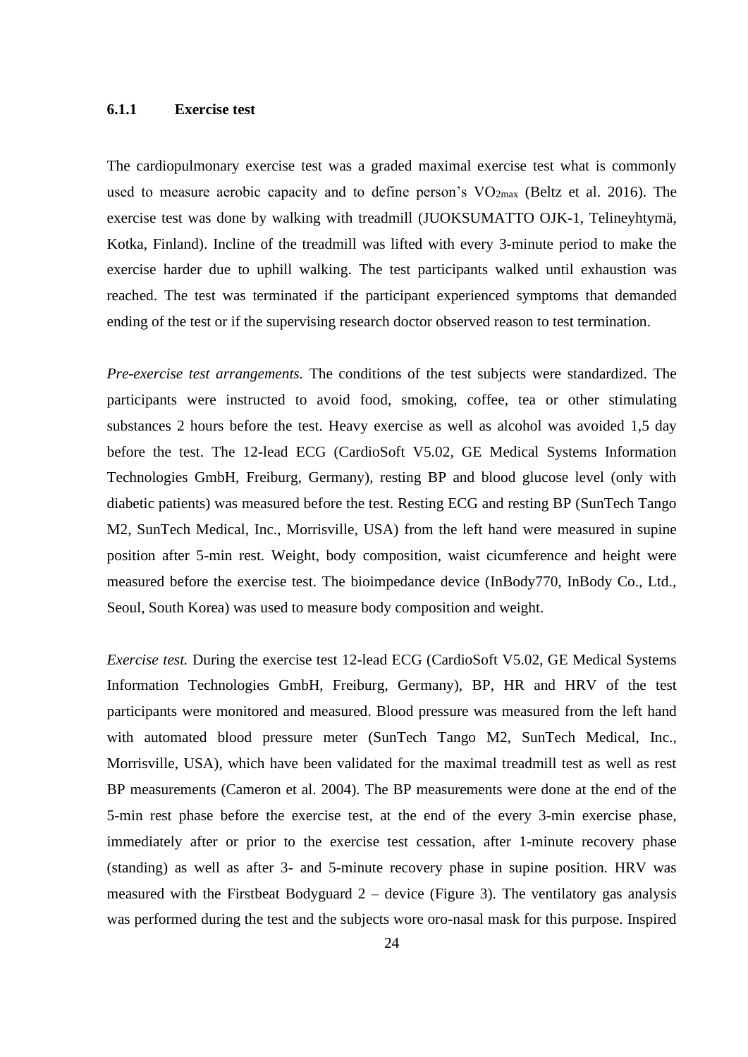### 6.1.1 Exercise test

The cardiopulmonary exercise test was a graded maximal exercise test what is commonly used to measure aerobic capacity and to define person's $VO_{2max}$ (Beltz et al. 2016). The exercise test was done by walking with treadmill (JUOKSUMATTO OJK-1, Telineyhtymä, Kotka, Finland). Incline of the treadmill was lifted with every 3-minute period to make the exercise harder due to uphill walking. The test participants walked until exhaustion was reached. The test was terminated if the participant experienced symptoms that demanded ending of the test or if the supervising research doctor observed reason to test termination.

*Pre-exercise test arrangements.* The conditions of the test subjects were standardized. The participants were instructed to avoid food, smoking, coffee, tea or other stimulating substances 2 hours before the test. Heavy exercise as well as alcohol was avoided 1,5 day before the test. The 12-lead ECG (CardioSoft V5.02, GE Medical Systems Information Technologies GmbH, Freiburg, Germany), resting BP and blood glucose level (only with diabetic patients) was measured before the test. Resting ECG and resting BP (SunTech Tango M2, SunTech Medical, Inc., Morrisville, USA) from the left hand were measured in supine position after 5-min rest. Weight, body composition, waist cicumference and height were measured before the exercise test. The bioimpedance device (InBody770, InBody Co., Ltd., Seoul, South Korea) was used to measure body composition and weight.

*Exercise test.* During the exercise test 12-lead ECG (CardioSoft V5.02, GE Medical Systems Information Technologies GmbH, Freiburg, Germany), BP, HR and HRV of the test participants were monitored and measured. Blood pressure was measured from the left hand with automated blood pressure meter (SunTech Tango M2, SunTech Medical, Inc., Morrisville, USA), which have been validated for the maximal treadmill test as well as rest BP measurements (Cameron et al. 2004). The BP measurements were done at the end of the 5-min rest phase before the exercise test, at the end of the every 3-min exercise phase, immediately after or prior to the exercise test cessation, after 1-minute recovery phase (standing) as well as after 3- and 5-minute recovery phase in supine position. HRV was measured with the Firstbeat Bodyguard 2 – device (Figure 3). The ventilatory gas analysis was performed during the test and the subjects wore oro-nasal mask for this purpose. Inspired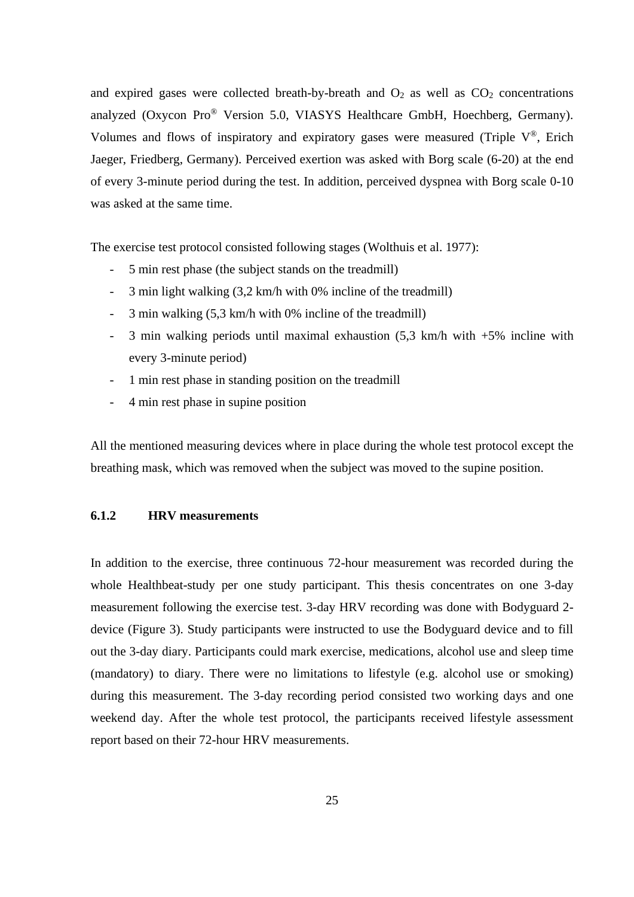and expired gases were collected breath-by-breath and $O_2$ as well as $CO_2$ concentrations analyzed (Oxycon Pro® Version 5.0, VIASYS Healthcare GmbH, Hoechberg, Germany). Volumes and flows of inspiratory and expiratory gases were measured (Triple V®, Erich Jaeger, Friedberg, Germany). Perceived exertion was asked with Borg scale (6-20) at the end of every 3-minute period during the test. In addition, perceived dyspnea with Borg scale 0-10 was asked at the same time.

The exercise test protocol consisted following stages (Wolthuis et al. 1977):

- 5 min rest phase (the subject stands on the treadmill)
- 3 min light walking (3,2 km/h with 0% incline of the treadmill)
- 3 min walking (5,3 km/h with 0% incline of the treadmill)
- 3 min walking periods until maximal exhaustion (5,3 km/h with +5% incline with every 3-minute period)
- 1 min rest phase in standing position on the treadmill
- 4 min rest phase in supine position

All the mentioned measuring devices where in place during the whole test protocol except the breathing mask, which was removed when the subject was moved to the supine position.

### 6.1.2 HRV measurements

In addition to the exercise, three continuous 72-hour measurement was recorded during the whole Healthbeat-study per one study participant. This thesis concentrates on one 3-day measurement following the exercise test. 3-day HRV recording was done with Bodyguard 2-device (Figure 3). Study participants were instructed to use the Bodyguard device and to fill out the 3-day diary. Participants could mark exercise, medications, alcohol use and sleep time (mandatory) to diary. There were no limitations to lifestyle (e.g. alcohol use or smoking) during this measurement. The 3-day recording period consisted two working days and one weekend day. After the whole test protocol, the participants received lifestyle assessment report based on their 72-hour HRV measurements.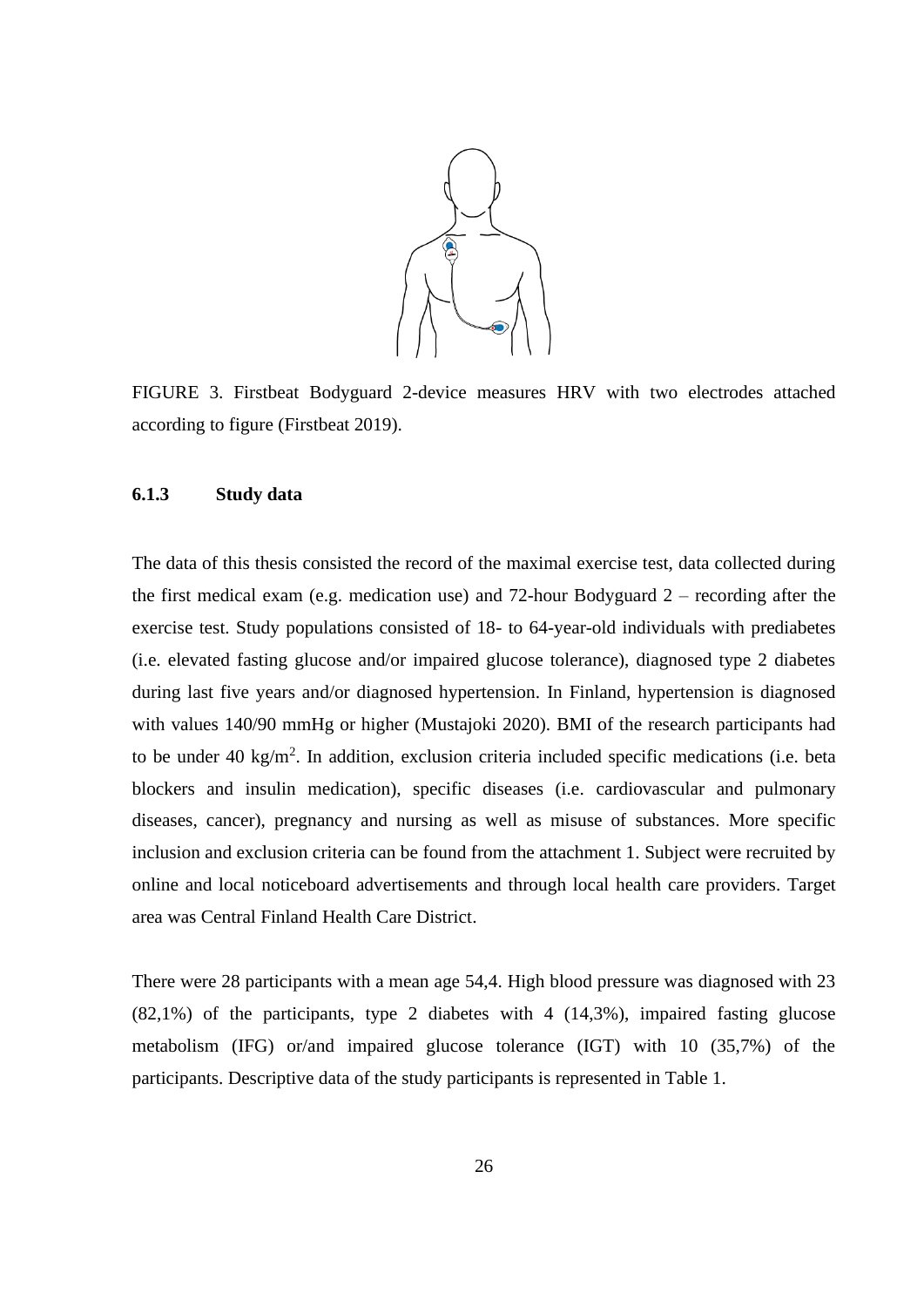FIGURE 3. Firstbeat Bodyguard 2-device measures HRV with two electrodes attached according to figure (Firstbeat 2019).

#### 6.1.3 Study data

The data of this thesis consisted the record of the maximal exercise test, data collected during the first medical exam (e.g. medication use) and 72-hour Bodyguard 2 – recording after the exercise test. Study populations consisted of 18- to 64-year-old individuals with prediabetes (i.e. elevated fasting glucose and/or impaired glucose tolerance), diagnosed type 2 diabetes during last five years and/or diagnosed hypertension. In Finland, hypertension is diagnosed with values 140/90 mmHg or higher (Mustajoki 2020). BMI of the research participants had to be under 40 $kg/m^2$. In addition, exclusion criteria included specific medications (i.e. beta blockers and insulin medication), specific diseases (i.e. cardiovascular and pulmonary diseases, cancer), pregnancy and nursing as well as misuse of substances. More specific inclusion and exclusion criteria can be found from the attachment 1. Subject were recruited by online and local noticeboard advertisements and through local health care providers. Target area was Central Finland Health Care District.

There were 28 participants with a mean age 54,4. High blood pressure was diagnosed with 23 (82,1%) of the participants, type 2 diabetes with 4 (14,3%), impaired fasting glucose metabolism (IFG) or/and impaired glucose tolerance (IGT) with 10 (35,7%) of the participants. Descriptive data of the study participants is represented in Table 1.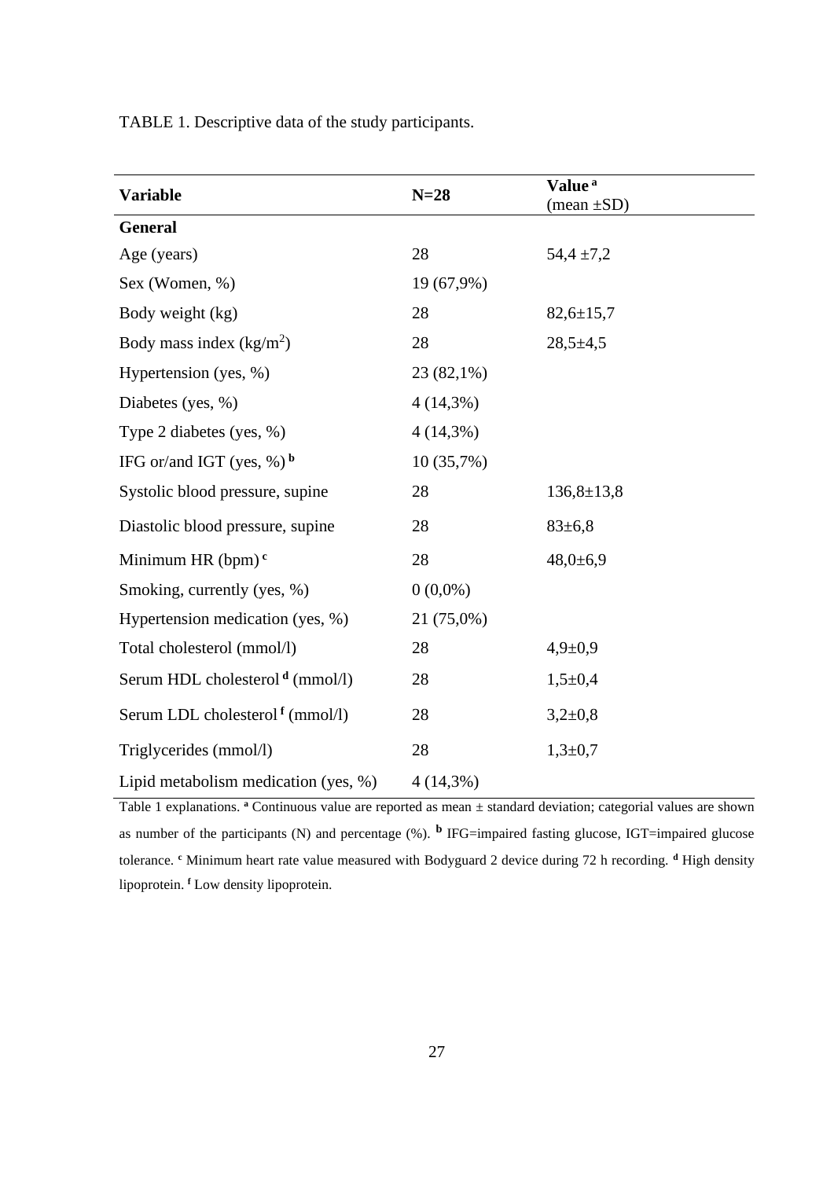TABLE 1. Descriptive data of the study participants.

| Variable | N=28 | Value [a] (mean ±SD) |
|---|---|---|
| **General** | | |
| Age (years) | 28 | 54,4 ±7,2 |
| Sex (Women, %) | 19 (67,9%) | |
| Body weight (kg) | 28 | 82,6±15,7 |
| Body mass index ($kg/m^2$) | 28 | 28,5±4,5 |
| Hypertension (yes, %) | 23 (82,1%) | |
| Diabetes (yes, %) | 4 (14,3%) | |
| Type 2 diabetes (yes, %) | 4 (14,3%) | |
| IFG or/and IGT (yes, %) [b] | 10 (35,7%) | |
| Systolic blood pressure, supine | 28 | 136,8±13,8 |
| Diastolic blood pressure, supine | 28 | 83±6,8 |
| Minimum HR (bpm) [c] | 28 | 48,0±6,9 |
| Smoking, currently (yes, %) | 0 (0,0%) | |
| Hypertension medication (yes, %) | 21 (75,0%) | |
| Total cholesterol (mmol/l) | 28 | 4,9±0,9 |
| Serum HDL cholesterol [d] (mmol/l) | 28 | 1,5±0,4 |
| Serum LDL cholesterol [f] (mmol/l) | 28 | 3,2±0,8 |
| Triglycerides (mmol/l) | 28 | 1,3±0,7 |
| Lipid metabolism medication (yes, %) | 4 (14,3%) | |

Table 1 explanations. [a] Continuous value are reported as mean ± standard deviation; categorial values are shown as number of the participants (N) and percentage (%). [b] IFG=impaired fasting glucose, IGT=impaired glucose tolerance. [c] Minimum heart rate value measured with Bodyguard 2 device during 72 h recording. [d] High density lipoprotein. [f] Low density lipoprotein.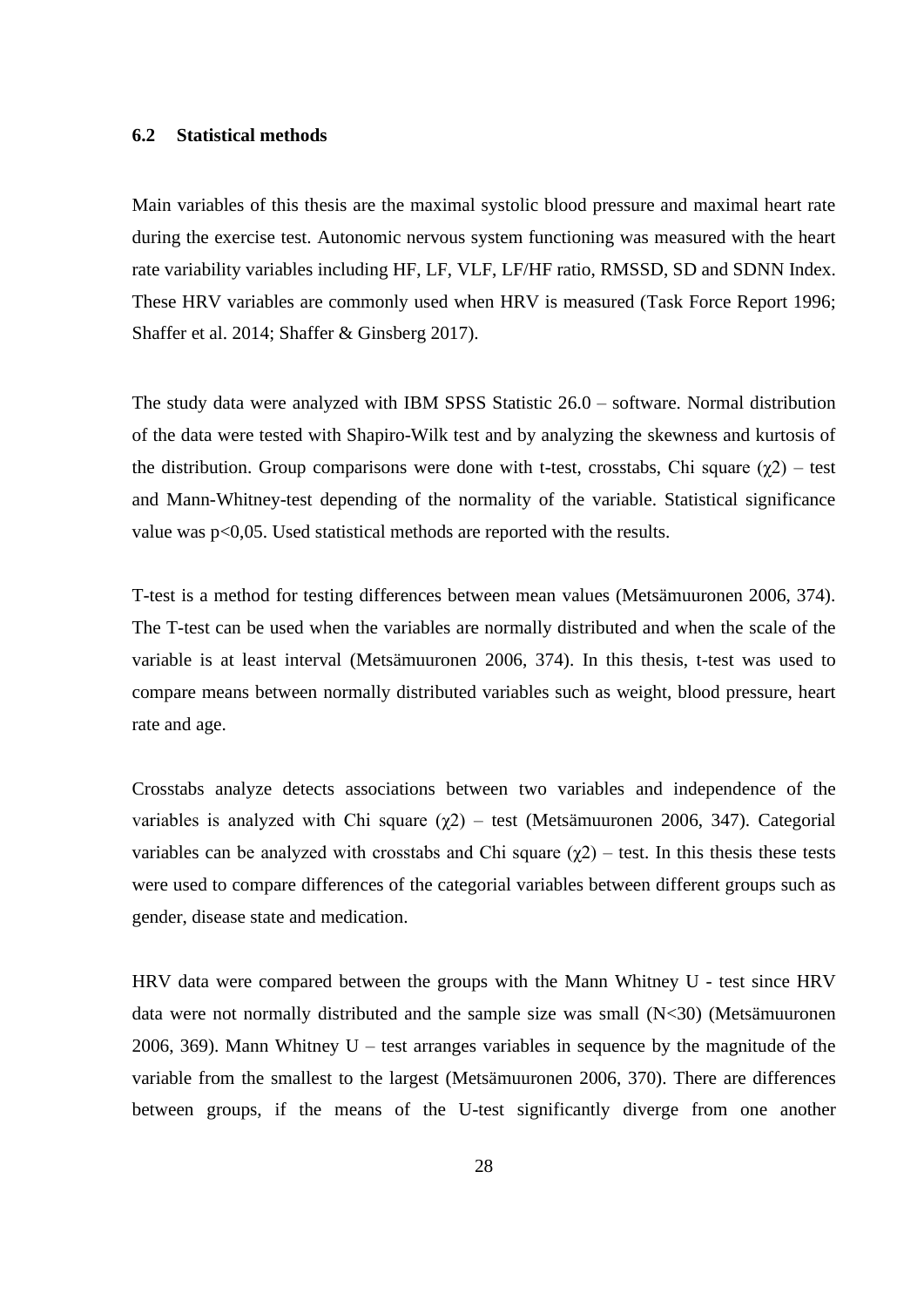### 6.2 Statistical methods

Main variables of this thesis are the maximal systolic blood pressure and maximal heart rate during the exercise test. Autonomic nervous system functioning was measured with the heart rate variability variables including HF, LF, VLF, LF/HF ratio, RMSSD, SD and SDNN Index. These HRV variables are commonly used when HRV is measured (Task Force Report 1996; Shaffer et al. 2014; Shaffer & Ginsberg 2017).

The study data were analyzed with IBM SPSS Statistic 26.0 – software. Normal distribution of the data were tested with Shapiro-Wilk test and by analyzing the skewness and kurtosis of the distribution. Group comparisons were done with t-test, crosstabs, Chi square ($\chi 2$) – test and Mann-Whitney-test depending of the normality of the variable. Statistical significance value was $p<0,05$. Used statistical methods are reported with the results.

T-test is a method for testing differences between mean values (Metsämuuronen 2006, 374). The T-test can be used when the variables are normally distributed and when the scale of the variable is at least interval (Metsämuuronen 2006, 374). In this thesis, t-test was used to compare means between normally distributed variables such as weight, blood pressure, heart rate and age.

Crosstabs analyze detects associations between two variables and independence of the variables is analyzed with Chi square ($\chi 2$) – test (Metsämuuronen 2006, 347). Categorial variables can be analyzed with crosstabs and Chi square ($\chi 2$) – test. In this thesis these tests were used to compare differences of the categorial variables between different groups such as gender, disease state and medication.

HRV data were compared between the groups with the Mann Whitney U - test since HRV data were not normally distributed and the sample size was small (N<30) (Metsämuuronen 2006, 369). Mann Whitney U – test arranges variables in sequence by the magnitude of the variable from the smallest to the largest (Metsämuuronen 2006, 370). There are differences between groups, if the means of the U-test significantly diverge from one another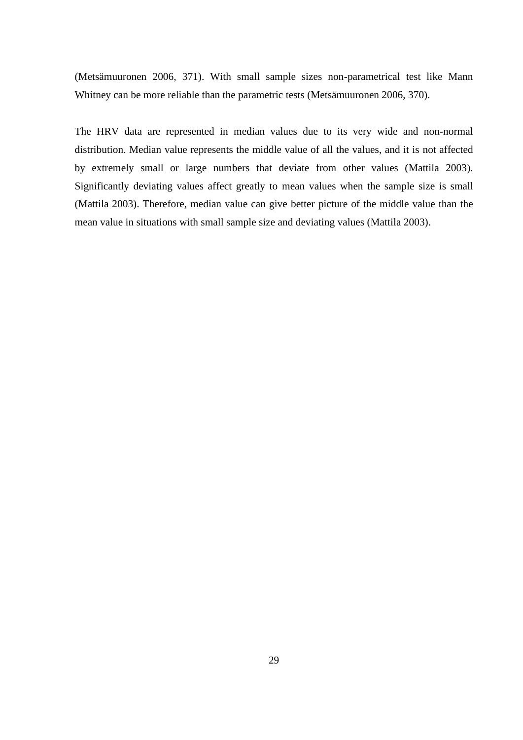(Metsämuuronen 2006, 371). With small sample sizes non-parametrical test like Mann Whitney can be more reliable than the parametric tests (Metsämuuronen 2006, 370).

The HRV data are represented in median values due to its very wide and non-normal distribution. Median value represents the middle value of all the values, and it is not affected by extremely small or large numbers that deviate from other values (Mattila 2003). Significantly deviating values affect greatly to mean values when the sample size is small (Mattila 2003). Therefore, median value can give better picture of the middle value than the mean value in situations with small sample size and deviating values (Mattila 2003).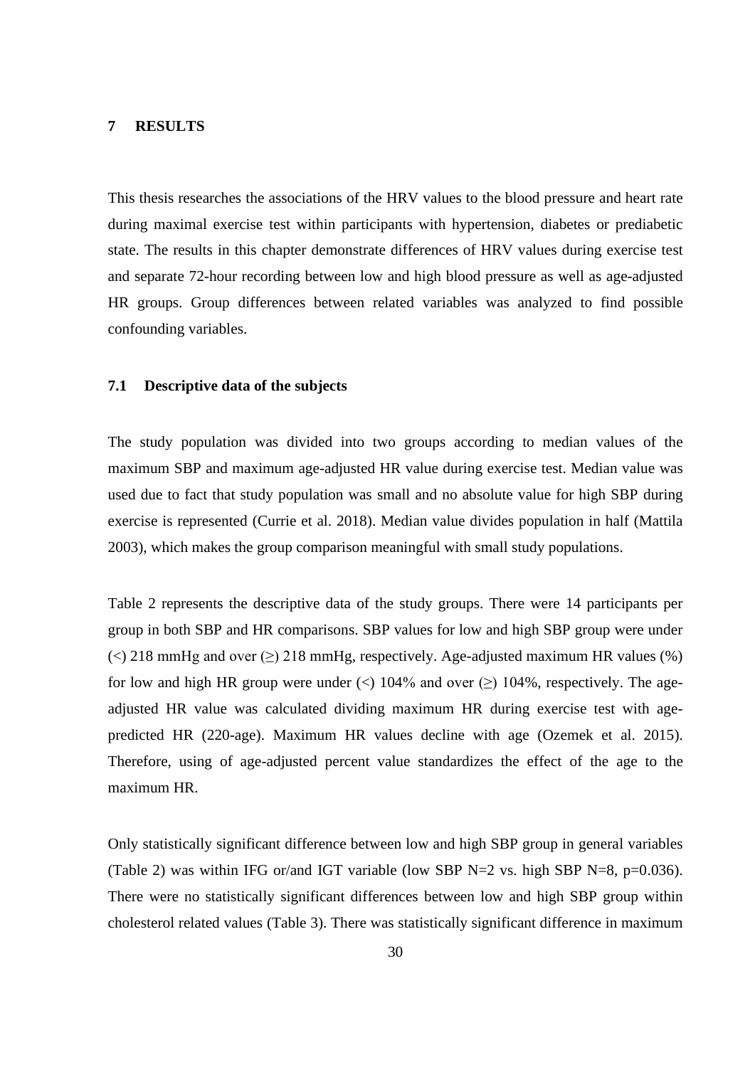## 7 RESULTS

This thesis researches the associations of the HRV values to the blood pressure and heart rate during maximal exercise test within participants with hypertension, diabetes or prediabetic state. The results in this chapter demonstrate differences of HRV values during exercise test and separate 72-hour recording between low and high blood pressure as well as age-adjusted HR groups. Group differences between related variables was analyzed to find possible confounding variables.

### 7.1 Descriptive data of the subjects

The study population was divided into two groups according to median values of the maximum SBP and maximum age-adjusted HR value during exercise test. Median value was used due to fact that study population was small and no absolute value for high SBP during exercise is represented (Currie et al. 2018). Median value divides population in half (Mattila 2003), which makes the group comparison meaningful with small study populations.

Table 2 represents the descriptive data of the study groups. There were 14 participants per group in both SBP and HR comparisons. SBP values for low and high SBP group were under (<) 218 mmHg and over (≥) 218 mmHg, respectively. Age-adjusted maximum HR values (%) for low and high HR group were under (<) 104% and over (≥) 104%, respectively. The age-adjusted HR value was calculated dividing maximum HR during exercise test with age-predicted HR (220-age). Maximum HR values decline with age (Ozemek et al. 2015). Therefore, using of age-adjusted percent value standardizes the effect of the age to the maximum HR.

Only statistically significant difference between low and high SBP group in general variables (Table 2) was within IFG or/and IGT variable (low SBP N=2 vs. high SBP N=8, p=0.036). There were no statistically significant differences between low and high SBP group within cholesterol related values (Table 3). There was statistically significant difference in maximum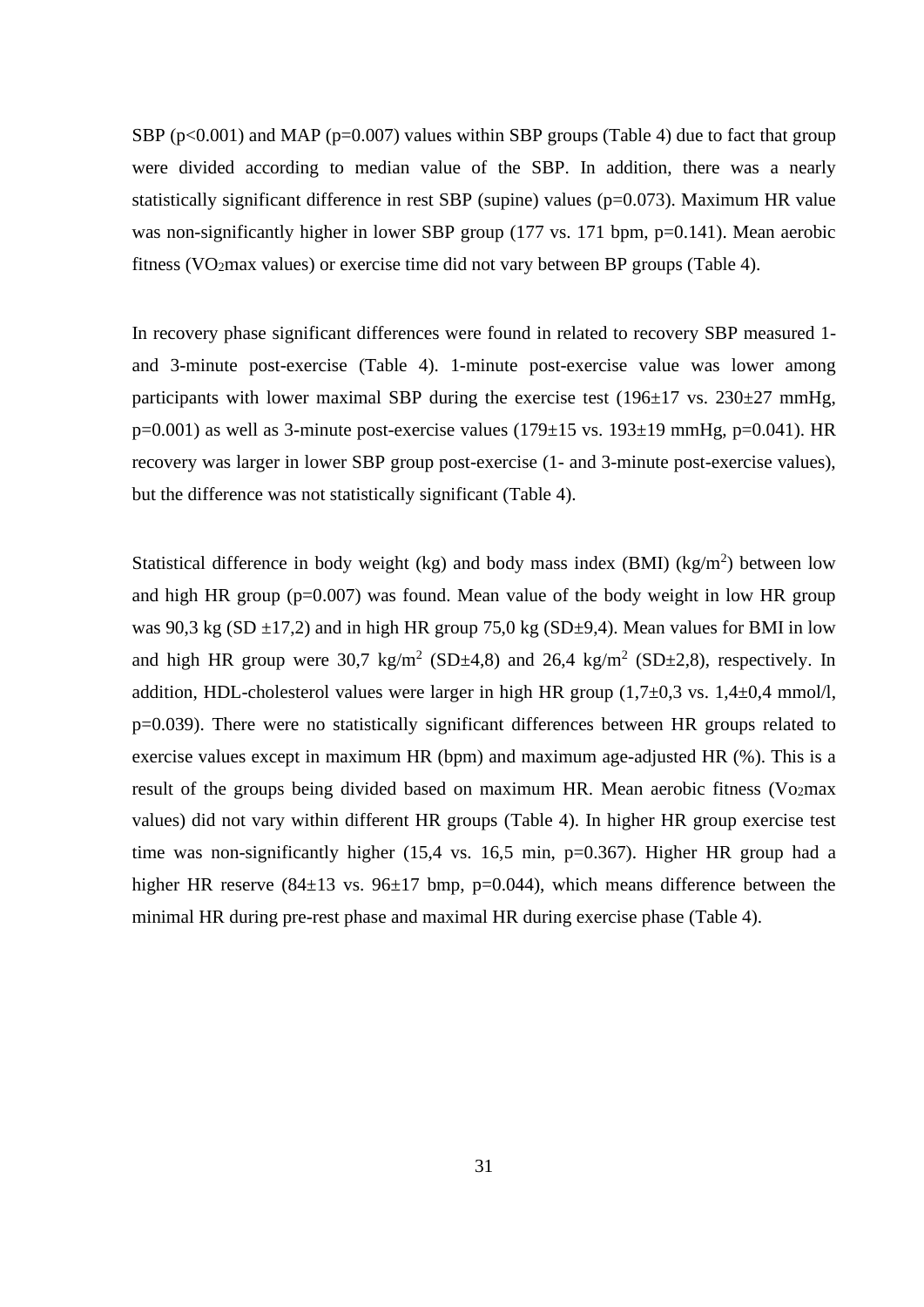SBP ($p<0.001$) and MAP ($p=0.007$) values within SBP groups (Table 4) due to fact that group were divided according to median value of the SBP. In addition, there was a nearly statistically significant difference in rest SBP (supine) values ($p=0.073$). Maximum HR value was non-significantly higher in lower SBP group (177 vs. 171 bpm, $p=0.141$). Mean aerobic fitness ($VO_2$max values) or exercise time did not vary between BP groups (Table 4).

In recovery phase significant differences were found in related to recovery SBP measured 1- and 3-minute post-exercise (Table 4). 1-minute post-exercise value was lower among participants with lower maximal SBP during the exercise test (196±17 vs. 230±27 mmHg, $p=0.001$) as well as 3-minute post-exercise values (179±15 vs. 193±19 mmHg, $p=0.041$). HR recovery was larger in lower SBP group post-exercise (1- and 3-minute post-exercise values), but the difference was not statistically significant (Table 4).

Statistical difference in body weight (kg) and body mass index (BMI) (kg/m$^2$) between low and high HR group ($p=0.007$) was found. Mean value of the body weight in low HR group was 90,3 kg (SD ±17,2) and in high HR group 75,0 kg (SD±9,4). Mean values for BMI in low and high HR group were 30,7 kg/m$^2$ (SD±4,8) and 26,4 kg/m$^2$ (SD±2,8), respectively. In addition, HDL-cholesterol values were larger in high HR group (1,7±0,3 vs. 1,4±0,4 mmol/l, $p=0.039$). There were no statistically significant differences between HR groups related to exercise values except in maximum HR (bpm) and maximum age-adjusted HR (%). This is a result of the groups being divided based on maximum HR. Mean aerobic fitness ($Vo_2$max values) did not vary within different HR groups (Table 4). In higher HR group exercise test time was non-significantly higher (15,4 vs. 16,5 min, $p=0.367$). Higher HR group had a higher HR reserve (84±13 vs. 96±17 bmp, $p=0.044$), which means difference between the minimal HR during pre-rest phase and maximal HR during exercise phase (Table 4).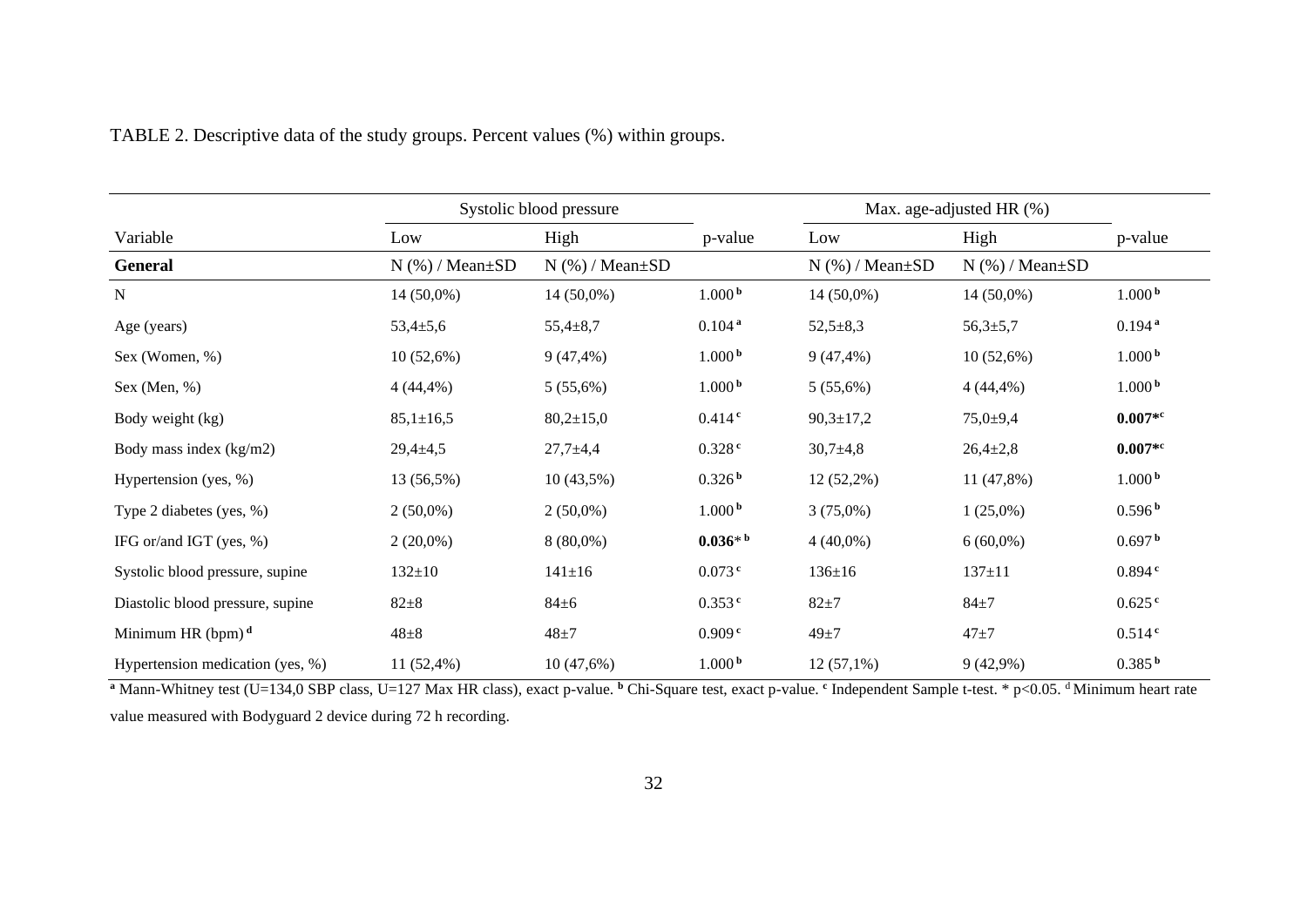TABLE 2. Descriptive data of the study groups. Percent values (%) within groups.

| | Systolic blood pressure | | | Max. age-adjusted HR (%) | | |
|---|---|---|---|---|---|---|
| Variable | Low | High | p-value | Low | High | p-value |
| **General** | N (%) / Mean±SD | N (%) / Mean±SD | | N (%) / Mean±SD | N (%) / Mean±SD | |
| N | 14 (50,0%) | 14 (50,0%) | 1.000 [b] | 14 (50,0%) | 14 (50,0%) | 1.000 [b] |
| Age (years) | 53,4±5,6 | 55,4±8,7 | 0.104 [a] | 52,5±8,3 | 56,3±5,7 | 0.194 [a] |
| Sex (Women, %) | 10 (52,6%) | 9 (47,4%) | 1.000 [b] | 9 (47,4%) | 10 (52,6%) | 1.000 [b] |
| Sex (Men, %) | 4 (44,4%) | 5 (55,6%) | 1.000 [b] | 5 (55,6%) | 4 (44,4%) | 1.000 [b] |
| Body weight (kg) | 85,1±16,5 | 80,2±15,0 | 0.414 [c] | 90,3±17,2 | 75,0±9,4 | **0.007*** [c] |
| Body mass index (kg/m2) | 29,4±4,5 | 27,7±4,4 | 0.328 [c] | 30,7±4,8 | 26,4±2,8 | **0.007*** [c] |
| Hypertension (yes, %) | 13 (56,5%) | 10 (43,5%) | 0.326 [b] | 12 (52,2%) | 11 (47,8%) | 1.000 [b] |
| Type 2 diabetes (yes, %) | 2 (50,0%) | 2 (50,0%) | 1.000 [b] | 3 (75,0%) | 1 (25,0%) | 0.596 [b] |
| IFG or/and IGT (yes, %) | 2 (20,0%) | 8 (80,0%) | **0.036*** [b] | 4 (40,0%) | 6 (60,0%) | 0.697 [b] |
| Systolic blood pressure, supine | 132±10 | 141±16 | 0.073 [c] | 136±16 | 137±11 | 0.894 [c] |
| Diastolic blood pressure, supine | 82±8 | 84±6 | 0.353 [c] | 82±7 | 84±7 | 0.625 [c] |
| Minimum HR (bpm) [d] | 48±8 | 48±7 | 0.909 [c] | 49±7 | 47±7 | 0.514 [c] |
| Hypertension medication (yes, %) | 11 (52,4%) | 10 (47,6%) | 1.000 [b] | 12 (57,1%) | 9 (42,9%) | 0.385 [b] |

[a] Mann-Whitney test (U=134,0 SBP class, U=127 Max HR class), exact p-value. [b] Chi-Square test, exact p-value. [c] Independent Sample t-test. * p<0.05. [d] Minimum heart rate value measured with Bodyguard 2 device during 72 h recording.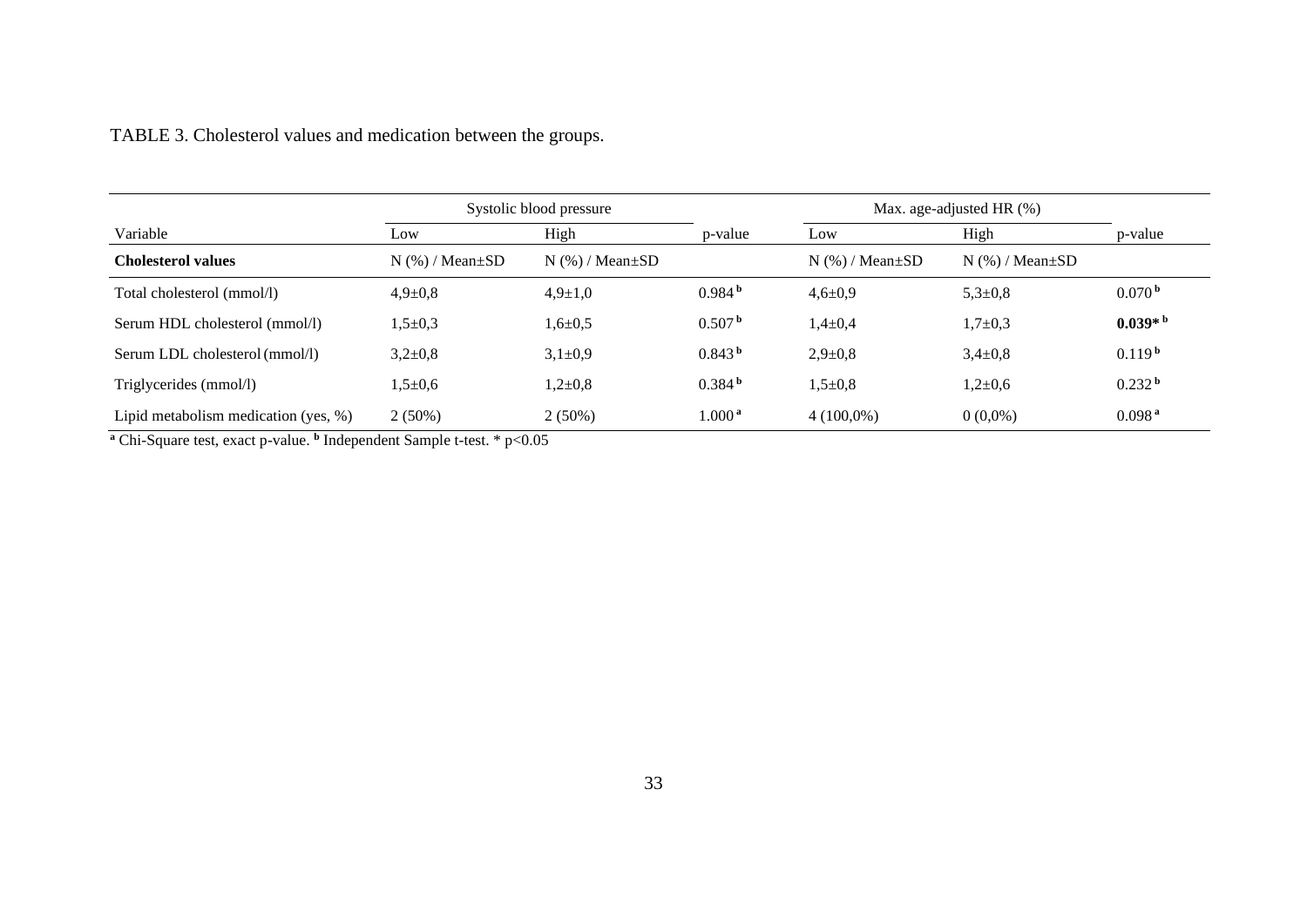TABLE 3. Cholesterol values and medication between the groups.

| | Systolic blood pressure | | | Max. age-adjusted HR (%) | | |
|---|---|---|---|---|---|---|
| Variable | Low | High | p-value | Low | High | p-value |
| **Cholesterol values** | N (%) / Mean±SD | N (%) / Mean±SD | | N (%) / Mean±SD | N (%) / Mean±SD | |
| Total cholesterol (mmol/l) | 4,9±0,8 | 4,9±1,0 | 0.984 [b] | 4,6±0,9 | 5,3±0,8 | 0.070 [b] |
| Serum HDL cholesterol (mmol/l) | 1,5±0,3 | 1,6±0,5 | 0.507 [b] | 1,4±0,4 | 1,7±0,3 | **0.039*** [b] |
| Serum LDL cholesterol (mmol/l) | 3,2±0,8 | 3,1±0,9 | 0.843 [b] | 2,9±0,8 | 3,4±0,8 | 0.119 [b] |
| Triglycerides (mmol/l) | 1,5±0,6 | 1,2±0,8 | 0.384 [b] | 1,5±0,8 | 1,2±0,6 | 0.232 [b] |
| Lipid metabolism medication (yes, %) | 2 (50%) | 2 (50%) | 1.000 [a] | 4 (100,0%) | 0 (0,0%) | 0.098 [a] |

[a] Chi-Square test, exact p-value. [b] Independent Sample t-test. * $p<0.05$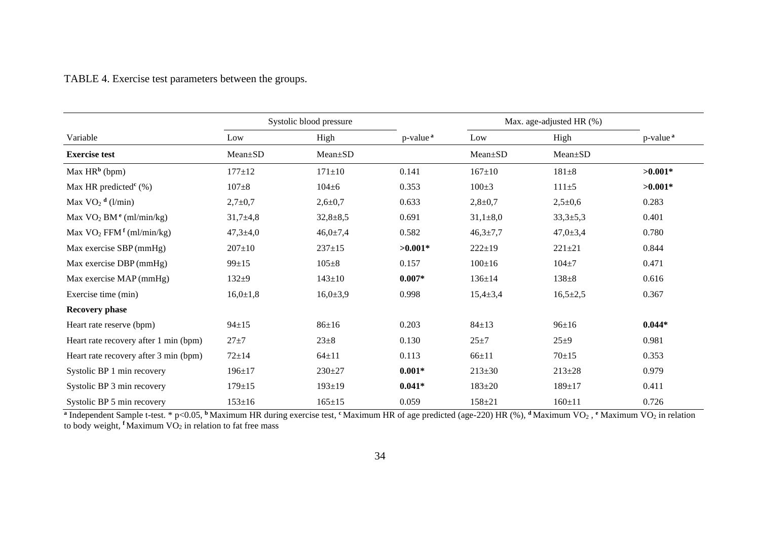TABLE 4. Exercise test parameters between the groups.

| | Systolic blood pressure | | | Max. age-adjusted HR (%) | | |
|---|---|---|---|---|---|---|
| Variable | Low | High | p-value [a] | Low | High | p-value [a] |
| **Exercise test** | Mean±SD | Mean±SD | | Mean±SD | Mean±SD | |
| Max HR [b] (bpm) | 177±12 | 171±10 | 0.141 | 167±10 | 181±8 | **>0.001*** |
| Max HR predicted [c] (%) | 107±8 | 104±6 | 0.353 | 100±3 | 111±5 | **>0.001*** |
| Max $VO_2$ [d] (l/min) | 2,7±0,7 | 2,6±0,7 | 0.633 | 2,8±0,7 | 2,5±0,6 | 0.283 |
| Max $VO_2$ BM [e] (ml/min/kg) | 31,7±4,8 | 32,8±8,5 | 0.691 | 31,1±8,0 | 33,3±5,3 | 0.401 |
| Max $VO_2$ FFM [f] (ml/min/kg) | 47,3±4,0 | 46,0±7,4 | 0.582 | 46,3±7,7 | 47,0±3,4 | 0.780 |
| Max exercise SBP (mmHg) | 207±10 | 237±15 | **>0.001*** | 222±19 | 221±21 | 0.844 |
| Max exercise DBP (mmHg) | 99±15 | 105±8 | 0.157 | 100±16 | 104±7 | 0.471 |
| Max exercise MAP (mmHg) | 132±9 | 143±10 | **0.007*** | 136±14 | 138±8 | 0.616 |
| Exercise time (min) | 16,0±1,8 | 16,0±3,9 | 0.998 | 15,4±3,4 | 16,5±2,5 | 0.367 |
| **Recovery phase** | | | | | | |
| Heart rate reserve (bpm) | 94±15 | 86±16 | 0.203 | 84±13 | 96±16 | **0.044*** |
| Heart rate recovery after 1 min (bpm) | 27±7 | 23±8 | 0.130 | 25±7 | 25±9 | 0.981 |
| Heart rate recovery after 3 min (bpm) | 72±14 | 64±11 | 0.113 | 66±11 | 70±15 | 0.353 |
| Systolic BP 1 min recovery | 196±17 | 230±27 | **0.001*** | 213±30 | 213±28 | 0.979 |
| Systolic BP 3 min recovery | 179±15 | 193±19 | **0.041*** | 183±20 | 189±17 | 0.411 |
| Systolic BP 5 min recovery | 153±16 | 165±15 | 0.059 | 158±21 | 160±11 | 0.726 |

[a] Independent Sample t-test. * $p<0.05$, [b] Maximum HR during exercise test, [c] Maximum HR of age predicted (age-220) HR (%), [d] Maximum $VO_2$ , [e] Maximum $VO_2$ in relation to body weight, [f] Maximum $VO_2$ in relation to fat free mass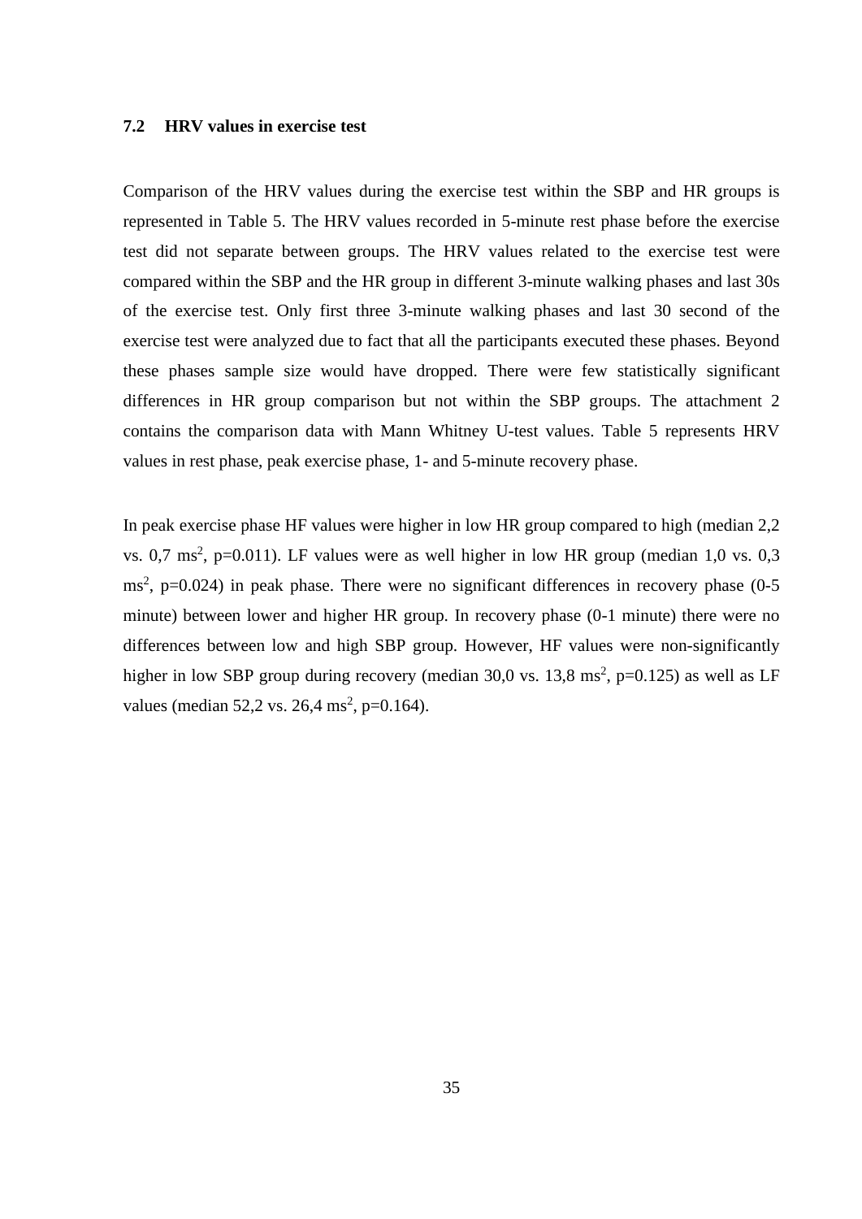## 7.2 HRV values in exercise test

Comparison of the HRV values during the exercise test within the SBP and HR groups is represented in Table 5. The HRV values recorded in 5-minute rest phase before the exercise test did not separate between groups. The HRV values related to the exercise test were compared within the SBP and the HR group in different 3-minute walking phases and last 30s of the exercise test. Only first three 3-minute walking phases and last 30 second of the exercise test were analyzed due to fact that all the participants executed these phases. Beyond these phases sample size would have dropped. There were few statistically significant differences in HR group comparison but not within the SBP groups. The attachment 2 contains the comparison data with Mann Whitney U-test values. Table 5 represents HRV values in rest phase, peak exercise phase, 1- and 5-minute recovery phase.

In peak exercise phase HF values were higher in low HR group compared to high (median 2,2 vs. 0,7 $ms^2$, p=0.011). LF values were as well higher in low HR group (median 1,0 vs. 0,3 $ms^2$, p=0.024) in peak phase. There were no significant differences in recovery phase (0-5 minute) between lower and higher HR group. In recovery phase (0-1 minute) there were no differences between low and high SBP group. However, HF values were non-significantly higher in low SBP group during recovery (median 30,0 vs. 13,8 $ms^2$, p=0.125) as well as LF values (median 52,2 vs. 26,4 $ms^2$, p=0.164).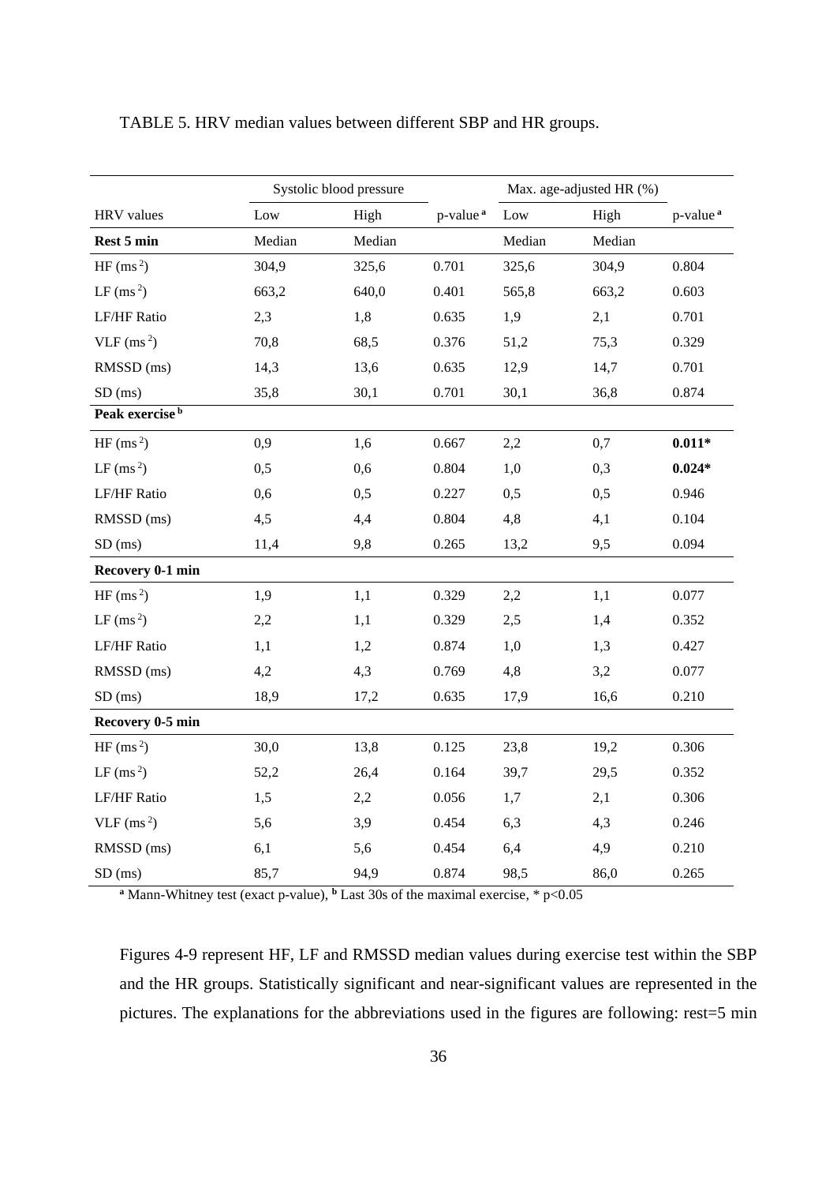TABLE 5. HRV median values between different SBP and HR groups.

| | Systolic blood pressure | | | Max. age-adjusted HR (%) | | |
|---|---|---|---|---|---|---|
| HRV values | Low | High | p-value [a] | Low | High | p-value [a] |
| **Rest 5 min** | Median | Median | | Median | Median | |
| HF ($ms^2$) | 304,9 | 325,6 | 0.701 | 325,6 | 304,9 | 0.804 |
| LF ($ms^2$) | 663,2 | 640,0 | 0.401 | 565,8 | 663,2 | 0.603 |
| LF/HF Ratio | 2,3 | 1,8 | 0.635 | 1,9 | 2,1 | 0.701 |
| VLF ($ms^2$) | 70,8 | 68,5 | 0.376 | 51,2 | 75,3 | 0.329 |
| RMSSD (ms) | 14,3 | 13,6 | 0.635 | 12,9 | 14,7 | 0.701 |
| SD (ms) | 35,8 | 30,1 | 0.701 | 30,1 | 36,8 | 0.874 |
| **Peak exercise [b]** | | | | | | |
| HF ($ms^2$) | 0,9 | 1,6 | 0.667 | 2,2 | 0,7 | **0.011*** |
| LF ($ms^2$) | 0,5 | 0,6 | 0.804 | 1,0 | 0,3 | **0.024*** |
| LF/HF Ratio | 0,6 | 0,5 | 0.227 | 0,5 | 0,5 | 0.946 |
| RMSSD (ms) | 4,5 | 4,4 | 0.804 | 4,8 | 4,1 | 0.104 |
| SD (ms) | 11,4 | 9,8 | 0.265 | 13,2 | 9,5 | 0.094 |
| **Recovery 0-1 min** | | | | | | |
| HF ($ms^2$) | 1,9 | 1,1 | 0.329 | 2,2 | 1,1 | 0.077 |
| LF ($ms^2$) | 2,2 | 1,1 | 0.329 | 2,5 | 1,4 | 0.352 |
| LF/HF Ratio | 1,1 | 1,2 | 0.874 | 1,0 | 1,3 | 0.427 |
| RMSSD (ms) | 4,2 | 4,3 | 0.769 | 4,8 | 3,2 | 0.077 |
| SD (ms) | 18,9 | 17,2 | 0.635 | 17,9 | 16,6 | 0.210 |
| **Recovery 0-5 min** | | | | | | |
| HF ($ms^2$) | 30,0 | 13,8 | 0.125 | 23,8 | 19,2 | 0.306 |
| LF ($ms^2$) | 52,2 | 26,4 | 0.164 | 39,7 | 29,5 | 0.352 |
| LF/HF Ratio | 1,5 | 2,2 | 0.056 | 1,7 | 2,1 | 0.306 |
| VLF ($ms^2$) | 5,6 | 3,9 | 0.454 | 6,3 | 4,3 | 0.246 |
| RMSSD (ms) | 6,1 | 5,6 | 0.454 | 6,4 | 4,9 | 0.210 |
| SD (ms) | 85,7 | 94,9 | 0.874 | 98,5 | 86,0 | 0.265 |

[a] Mann-Whitney test (exact p-value), [b] Last 30s of the maximal exercise, * $p<0.05$

Figures 4-9 represent HF, LF and RMSSD median values during exercise test within the SBP and the HR groups. Statistically significant and near-significant values are represented in the pictures. The explanations for the abbreviations used in the figures are following: rest=5 min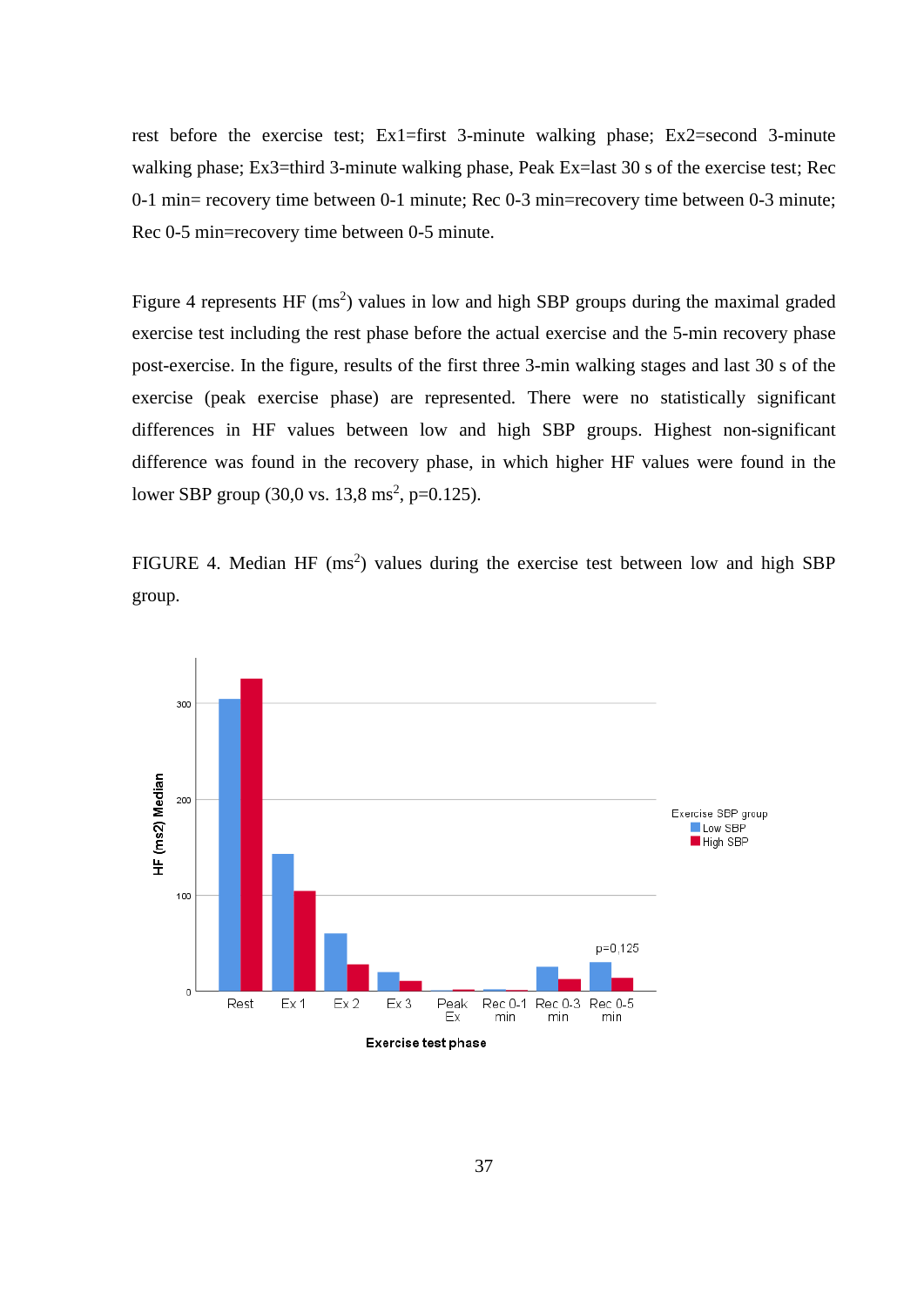rest before the exercise test; Ex1=first 3-minute walking phase; Ex2=second 3-minute walking phase; Ex3=third 3-minute walking phase, Peak Ex=last 30 s of the exercise test; Rec 0-1 min= recovery time between 0-1 minute; Rec 0-3 min=recovery time between 0-3 minute; Rec 0-5 min=recovery time between 0-5 minute.

Figure 4 represents HF ($ms^2$) values in low and high SBP groups during the maximal graded exercise test including the rest phase before the actual exercise and the 5-min recovery phase post-exercise. In the figure, results of the first three 3-min walking stages and last 30 s of the exercise (peak exercise phase) are represented. There were no statistically significant differences in HF values between low and high SBP groups. Highest non-significant difference was found in the recovery phase, in which higher HF values were found in the lower SBP group (30,0 vs. 13,8 $ms^2$, p=0.125).

FIGURE 4. Median HF ($ms^2$) values during the exercise test between low and high SBP group.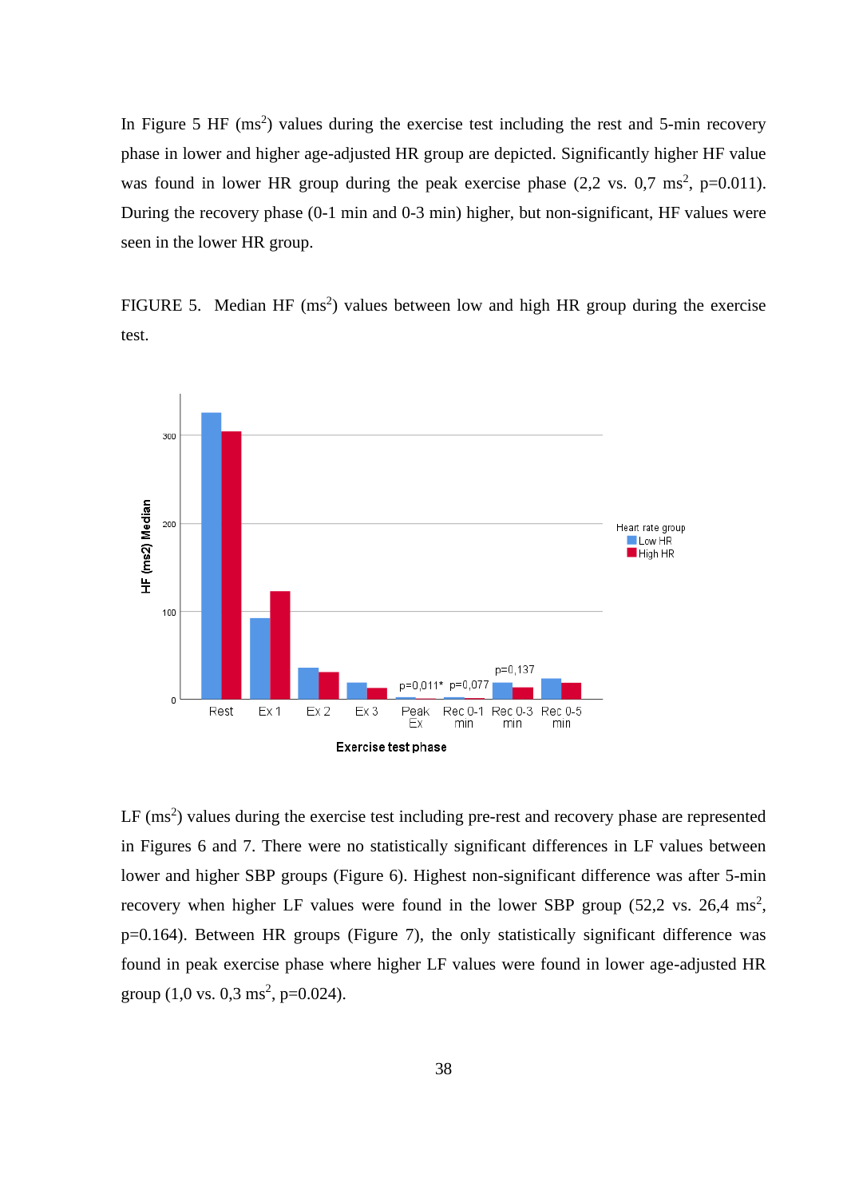In Figure 5 HF ($ms^2$) values during the exercise test including the rest and 5-min recovery phase in lower and higher age-adjusted HR group are depicted. Significantly higher HF value was found in lower HR group during the peak exercise phase (2,2 vs. 0,7 $ms^2$, p=0.011). During the recovery phase (0-1 min and 0-3 min) higher, but non-significant, HF values were seen in the lower HR group.

FIGURE 5. Median HF ($ms^2$) values between low and high HR group during the exercise test.

LF ($ms^2$) values during the exercise test including pre-rest and recovery phase are represented in Figures 6 and 7. There were no statistically significant differences in LF values between lower and higher SBP groups (Figure 6). Highest non-significant difference was after 5-min recovery when higher LF values were found in the lower SBP group (52,2 vs. 26,4 $ms^2$, p=0.164). Between HR groups (Figure 7), the only statistically significant difference was found in peak exercise phase where higher LF values were found in lower age-adjusted HR group (1,0 vs. 0,3 $ms^2$, p=0.024).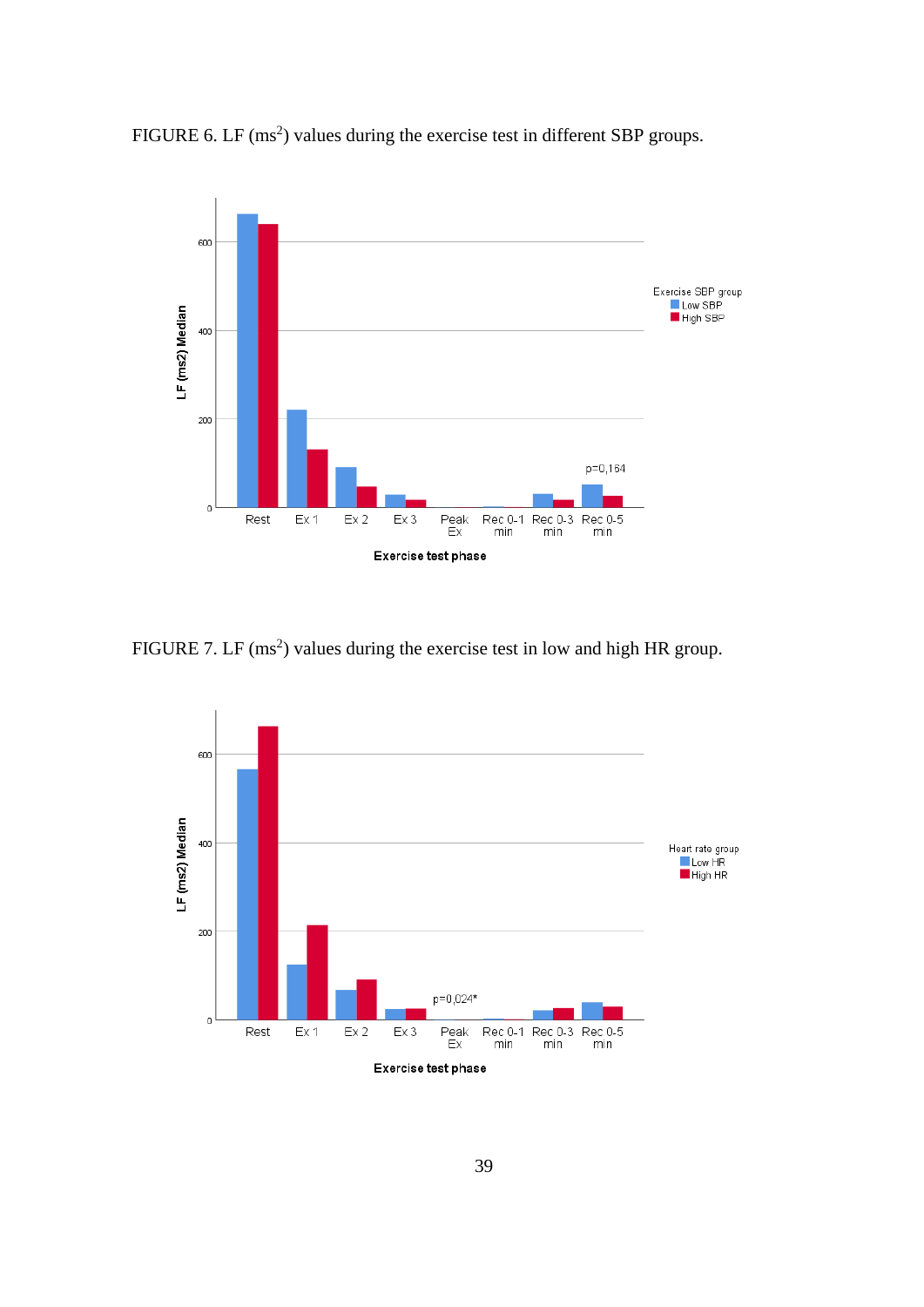FIGURE 6. LF ($ms^2$) values during the exercise test in different SBP groups.

FIGURE 7. LF ($ms^2$) values during the exercise test in low and high HR group.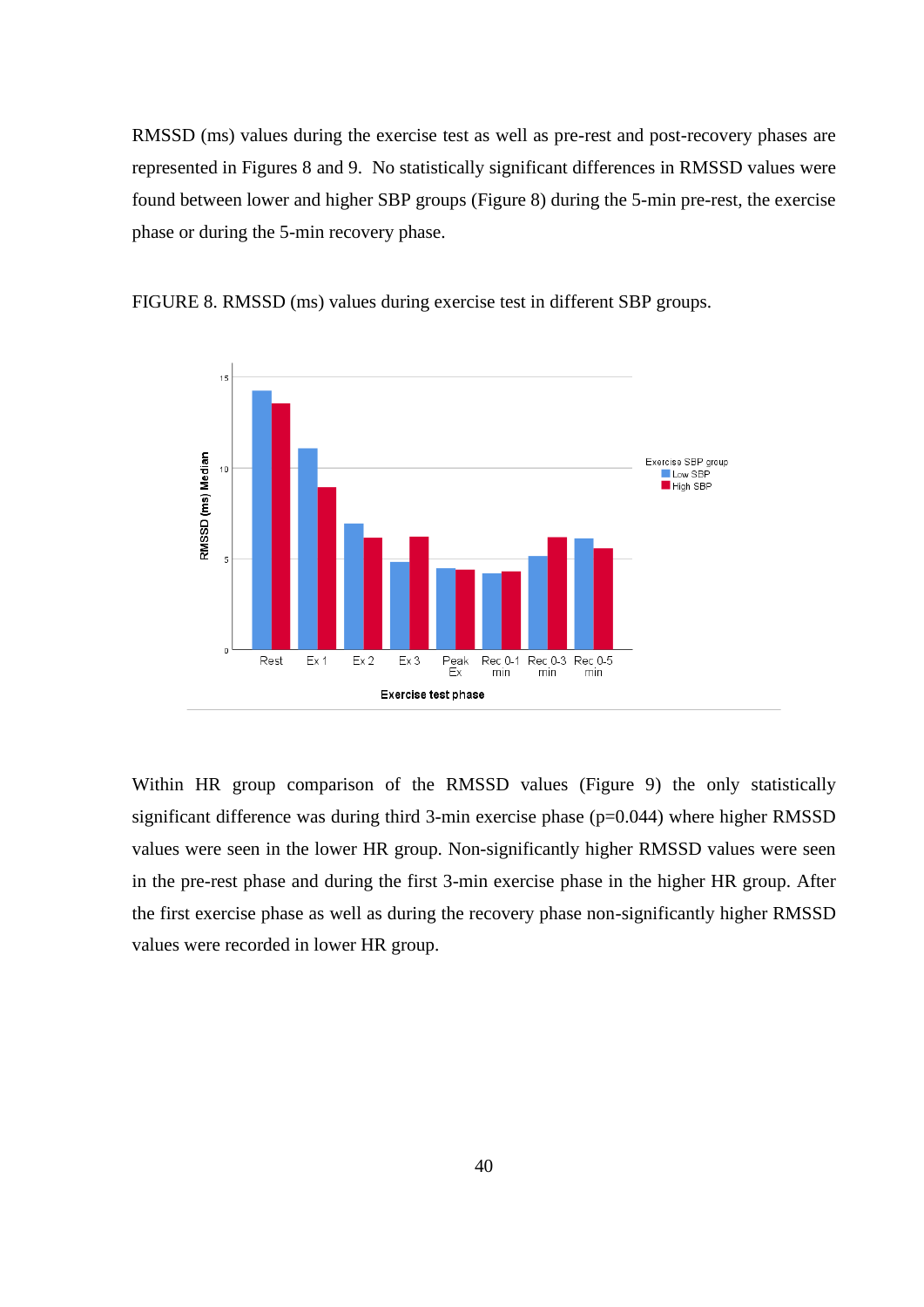RMSSD (ms) values during the exercise test as well as pre-rest and post-recovery phases are represented in Figures 8 and 9. No statistically significant differences in RMSSD values were found between lower and higher SBP groups (Figure 8) during the 5-min pre-rest, the exercise phase or during the 5-min recovery phase.

FIGURE 8. RMSSD (ms) values during exercise test in different SBP groups.

Within HR group comparison of the RMSSD values (Figure 9) the only statistically significant difference was during third 3-min exercise phase (p=0.044) where higher RMSSD values were seen in the lower HR group. Non-significantly higher RMSSD values were seen in the pre-rest phase and during the first 3-min exercise phase in the higher HR group. After the first exercise phase as well as during the recovery phase non-significantly higher RMSSD values were recorded in lower HR group.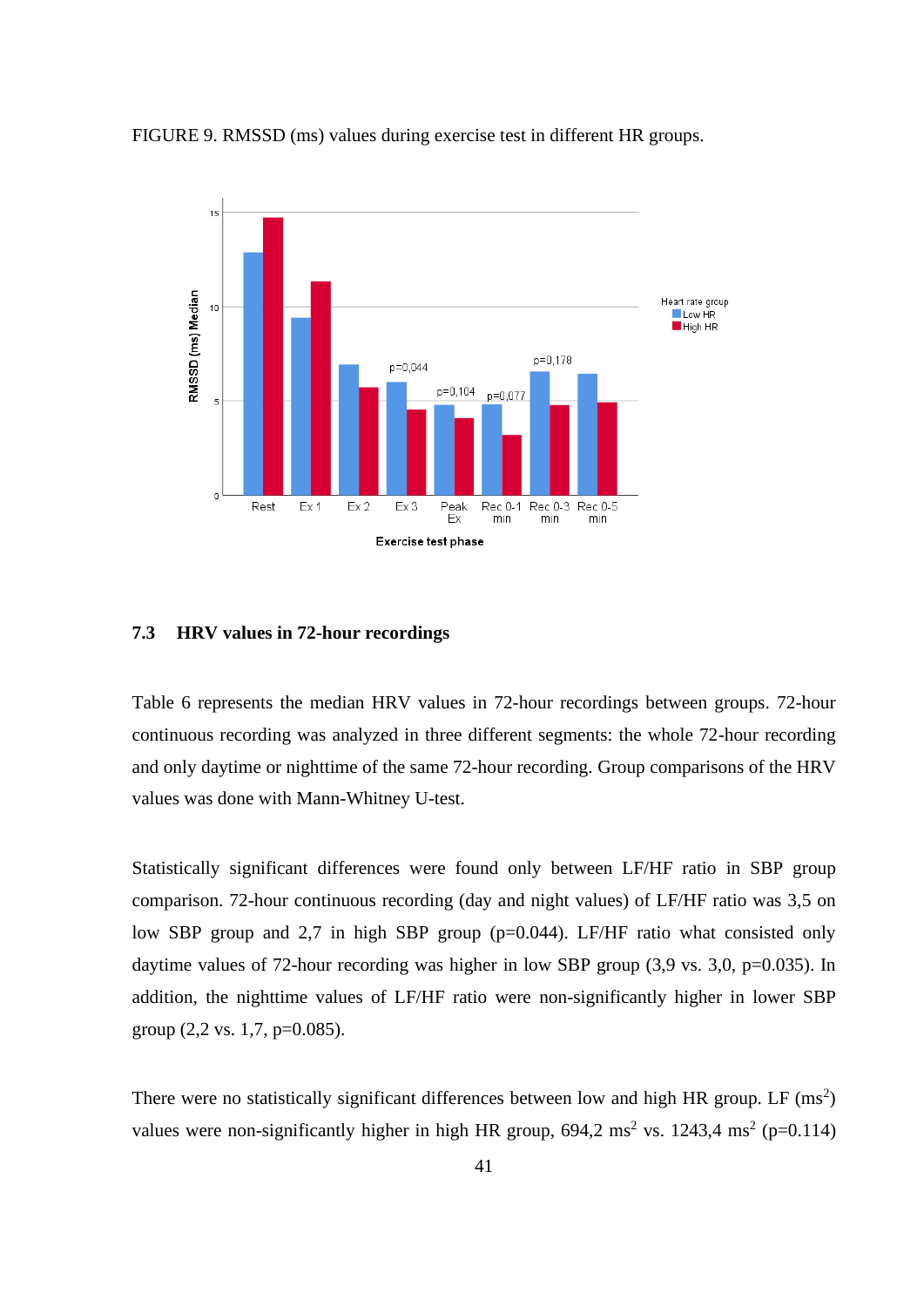FIGURE 9. RMSSD (ms) values during exercise test in different HR groups.

### 7.3 HRV values in 72-hour recordings

Table 6 represents the median HRV values in 72-hour recordings between groups. 72-hour continuous recording was analyzed in three different segments: the whole 72-hour recording and only daytime or nighttime of the same 72-hour recording. Group comparisons of the HRV values was done with Mann-Whitney U-test.

Statistically significant differences were found only between LF/HF ratio in SBP group comparison. 72-hour continuous recording (day and night values) of LF/HF ratio was 3,5 on low SBP group and 2,7 in high SBP group (p=0.044). LF/HF ratio what consisted only daytime values of 72-hour recording was higher in low SBP group (3,9 vs. 3,0, p=0.035). In addition, the nighttime values of LF/HF ratio were non-significantly higher in lower SBP group (2,2 vs. 1,7, p=0.085).

There were no statistically significant differences between low and high HR group. LF ($ms^2$) values were non-significantly higher in high HR group, 694,2 $ms^2$ vs. 1243,4 $ms^2$ (p=0.114)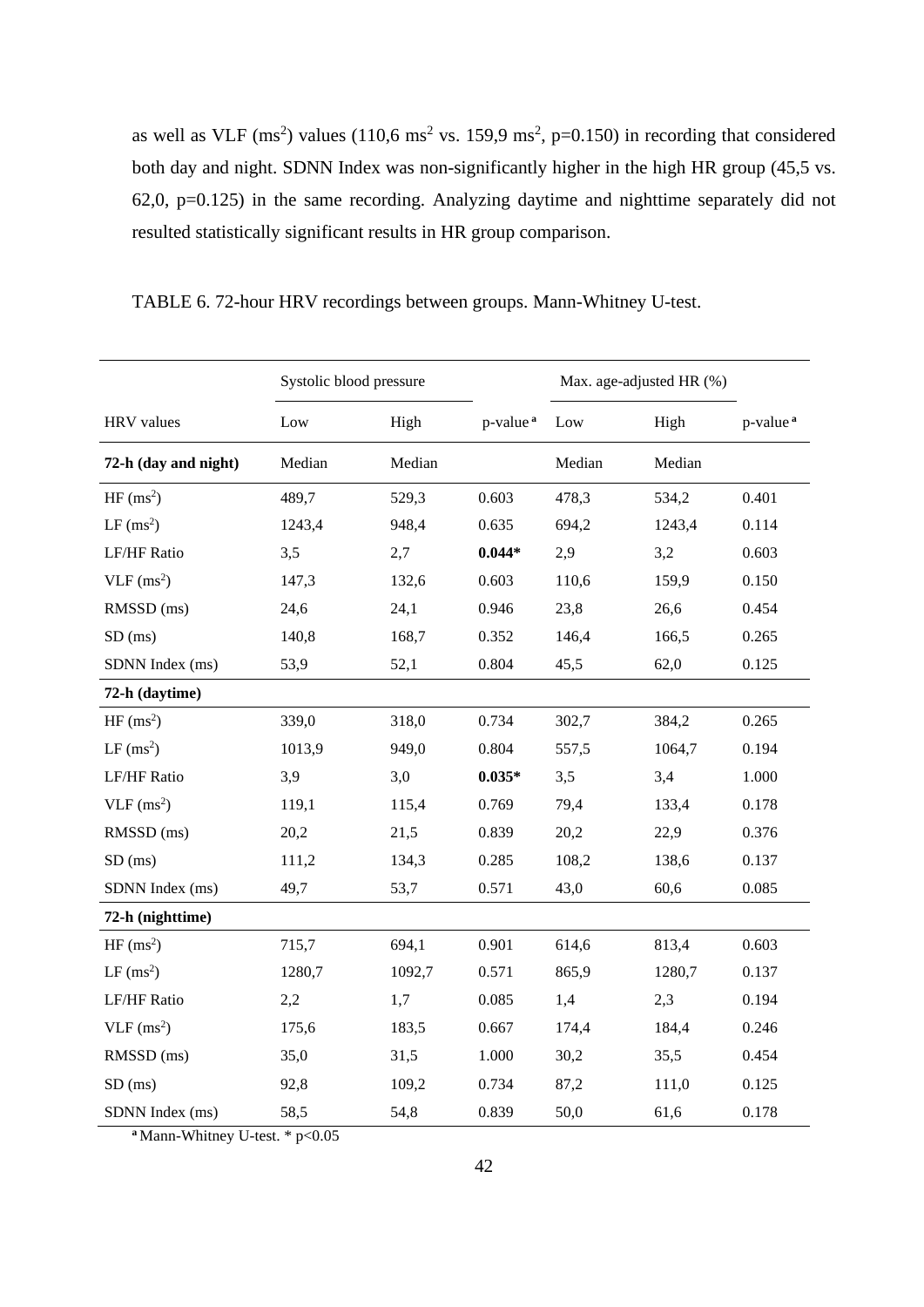as well as VLF ($ms^2$) values (110,6 $ms^2$ vs. 159,9 $ms^2$, p=0.150) in recording that considered both day and night. SDNN Index was non-significantly higher in the high HR group (45,5 vs. 62,0, p=0.125) in the same recording. Analyzing daytime and nighttime separately did not resulted statistically significant results in HR group comparison.

TABLE 6. 72-hour HRV recordings between groups. Mann-Whitney U-test.

| | Systolic blood pressure | | | Max. age-adjusted HR (%) | | |
|---|---|---|---|---|---|---|
| HRV values | Low | High | p-value [a] | Low | High | p-value [a] |
| **72-h (day and night)** | Median | Median | | Median | Median | |
| HF ($ms^2$) | 489,7 | 529,3 | 0.603 | 478,3 | 534,2 | 0.401 |
| LF ($ms^2$) | 1243,4 | 948,4 | 0.635 | 694,2 | 1243,4 | 0.114 |
| LF/HF Ratio | 3,5 | 2,7 | **0.044*** | 2,9 | 3,2 | 0.603 |
| VLF ($ms^2$) | 147,3 | 132,6 | 0.603 | 110,6 | 159,9 | 0.150 |
| RMSSD (ms) | 24,6 | 24,1 | 0.946 | 23,8 | 26,6 | 0.454 |
| SD (ms) | 140,8 | 168,7 | 0.352 | 146,4 | 166,5 | 0.265 |
| SDNN Index (ms) | 53,9 | 52,1 | 0.804 | 45,5 | 62,0 | 0.125 |
| **72-h (daytime)** | | | | | | |
| HF ($ms^2$) | 339,0 | 318,0 | 0.734 | 302,7 | 384,2 | 0.265 |
| LF ($ms^2$) | 1013,9 | 949,0 | 0.804 | 557,5 | 1064,7 | 0.194 |
| LF/HF Ratio | 3,9 | 3,0 | **0.035*** | 3,5 | 3,4 | 1.000 |
| VLF ($ms^2$) | 119,1 | 115,4 | 0.769 | 79,4 | 133,4 | 0.178 |
| RMSSD (ms) | 20,2 | 21,5 | 0.839 | 20,2 | 22,9 | 0.376 |
| SD (ms) | 111,2 | 134,3 | 0.285 | 108,2 | 138,6 | 0.137 |
| SDNN Index (ms) | 49,7 | 53,7 | 0.571 | 43,0 | 60,6 | 0.085 |
| **72-h (nighttime)** | | | | | | |
| HF ($ms^2$) | 715,7 | 694,1 | 0.901 | 614,6 | 813,4 | 0.603 |
| LF ($ms^2$) | 1280,7 | 1092,7 | 0.571 | 865,9 | 1280,7 | 0.137 |
| LF/HF Ratio | 2,2 | 1,7 | 0.085 | 1,4 | 2,3 | 0.194 |
| VLF ($ms^2$) | 175,6 | 183,5 | 0.667 | 174,4 | 184,4 | 0.246 |
| RMSSD (ms) | 35,0 | 31,5 | 1.000 | 30,2 | 35,5 | 0.454 |
| SD (ms) | 92,8 | 109,2 | 0.734 | 87,2 | 111,0 | 0.125 |
| SDNN Index (ms) | 58,5 | 54,8 | 0.839 | 50,0 | 61,6 | 0.178 |

[a] Mann-Whitney U-test. * $p<0.05$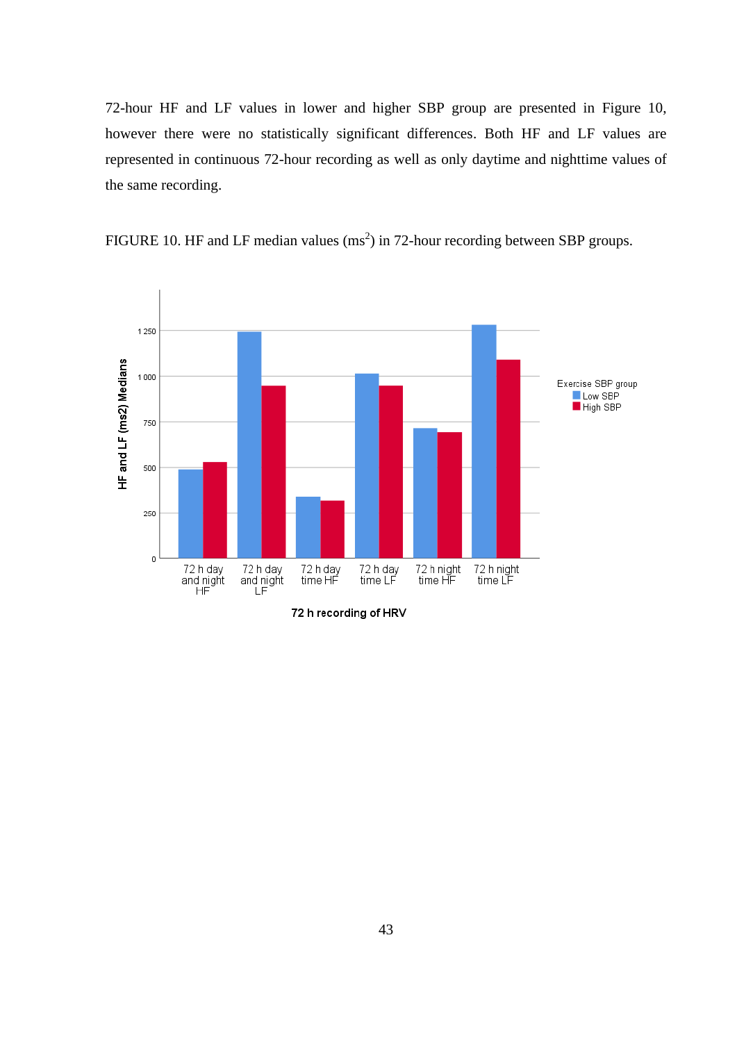72-hour HF and LF values in lower and higher SBP group are presented in Figure 10, however there were no statistically significant differences. Both HF and LF values are represented in continuous 72-hour recording as well as only daytime and nighttime values of the same recording.

FIGURE 10. HF and LF median values ($ms^2$) in 72-hour recording between SBP groups.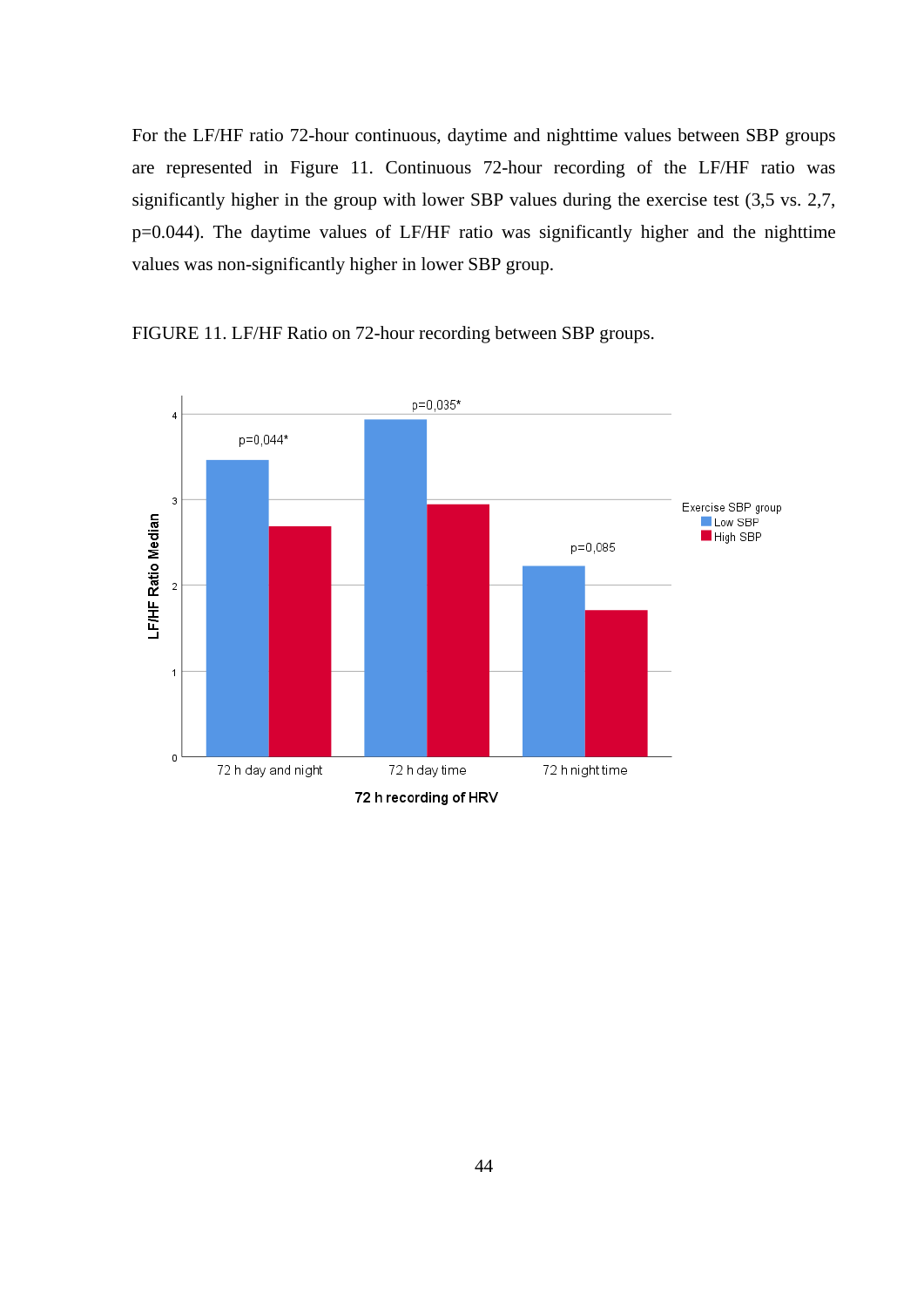For the LF/HF ratio 72-hour continuous, daytime and nighttime values between SBP groups are represented in Figure 11. Continuous 72-hour recording of the LF/HF ratio was significantly higher in the group with lower SBP values during the exercise test (3,5 vs. 2,7, p=0.044). The daytime values of LF/HF ratio was significantly higher and the nighttime values was non-significantly higher in lower SBP group.

FIGURE 11. LF/HF Ratio on 72-hour recording between SBP groups.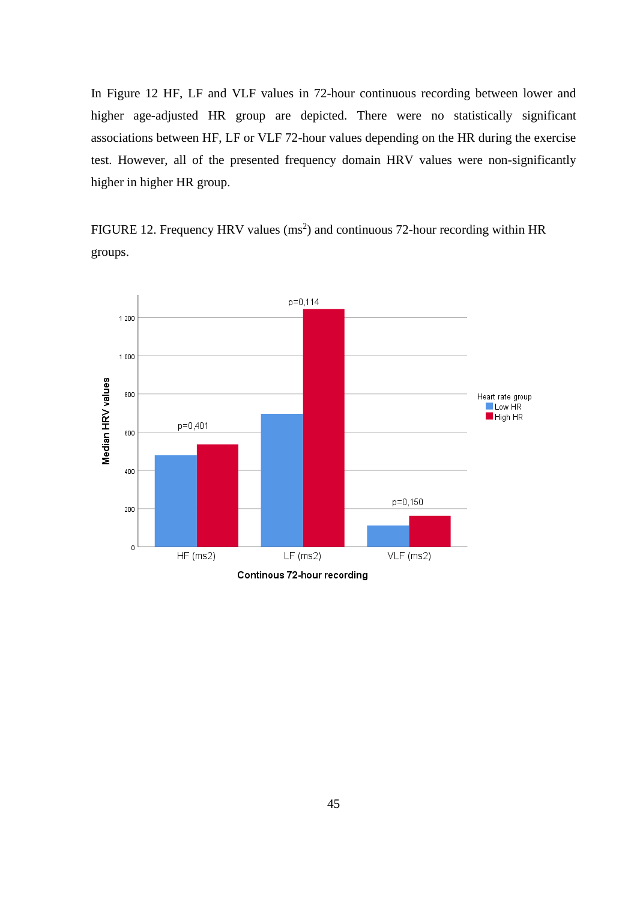In Figure 12 HF, LF and VLF values in 72-hour continuous recording between lower and higher age-adjusted HR group are depicted. There were no statistically significant associations between HF, LF or VLF 72-hour values depending on the HR during the exercise test. However, all of the presented frequency domain HRV values were non-significantly higher in higher HR group.

FIGURE 12. Frequency HRV values ($ms^2$) and continuous 72-hour recording within HR groups.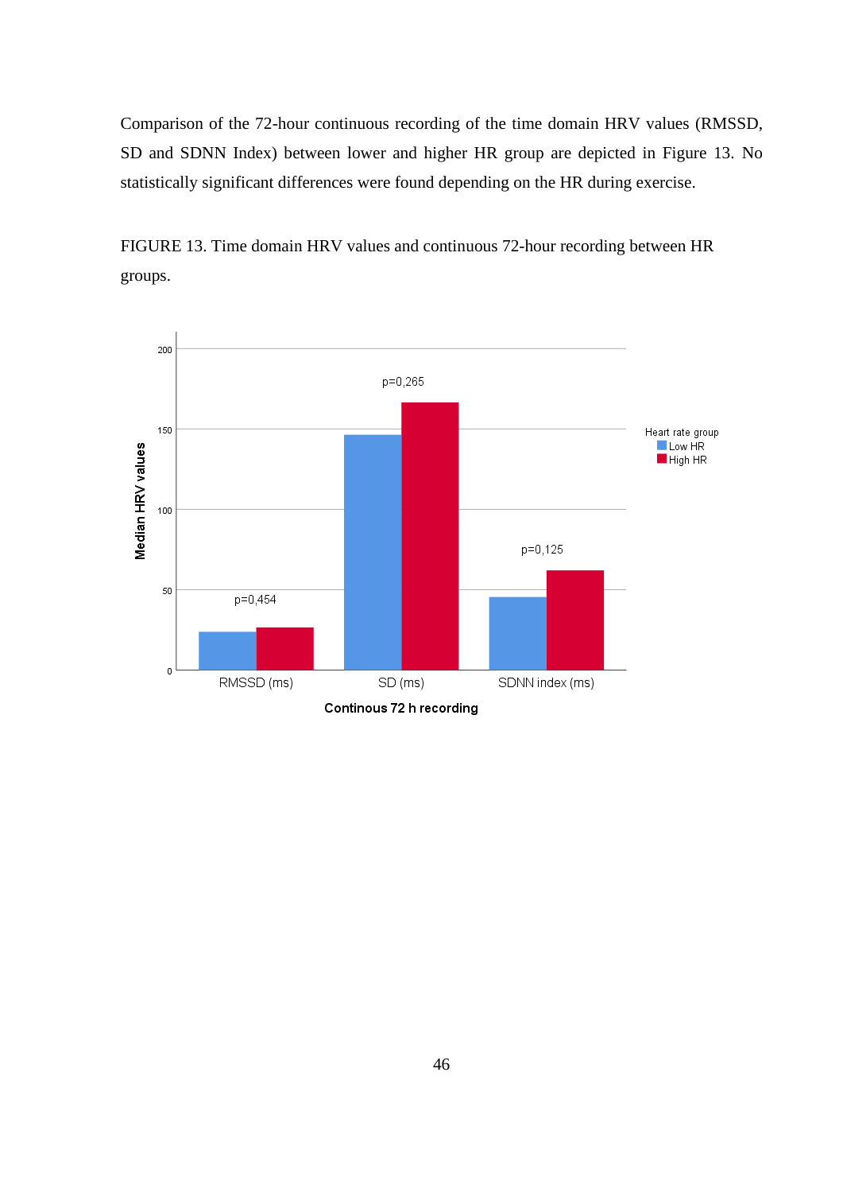Comparison of the 72-hour continuous recording of the time domain HRV values (RMSSD, SD and SDNN Index) between lower and higher HR group are depicted in Figure 13. No statistically significant differences were found depending on the HR during exercise.

FIGURE 13. Time domain HRV values and continuous 72-hour recording between HR groups.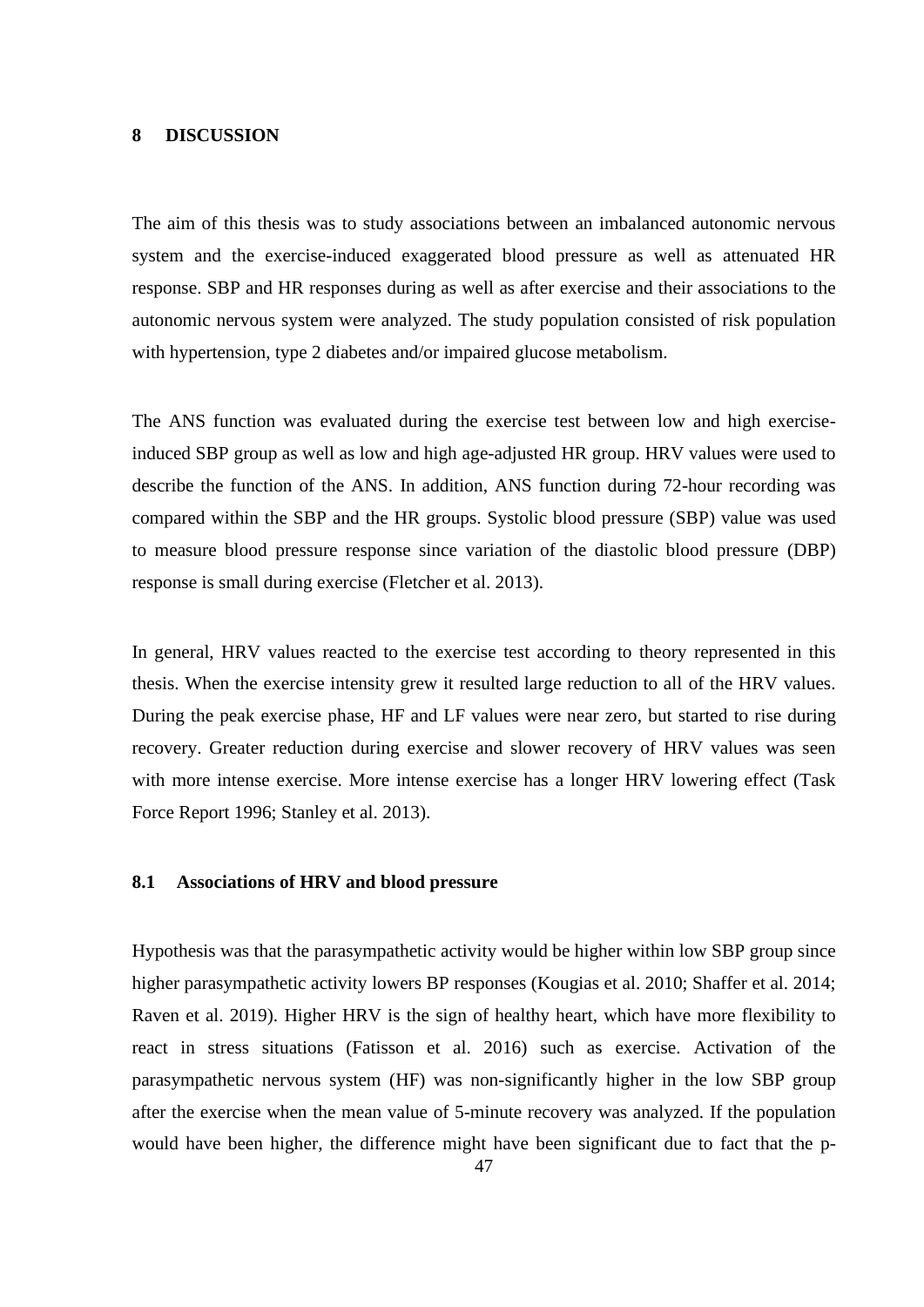# 8 DISCUSSION

The aim of this thesis was to study associations between an imbalanced autonomic nervous system and the exercise-induced exaggerated blood pressure as well as attenuated HR response. SBP and HR responses during as well as after exercise and their associations to the autonomic nervous system were analyzed. The study population consisted of risk population with hypertension, type 2 diabetes and/or impaired glucose metabolism.

The ANS function was evaluated during the exercise test between low and high exercise-induced SBP group as well as low and high age-adjusted HR group. HRV values were used to describe the function of the ANS. In addition, ANS function during 72-hour recording was compared within the SBP and the HR groups. Systolic blood pressure (SBP) value was used to measure blood pressure response since variation of the diastolic blood pressure (DBP) response is small during exercise (Fletcher et al. 2013).

In general, HRV values reacted to the exercise test according to theory represented in this thesis. When the exercise intensity grew it resulted large reduction to all of the HRV values. During the peak exercise phase, HF and LF values were near zero, but started to rise during recovery. Greater reduction during exercise and slower recovery of HRV values was seen with more intense exercise. More intense exercise has a longer HRV lowering effect (Task Force Report 1996; Stanley et al. 2013).

## 8.1 Associations of HRV and blood pressure

Hypothesis was that the parasympathetic activity would be higher within low SBP group since higher parasympathetic activity lowers BP responses (Kougias et al. 2010; Shaffer et al. 2014; Raven et al. 2019). Higher HRV is the sign of healthy heart, which have more flexibility to react in stress situations (Fatisson et al. 2016) such as exercise. Activation of the parasympathetic nervous system (HF) was non-significantly higher in the low SBP group after the exercise when the mean value of 5-minute recovery was analyzed. If the population would have been higher, the difference might have been significant due to fact that the p-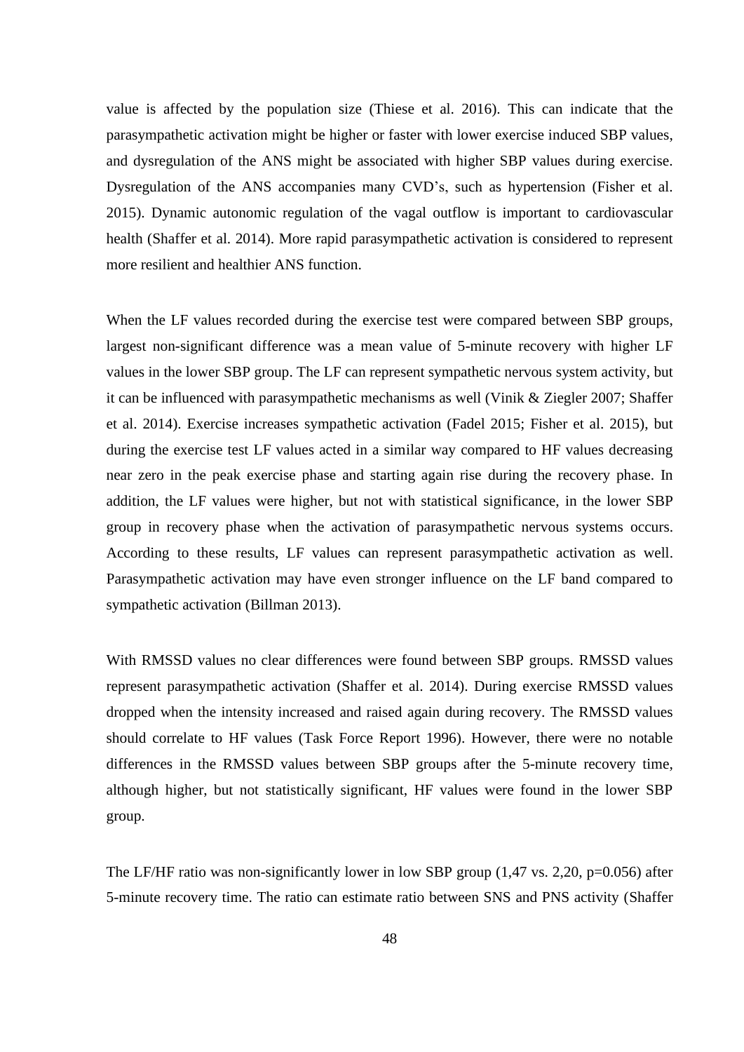value is affected by the population size (Thiese et al. 2016). This can indicate that the parasympathetic activation might be higher or faster with lower exercise induced SBP values, and dysregulation of the ANS might be associated with higher SBP values during exercise. Dysregulation of the ANS accompanies many CVD's, such as hypertension (Fisher et al. 2015). Dynamic autonomic regulation of the vagal outflow is important to cardiovascular health (Shaffer et al. 2014). More rapid parasympathetic activation is considered to represent more resilient and healthier ANS function.

When the LF values recorded during the exercise test were compared between SBP groups, largest non-significant difference was a mean value of 5-minute recovery with higher LF values in the lower SBP group. The LF can represent sympathetic nervous system activity, but it can be influenced with parasympathetic mechanisms as well (Vinik & Ziegler 2007; Shaffer et al. 2014). Exercise increases sympathetic activation (Fadel 2015; Fisher et al. 2015), but during the exercise test LF values acted in a similar way compared to HF values decreasing near zero in the peak exercise phase and starting again rise during the recovery phase. In addition, the LF values were higher, but not with statistical significance, in the lower SBP group in recovery phase when the activation of parasympathetic nervous systems occurs. According to these results, LF values can represent parasympathetic activation as well. Parasympathetic activation may have even stronger influence on the LF band compared to sympathetic activation (Billman 2013).

With RMSSD values no clear differences were found between SBP groups. RMSSD values represent parasympathetic activation (Shaffer et al. 2014). During exercise RMSSD values dropped when the intensity increased and raised again during recovery. The RMSSD values should correlate to HF values (Task Force Report 1996). However, there were no notable differences in the RMSSD values between SBP groups after the 5-minute recovery time, although higher, but not statistically significant, HF values were found in the lower SBP group.

The LF/HF ratio was non-significantly lower in low SBP group (1,47 vs. 2,20, p=0.056) after 5-minute recovery time. The ratio can estimate ratio between SNS and PNS activity (Shaffer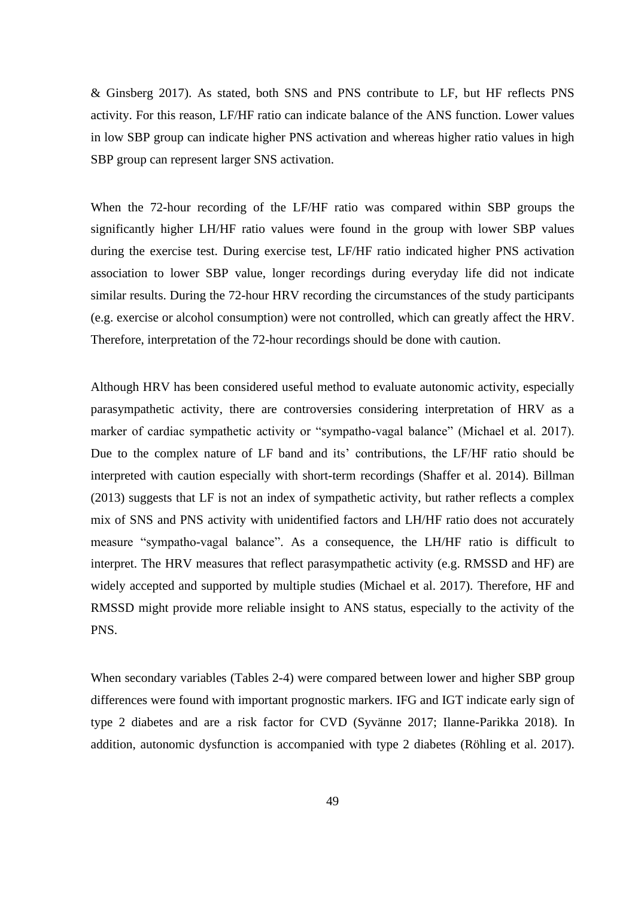& Ginsberg 2017). As stated, both SNS and PNS contribute to LF, but HF reflects PNS activity. For this reason, LF/HF ratio can indicate balance of the ANS function. Lower values in low SBP group can indicate higher PNS activation and whereas higher ratio values in high SBP group can represent larger SNS activation.

When the 72-hour recording of the LF/HF ratio was compared within SBP groups the significantly higher LH/HF ratio values were found in the group with lower SBP values during the exercise test. During exercise test, LF/HF ratio indicated higher PNS activation association to lower SBP value, longer recordings during everyday life did not indicate similar results. During the 72-hour HRV recording the circumstances of the study participants (e.g. exercise or alcohol consumption) were not controlled, which can greatly affect the HRV. Therefore, interpretation of the 72-hour recordings should be done with caution.

Although HRV has been considered useful method to evaluate autonomic activity, especially parasympathetic activity, there are controversies considering interpretation of HRV as a marker of cardiac sympathetic activity or "sympatho-vagal balance" (Michael et al. 2017). Due to the complex nature of LF band and its' contributions, the LF/HF ratio should be interpreted with caution especially with short-term recordings (Shaffer et al. 2014). Billman (2013) suggests that LF is not an index of sympathetic activity, but rather reflects a complex mix of SNS and PNS activity with unidentified factors and LH/HF ratio does not accurately measure "sympatho-vagal balance". As a consequence, the LH/HF ratio is difficult to interpret. The HRV measures that reflect parasympathetic activity (e.g. RMSSD and HF) are widely accepted and supported by multiple studies (Michael et al. 2017). Therefore, HF and RMSSD might provide more reliable insight to ANS status, especially to the activity of the PNS.

When secondary variables (Tables 2-4) were compared between lower and higher SBP group differences were found with important prognostic markers. IFG and IGT indicate early sign of type 2 diabetes and are a risk factor for CVD (Syvänne 2017; Ilanne-Parikka 2018). In addition, autonomic dysfunction is accompanied with type 2 diabetes (Röhling et al. 2017).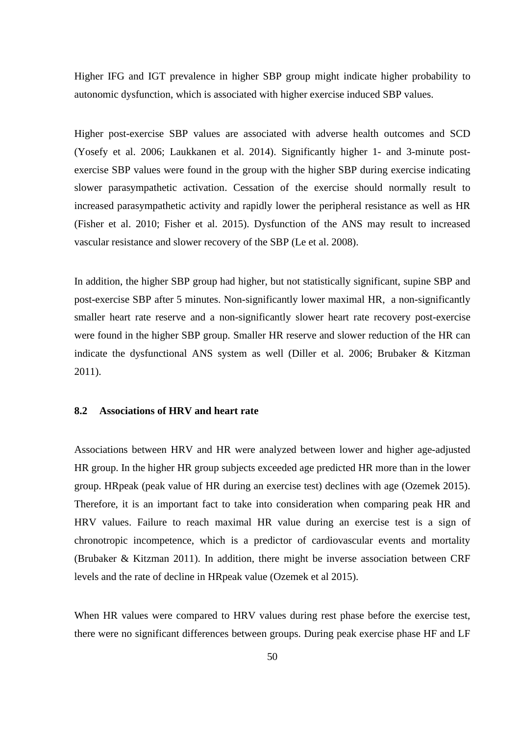Higher IFG and IGT prevalence in higher SBP group might indicate higher probability to autonomic dysfunction, which is associated with higher exercise induced SBP values.

Higher post-exercise SBP values are associated with adverse health outcomes and SCD (Yosefy et al. 2006; Laukkanen et al. 2014). Significantly higher 1- and 3-minute post-exercise SBP values were found in the group with the higher SBP during exercise indicating slower parasympathetic activation. Cessation of the exercise should normally result to increased parasympathetic activity and rapidly lower the peripheral resistance as well as HR (Fisher et al. 2010; Fisher et al. 2015). Dysfunction of the ANS may result to increased vascular resistance and slower recovery of the SBP (Le et al. 2008).

In addition, the higher SBP group had higher, but not statistically significant, supine SBP and post-exercise SBP after 5 minutes. Non-significantly lower maximal HR, a non-significantly smaller heart rate reserve and a non-significantly slower heart rate recovery post-exercise were found in the higher SBP group. Smaller HR reserve and slower reduction of the HR can indicate the dysfunctional ANS system as well (Diller et al. 2006; Brubaker & Kitzman 2011).

## 8.2 Associations of HRV and heart rate

Associations between HRV and HR were analyzed between lower and higher age-adjusted HR group. In the higher HR group subjects exceeded age predicted HR more than in the lower group. HRpeak (peak value of HR during an exercise test) declines with age (Ozemek 2015). Therefore, it is an important fact to take into consideration when comparing peak HR and HRV values. Failure to reach maximal HR value during an exercise test is a sign of chronotropic incompetence, which is a predictor of cardiovascular events and mortality (Brubaker & Kitzman 2011). In addition, there might be inverse association between CRF levels and the rate of decline in HRpeak value (Ozemek et al 2015).

When HR values were compared to HRV values during rest phase before the exercise test, there were no significant differences between groups. During peak exercise phase HF and LF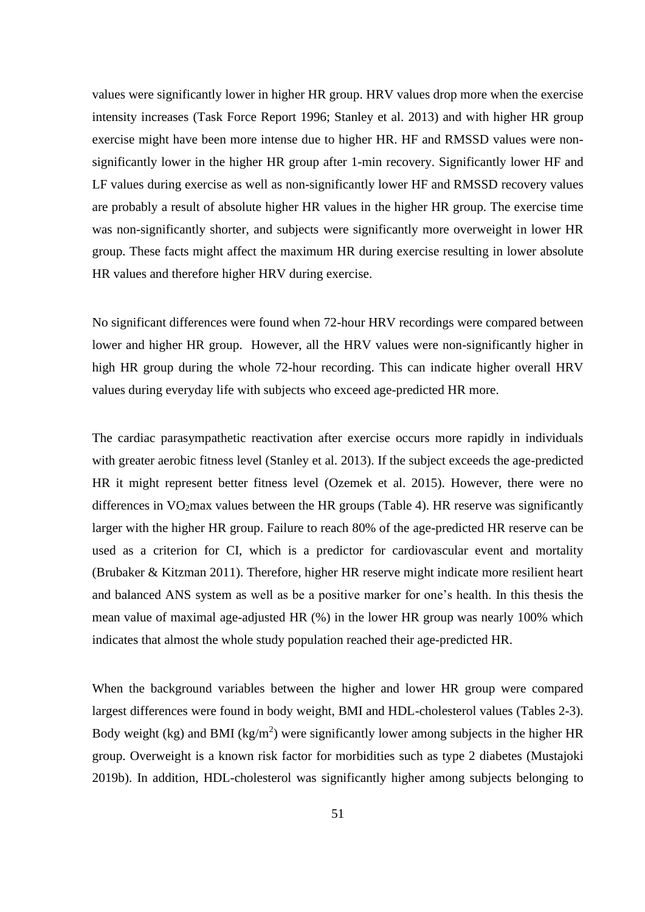values were significantly lower in higher HR group. HRV values drop more when the exercise intensity increases (Task Force Report 1996; Stanley et al. 2013) and with higher HR group exercise might have been more intense due to higher HR. HF and RMSSD values were non-significantly lower in the higher HR group after 1-min recovery. Significantly lower HF and LF values during exercise as well as non-significantly lower HF and RMSSD recovery values are probably a result of absolute higher HR values in the higher HR group. The exercise time was non-significantly shorter, and subjects were significantly more overweight in lower HR group. These facts might affect the maximum HR during exercise resulting in lower absolute HR values and therefore higher HRV during exercise.

No significant differences were found when 72-hour HRV recordings were compared between lower and higher HR group. However, all the HRV values were non-significantly higher in high HR group during the whole 72-hour recording. This can indicate higher overall HRV values during everyday life with subjects who exceed age-predicted HR more.

The cardiac parasympathetic reactivation after exercise occurs more rapidly in individuals with greater aerobic fitness level (Stanley et al. 2013). If the subject exceeds the age-predicted HR it might represent better fitness level (Ozemek et al. 2015). However, there were no differences in $VO_2$max values between the HR groups (Table 4). HR reserve was significantly larger with the higher HR group. Failure to reach 80% of the age-predicted HR reserve can be used as a criterion for CI, which is a predictor for cardiovascular event and mortality (Brubaker & Kitzman 2011). Therefore, higher HR reserve might indicate more resilient heart and balanced ANS system as well as be a positive marker for one's health. In this thesis the mean value of maximal age-adjusted HR (%) in the lower HR group was nearly 100% which indicates that almost the whole study population reached their age-predicted HR.

When the background variables between the higher and lower HR group were compared largest differences were found in body weight, BMI and HDL-cholesterol values (Tables 2-3). Body weight (kg) and BMI ($kg/m^2$) were significantly lower among subjects in the higher HR group. Overweight is a known risk factor for morbidities such as type 2 diabetes (Mustajoki 2019b). In addition, HDL-cholesterol was significantly higher among subjects belonging to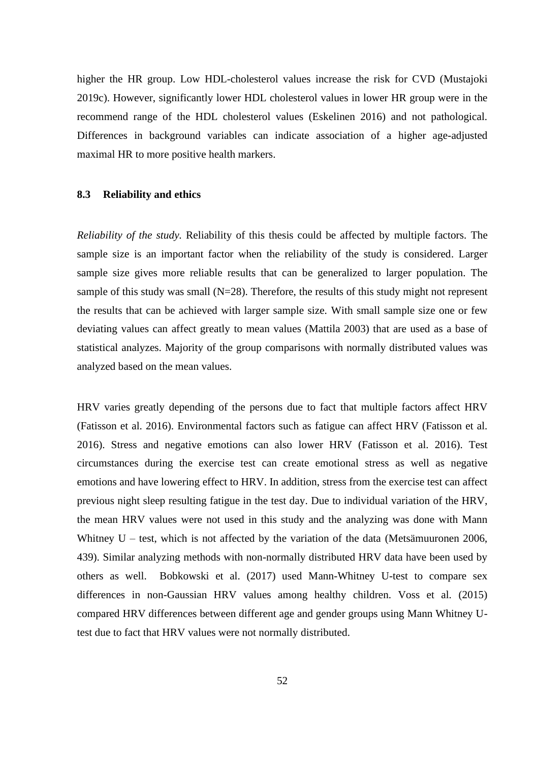higher the HR group. Low HDL-cholesterol values increase the risk for CVD (Mustajoki 2019c). However, significantly lower HDL cholesterol values in lower HR group were in the recommend range of the HDL cholesterol values (Eskelinen 2016) and not pathological. Differences in background variables can indicate association of a higher age-adjusted maximal HR to more positive health markers.

### 8.3 Reliability and ethics

*Reliability of the study.* Reliability of this thesis could be affected by multiple factors. The sample size is an important factor when the reliability of the study is considered. Larger sample size gives more reliable results that can be generalized to larger population. The sample of this study was small (N=28). Therefore, the results of this study might not represent the results that can be achieved with larger sample size. With small sample size one or few deviating values can affect greatly to mean values (Mattila 2003) that are used as a base of statistical analyzes. Majority of the group comparisons with normally distributed values was analyzed based on the mean values.

HRV varies greatly depending of the persons due to fact that multiple factors affect HRV (Fatisson et al. 2016). Environmental factors such as fatigue can affect HRV (Fatisson et al. 2016). Stress and negative emotions can also lower HRV (Fatisson et al. 2016). Test circumstances during the exercise test can create emotional stress as well as negative emotions and have lowering effect to HRV. In addition, stress from the exercise test can affect previous night sleep resulting fatigue in the test day. Due to individual variation of the HRV, the mean HRV values were not used in this study and the analyzing was done with Mann Whitney U – test, which is not affected by the variation of the data (Metsämuuronen 2006, 439). Similar analyzing methods with non-normally distributed HRV data have been used by others as well. Bobkowski et al. (2017) used Mann-Whitney U-test to compare sex differences in non-Gaussian HRV values among healthy children. Voss et al. (2015) compared HRV differences between different age and gender groups using Mann Whitney U-test due to fact that HRV values were not normally distributed.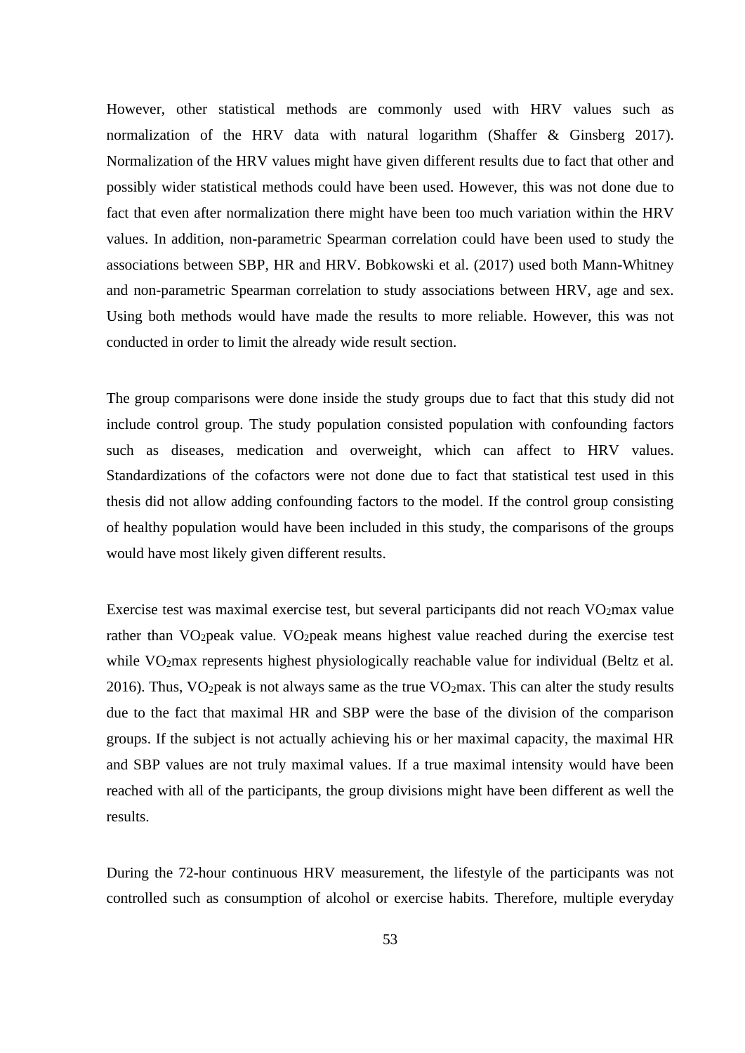However, other statistical methods are commonly used with HRV values such as normalization of the HRV data with natural logarithm (Shaffer & Ginsberg 2017). Normalization of the HRV values might have given different results due to fact that other and possibly wider statistical methods could have been used. However, this was not done due to fact that even after normalization there might have been too much variation within the HRV values. In addition, non-parametric Spearman correlation could have been used to study the associations between SBP, HR and HRV. Bobkowski et al. (2017) used both Mann-Whitney and non-parametric Spearman correlation to study associations between HRV, age and sex. Using both methods would have made the results to more reliable. However, this was not conducted in order to limit the already wide result section.

The group comparisons were done inside the study groups due to fact that this study did not include control group. The study population consisted population with confounding factors such as diseases, medication and overweight, which can affect to HRV values. Standardizations of the cofactors were not done due to fact that statistical test used in this thesis did not allow adding confounding factors to the model. If the control group consisting of healthy population would have been included in this study, the comparisons of the groups would have most likely given different results.

Exercise test was maximal exercise test, but several participants did not reach $VO_2max$ value rather than $VO_2peak$ value. $VO_2peak$ means highest value reached during the exercise test while $VO_2max$ represents highest physiologically reachable value for individual (Beltz et al. 2016). Thus, $VO_2peak$ is not always same as the true $VO_2max$. This can alter the study results due to the fact that maximal HR and SBP were the base of the division of the comparison groups. If the subject is not actually achieving his or her maximal capacity, the maximal HR and SBP values are not truly maximal values. If a true maximal intensity would have been reached with all of the participants, the group divisions might have been different as well the results.

During the 72-hour continuous HRV measurement, the lifestyle of the participants was not controlled such as consumption of alcohol or exercise habits. Therefore, multiple everyday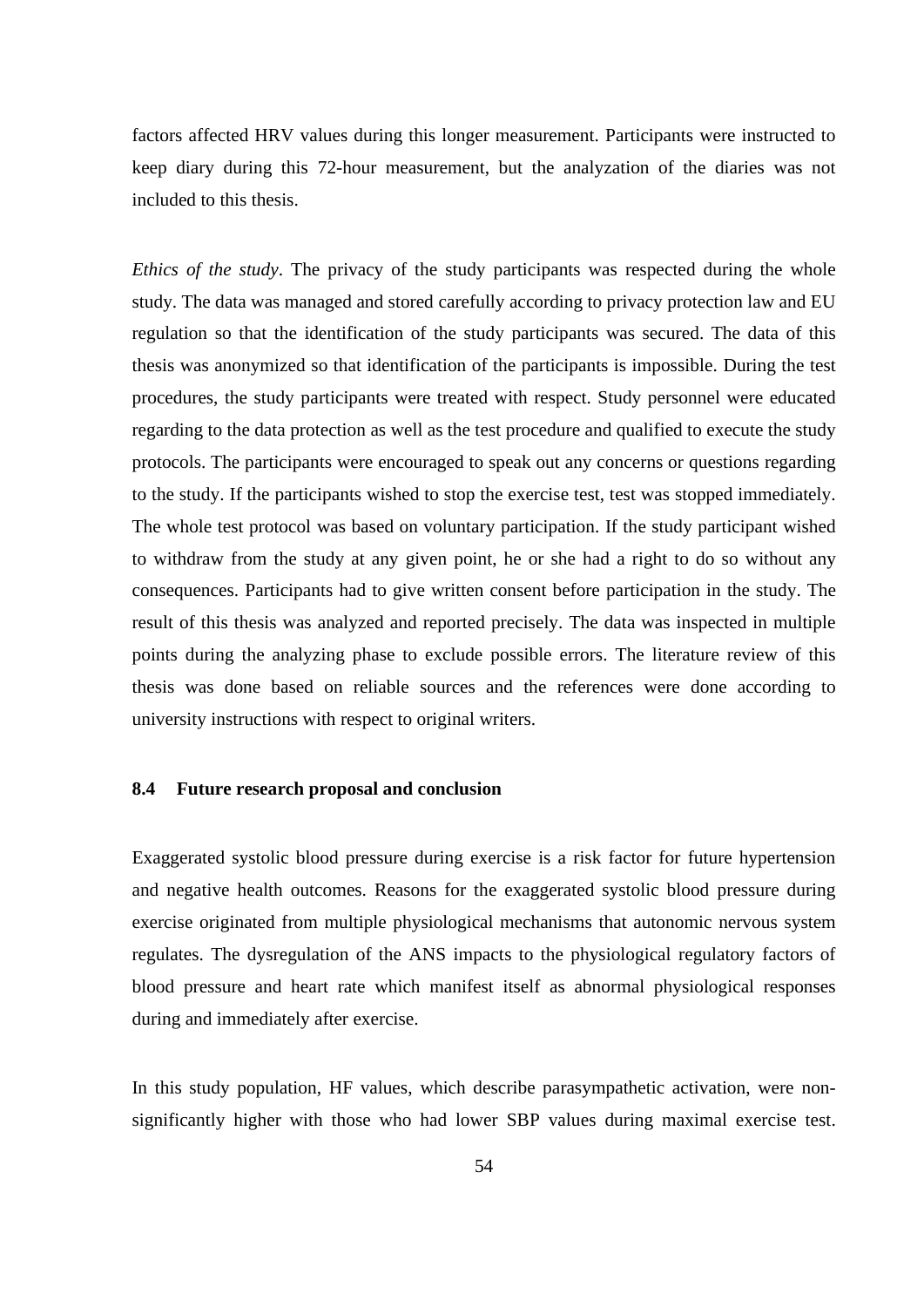factors affected HRV values during this longer measurement. Participants were instructed to keep diary during this 72-hour measurement, but the analyzation of the diaries was not included to this thesis.

*Ethics of the study*. The privacy of the study participants was respected during the whole study. The data was managed and stored carefully according to privacy protection law and EU regulation so that the identification of the study participants was secured. The data of this thesis was anonymized so that identification of the participants is impossible. During the test procedures, the study participants were treated with respect. Study personnel were educated regarding to the data protection as well as the test procedure and qualified to execute the study protocols. The participants were encouraged to speak out any concerns or questions regarding to the study. If the participants wished to stop the exercise test, test was stopped immediately. The whole test protocol was based on voluntary participation. If the study participant wished to withdraw from the study at any given point, he or she had a right to do so without any consequences. Participants had to give written consent before participation in the study. The result of this thesis was analyzed and reported precisely. The data was inspected in multiple points during the analyzing phase to exclude possible errors. The literature review of this thesis was done based on reliable sources and the references were done according to university instructions with respect to original writers.

### 8.4 Future research proposal and conclusion

Exaggerated systolic blood pressure during exercise is a risk factor for future hypertension and negative health outcomes. Reasons for the exaggerated systolic blood pressure during exercise originated from multiple physiological mechanisms that autonomic nervous system regulates. The dysregulation of the ANS impacts to the physiological regulatory factors of blood pressure and heart rate which manifest itself as abnormal physiological responses during and immediately after exercise.

In this study population, HF values, which describe parasympathetic activation, were non-significantly higher with those who had lower SBP values during maximal exercise test.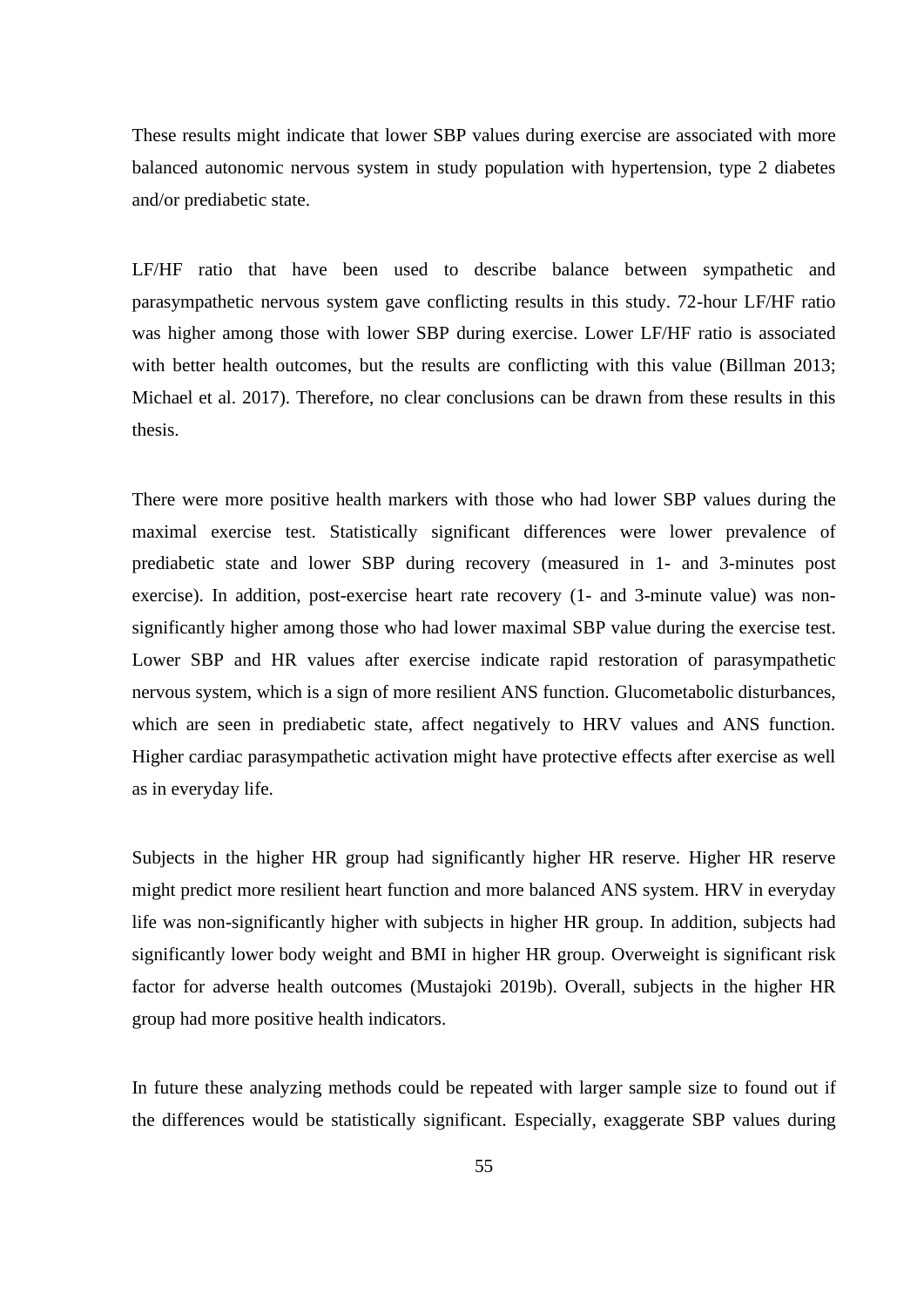These results might indicate that lower SBP values during exercise are associated with more balanced autonomic nervous system in study population with hypertension, type 2 diabetes and/or prediabetic state.

LF/HF ratio that have been used to describe balance between sympathetic and parasympathetic nervous system gave conflicting results in this study. 72-hour LF/HF ratio was higher among those with lower SBP during exercise. Lower LF/HF ratio is associated with better health outcomes, but the results are conflicting with this value (Billman 2013; Michael et al. 2017). Therefore, no clear conclusions can be drawn from these results in this thesis.

There were more positive health markers with those who had lower SBP values during the maximal exercise test. Statistically significant differences were lower prevalence of prediabetic state and lower SBP during recovery (measured in 1- and 3-minutes post exercise). In addition, post-exercise heart rate recovery (1- and 3-minute value) was non-significantly higher among those who had lower maximal SBP value during the exercise test. Lower SBP and HR values after exercise indicate rapid restoration of parasympathetic nervous system, which is a sign of more resilient ANS function. Glucometabolic disturbances, which are seen in prediabetic state, affect negatively to HRV values and ANS function. Higher cardiac parasympathetic activation might have protective effects after exercise as well as in everyday life.

Subjects in the higher HR group had significantly higher HR reserve. Higher HR reserve might predict more resilient heart function and more balanced ANS system. HRV in everyday life was non-significantly higher with subjects in higher HR group. In addition, subjects had significantly lower body weight and BMI in higher HR group. Overweight is significant risk factor for adverse health outcomes (Mustajoki 2019b). Overall, subjects in the higher HR group had more positive health indicators.

In future these analyzing methods could be repeated with larger sample size to found out if the differences would be statistically significant. Especially, exaggerate SBP values during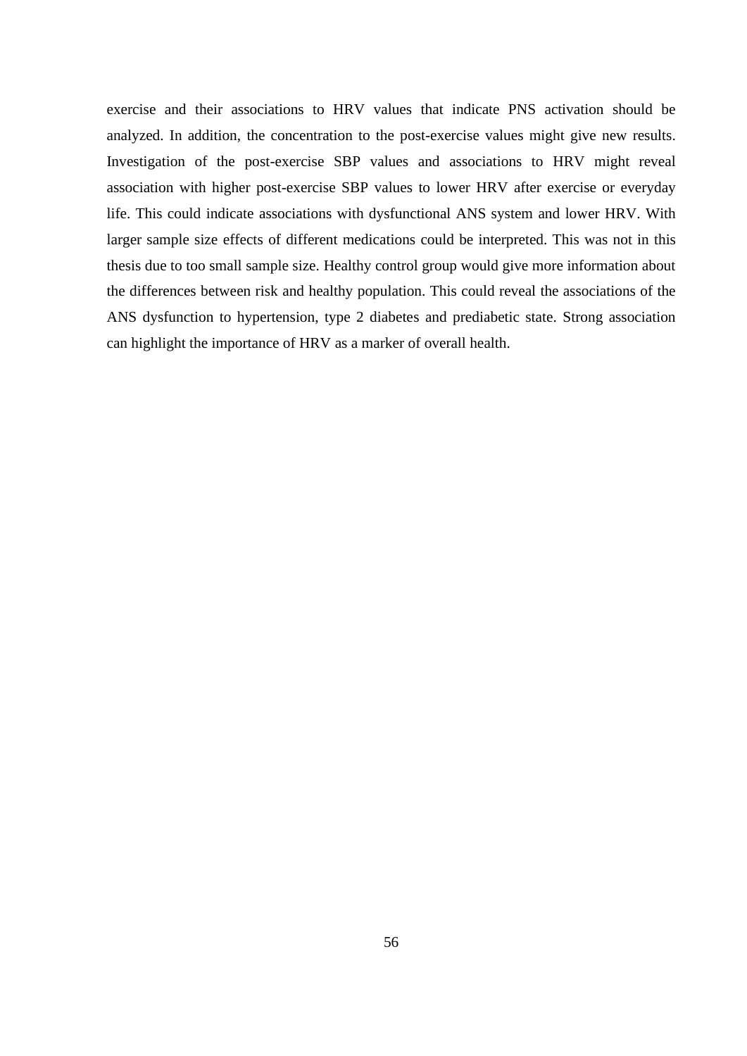exercise and their associations to HRV values that indicate PNS activation should be analyzed. In addition, the concentration to the post-exercise values might give new results. Investigation of the post-exercise SBP values and associations to HRV might reveal association with higher post-exercise SBP values to lower HRV after exercise or everyday life. This could indicate associations with dysfunctional ANS system and lower HRV. With larger sample size effects of different medications could be interpreted. This was not in this thesis due to too small sample size. Healthy control group would give more information about the differences between risk and healthy population. This could reveal the associations of the ANS dysfunction to hypertension, type 2 diabetes and prediabetic state. Strong association can highlight the importance of HRV as a marker of overall health.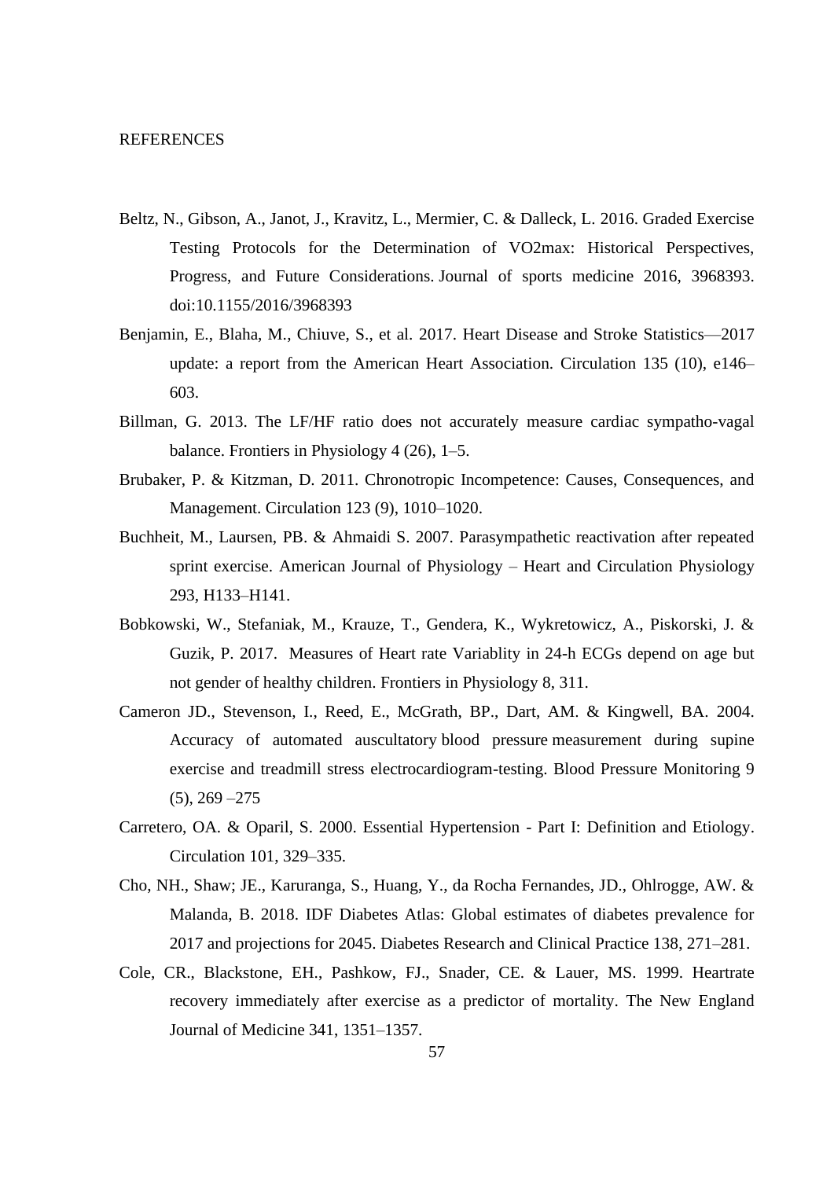REFERENCES

Beltz, N., Gibson, A., Janot, J., Kravitz, L., Mermier, C. & Dalleck, L. 2016. Graded Exercise Testing Protocols for the Determination of VO2max: Historical Perspectives, Progress, and Future Considerations. Journal of sports medicine 2016, 3968393. doi:10.1155/2016/3968393

Benjamin, E., Blaha, M., Chiuve, S., et al. 2017. Heart Disease and Stroke Statistics—2017 update: a report from the American Heart Association. Circulation 135 (10), e146–603.

Billman, G. 2013. The LF/HF ratio does not accurately measure cardiac sympatho-vagal balance. Frontiers in Physiology 4 (26), 1–5.

Brubaker, P. & Kitzman, D. 2011. Chronotropic Incompetence: Causes, Consequences, and Management. Circulation 123 (9), 1010–1020.

Buchheit, M., Laursen, PB. & Ahmaidi S. 2007. Parasympathetic reactivation after repeated sprint exercise. American Journal of Physiology – Heart and Circulation Physiology 293, H133–H141.

Bobkowski, W., Stefaniak, M., Krauze, T., Gendera, K., Wykretowicz, A., Piskorski, J. & Guzik, P. 2017. Measures of Heart rate Variablity in 24-h ECGs depend on age but not gender of healthy children. Frontiers in Physiology 8, 311.

Cameron JD., Stevenson, I., Reed, E., McGrath, BP., Dart, AM. & Kingwell, BA. 2004. Accuracy of automated auscultatory blood pressure measurement during supine exercise and treadmill stress electrocardiogram-testing. Blood Pressure Monitoring 9 (5), 269 –275

Carretero, OA. & Oparil, S. 2000. Essential Hypertension - Part I: Definition and Etiology. Circulation 101, 329–335.

Cho, NH., Shaw; JE., Karuranga, S., Huang, Y., da Rocha Fernandes, JD., Ohlrogge, AW. & Malanda, B. 2018. IDF Diabetes Atlas: Global estimates of diabetes prevalence for 2017 and projections for 2045. Diabetes Research and Clinical Practice 138, 271–281.

Cole, CR., Blackstone, EH., Pashkow, FJ., Snader, CE. & Lauer, MS. 1999. Heartrate recovery immediately after exercise as a predictor of mortality. The New England Journal of Medicine 341, 1351–1357.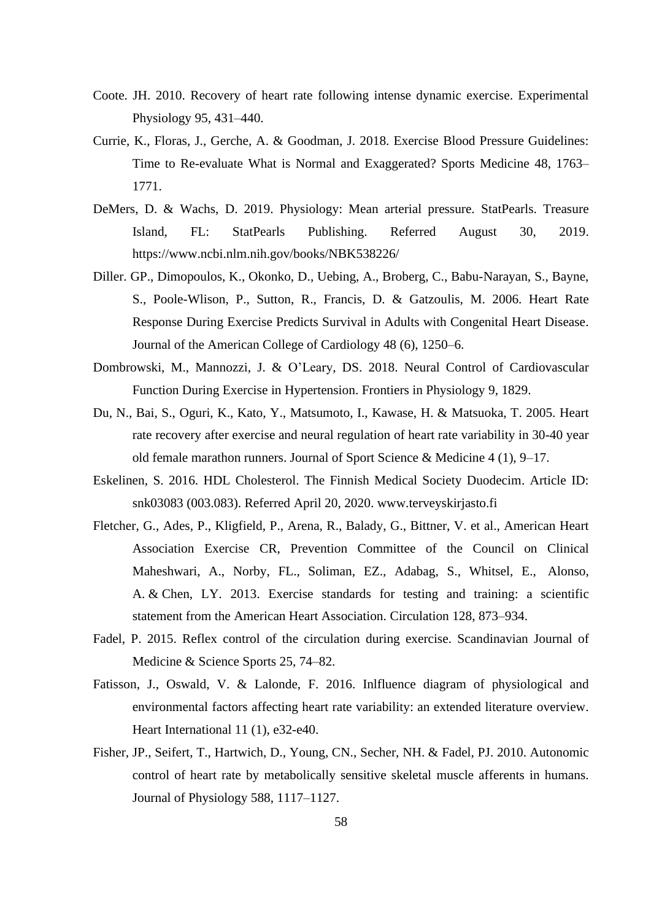Coote. JH. 2010. Recovery of heart rate following intense dynamic exercise. Experimental Physiology 95, 431–440.

Currie, K., Floras, J., Gerche, A. & Goodman, J. 2018. Exercise Blood Pressure Guidelines: Time to Re-evaluate What is Normal and Exaggerated? Sports Medicine 48, 1763–1771.

DeMers, D. & Wachs, D. 2019. Physiology: Mean arterial pressure. StatPearls. Treasure Island, FL: StatPearls Publishing. Referred August 30, 2019. https://www.ncbi.nlm.nih.gov/books/NBK538226/

Diller. GP., Dimopoulos, K., Okonko, D., Uebing, A., Broberg, C., Babu-Narayan, S., Bayne, S., Poole-Wlison, P., Sutton, R., Francis, D. & Gatzoulis, M. 2006. Heart Rate Response During Exercise Predicts Survival in Adults with Congenital Heart Disease. Journal of the American College of Cardiology 48 (6), 1250–6.

Dombrowski, M., Mannozzi, J. & O'Leary, DS. 2018. Neural Control of Cardiovascular Function During Exercise in Hypertension. Frontiers in Physiology 9, 1829.

Du, N., Bai, S., Oguri, K., Kato, Y., Matsumoto, I., Kawase, H. & Matsuoka, T. 2005. Heart rate recovery after exercise and neural regulation of heart rate variability in 30-40 year old female marathon runners. Journal of Sport Science & Medicine 4 (1), 9–17.

Eskelinen, S. 2016. HDL Cholesterol. The Finnish Medical Society Duodecim. Article ID: snk03083 (003.083). Referred April 20, 2020. www.terveyskirjasto.fi

Fletcher, G., Ades, P., Kligfield, P., Arena, R., Balady, G., Bittner, V. et al., American Heart Association Exercise CR, Prevention Committee of the Council on Clinical Maheshwari, A., Norby, FL., Soliman, EZ., Adabag, S., Whitsel, E., Alonso, A. & Chen, LY. 2013. Exercise standards for testing and training: a scientific statement from the American Heart Association. Circulation 128, 873–934.

Fadel, P. 2015. Reflex control of the circulation during exercise. Scandinavian Journal of Medicine & Science Sports 25, 74–82.

Fatisson, J., Oswald, V. & Lalonde, F. 2016. Inlfluence diagram of physiological and environmental factors affecting heart rate variability: an extended literature overview. Heart International 11 (1), e32-e40.

Fisher, JP., Seifert, T., Hartwich, D., Young, CN., Secher, NH. & Fadel, PJ. 2010. Autonomic control of heart rate by metabolically sensitive skeletal muscle afferents in humans. Journal of Physiology 588, 1117–1127.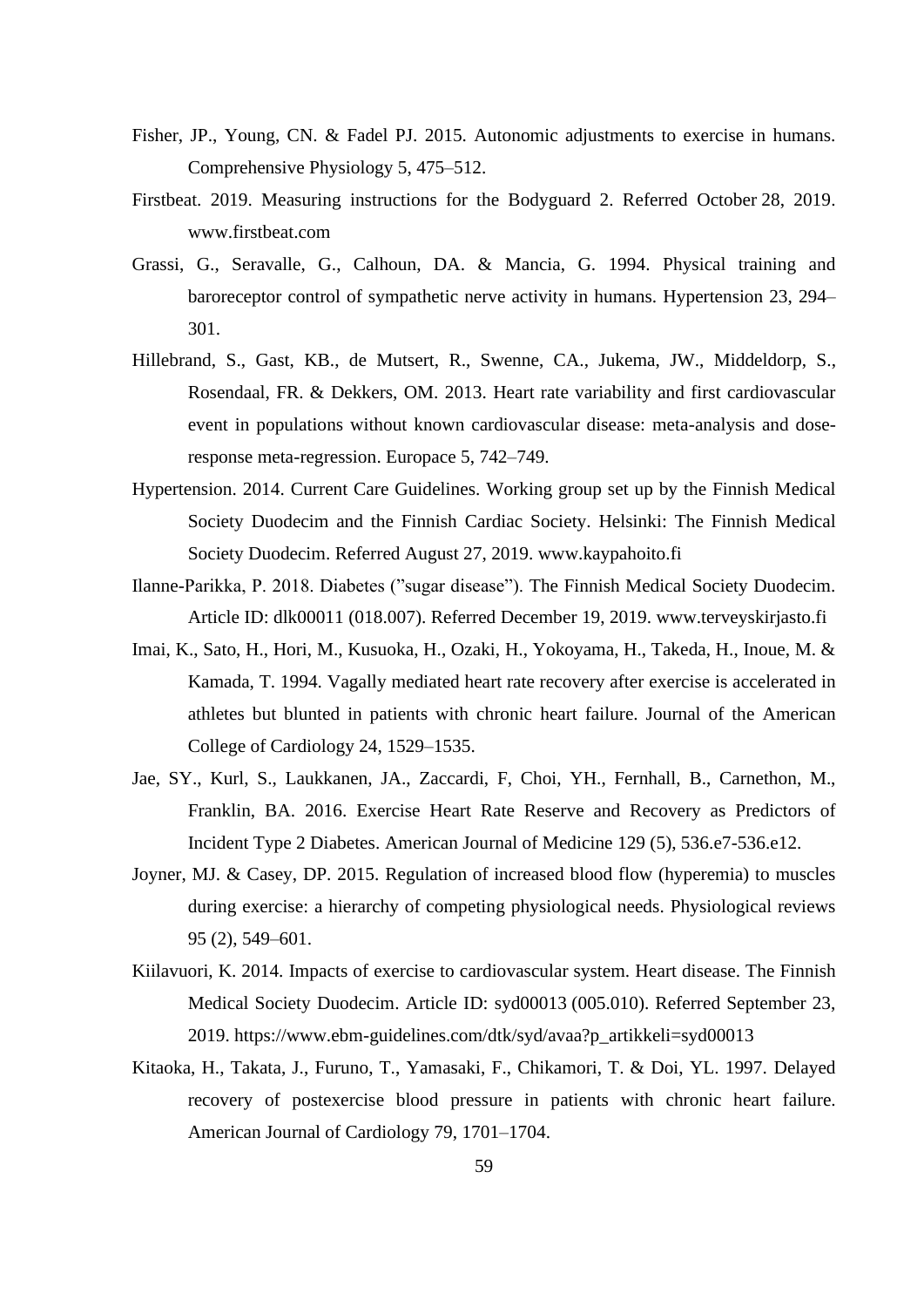Fisher, JP., Young, CN. & Fadel PJ. 2015. Autonomic adjustments to exercise in humans. Comprehensive Physiology 5, 475–512.

Firstbeat. 2019. Measuring instructions for the Bodyguard 2. Referred October 28, 2019. www.firstbeat.com

Grassi, G., Seravalle, G., Calhoun, DA. & Mancia, G. 1994. Physical training and baroreceptor control of sympathetic nerve activity in humans. Hypertension 23, 294–301.

Hillebrand, S., Gast, KB., de Mutsert, R., Swenne, CA., Jukema, JW., Middeldorp, S., Rosendaal, FR. & Dekkers, OM. 2013. Heart rate variability and first cardiovascular event in populations without known cardiovascular disease: meta-analysis and dose-response meta-regression. Europace 5, 742–749.

Hypertension. 2014. Current Care Guidelines. Working group set up by the Finnish Medical Society Duodecim and the Finnish Cardiac Society. Helsinki: The Finnish Medical Society Duodecim. Referred August 27, 2019. www.kaypahoito.fi

Ilanne-Parikka, P. 2018. Diabetes (”sugar disease”). The Finnish Medical Society Duodecim. Article ID: dlk00011 (018.007). Referred December 19, 2019. www.terveyskirjasto.fi

Imai, K., Sato, H., Hori, M., Kusuoka, H., Ozaki, H., Yokoyama, H., Takeda, H., Inoue, M. & Kamada, T. 1994. Vagally mediated heart rate recovery after exercise is accelerated in athletes but blunted in patients with chronic heart failure. Journal of the American College of Cardiology 24, 1529–1535.

Jae, SY., Kurl, S., Laukkanen, JA., Zaccardi, F, Choi, YH., Fernhall, B., Carnethon, M., Franklin, BA. 2016. Exercise Heart Rate Reserve and Recovery as Predictors of Incident Type 2 Diabetes. American Journal of Medicine 129 (5), 536.e7-536.e12.

Joyner, MJ. & Casey, DP. 2015. Regulation of increased blood flow (hyperemia) to muscles during exercise: a hierarchy of competing physiological needs. Physiological reviews 95 (2), 549–601.

Kiilavuori, K. 2014. Impacts of exercise to cardiovascular system. Heart disease. The Finnish Medical Society Duodecim. Article ID: syd00013 (005.010). Referred September 23, 2019. https://www.ebm-guidelines.com/dtk/syd/avaa?p_artikkeli=syd00013

Kitaoka, H., Takata, J., Furuno, T., Yamasaki, F., Chikamori, T. & Doi, YL. 1997. Delayed recovery of postexercise blood pressure in patients with chronic heart failure. American Journal of Cardiology 79, 1701–1704.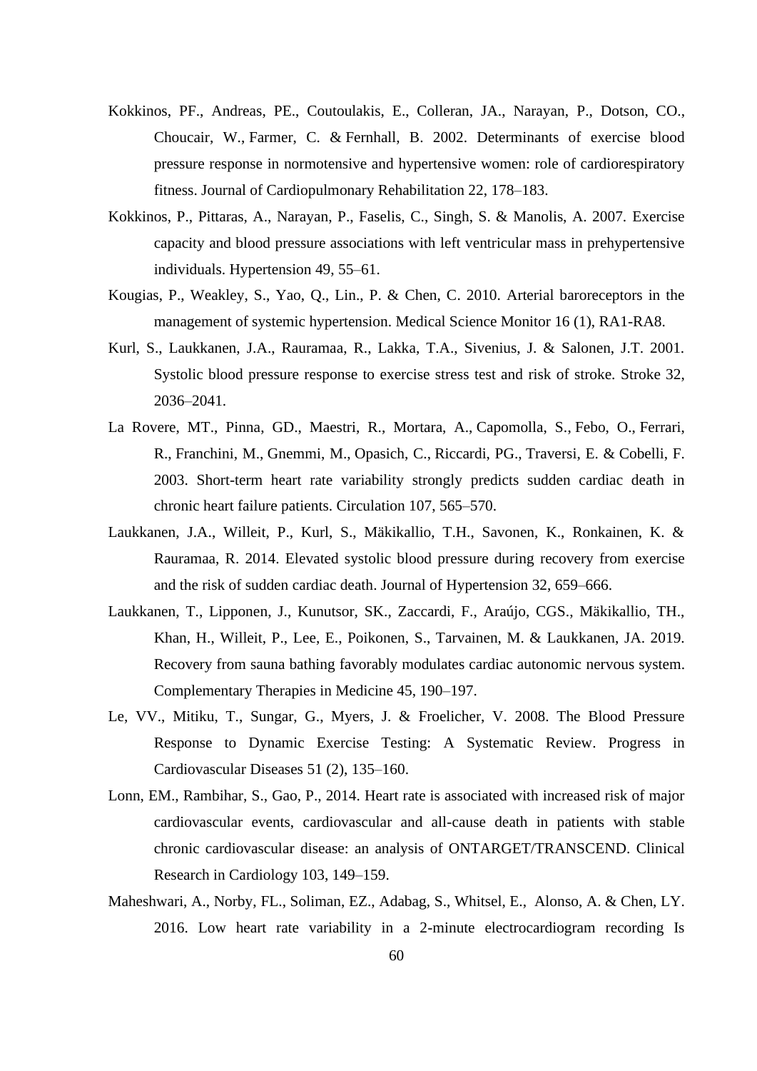Kokkinos, PF., Andreas, PE., Coutoulakis, E., Colleran, JA., Narayan, P., Dotson, CO., Choucair, W., Farmer, C. & Fernhall, B. 2002. Determinants of exercise blood pressure response in normotensive and hypertensive women: role of cardiorespiratory fitness. Journal of Cardiopulmonary Rehabilitation 22, 178–183.

Kokkinos, P., Pittaras, A., Narayan, P., Faselis, C., Singh, S. & Manolis, A. 2007. Exercise capacity and blood pressure associations with left ventricular mass in prehypertensive individuals. Hypertension 49, 55–61.

Kougias, P., Weakley, S., Yao, Q., Lin., P. & Chen, C. 2010. Arterial baroreceptors in the management of systemic hypertension. Medical Science Monitor 16 (1), RA1-RA8.

Kurl, S., Laukkanen, J.A., Rauramaa, R., Lakka, T.A., Sivenius, J. & Salonen, J.T. 2001. Systolic blood pressure response to exercise stress test and risk of stroke. Stroke 32, 2036–2041.

La Rovere, MT., Pinna, GD., Maestri, R., Mortara, A., Capomolla, S., Febo, O., Ferrari, R., Franchini, M., Gnemmi, M., Opasich, C., Riccardi, PG., Traversi, E. & Cobelli, F. 2003. Short-term heart rate variability strongly predicts sudden cardiac death in chronic heart failure patients. Circulation 107, 565–570.

Laukkanen, J.A., Willeit, P., Kurl, S., Mäkikallio, T.H., Savonen, K., Ronkainen, K. & Rauramaa, R. 2014. Elevated systolic blood pressure during recovery from exercise and the risk of sudden cardiac death. Journal of Hypertension 32, 659–666.

Laukkanen, T., Lipponen, J., Kunutsor, SK., Zaccardi, F., Araújo, CGS., Mäkikallio, TH., Khan, H., Willeit, P., Lee, E., Poikonen, S., Tarvainen, M. & Laukkanen, JA. 2019. Recovery from sauna bathing favorably modulates cardiac autonomic nervous system. Complementary Therapies in Medicine 45, 190–197.

Le, VV., Mitiku, T., Sungar, G., Myers, J. & Froelicher, V. 2008. The Blood Pressure Response to Dynamic Exercise Testing: A Systematic Review. Progress in Cardiovascular Diseases 51 (2), 135–160.

Lonn, EM., Rambihar, S., Gao, P., 2014. Heart rate is associated with increased risk of major cardiovascular events, cardiovascular and all-cause death in patients with stable chronic cardiovascular disease: an analysis of ONTARGET/TRANSCEND. Clinical Research in Cardiology 103, 149–159.

Maheshwari, A., Norby, FL., Soliman, EZ., Adabag, S., Whitsel, E., Alonso, A. & Chen, LY. 2016. Low heart rate variability in a 2-minute electrocardiogram recording Is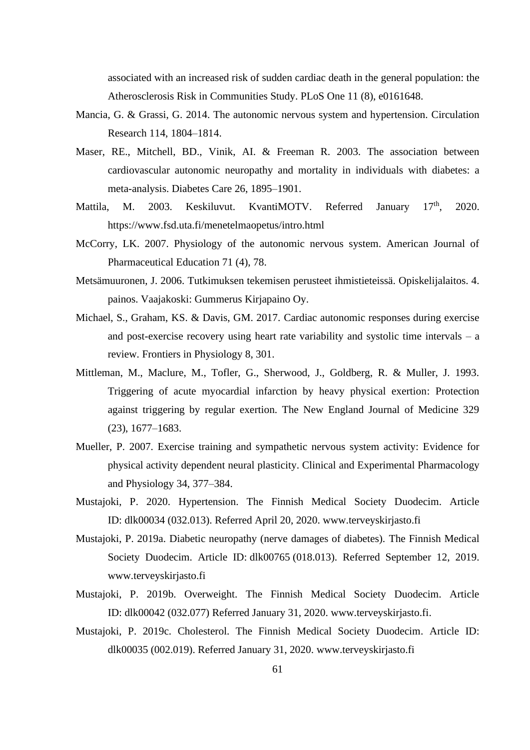associated with an increased risk of sudden cardiac death in the general population: the Atherosclerosis Risk in Communities Study. PLoS One 11 (8), e0161648.

Mancia, G. & Grassi, G. 2014. The autonomic nervous system and hypertension. Circulation Research 114, 1804–1814.

Maser, RE., Mitchell, BD., Vinik, AI. & Freeman R. 2003. The association between cardiovascular autonomic neuropathy and mortality in individuals with diabetes: a meta-analysis. Diabetes Care 26, 1895–1901.

Mattila, M. 2003. Keskiluvut. KvantiMOTV. Referred January 17th, 2020. https://www.fsd.uta.fi/menetelmaopetus/intro.html

McCorry, LK. 2007. Physiology of the autonomic nervous system. American Journal of Pharmaceutical Education 71 (4), 78.

Metsämuuronen, J. 2006. Tutkimuksen tekemisen perusteet ihmistieteissä. Opiskelijalaitos. 4. painos. Vaajakoski: Gummerus Kirjapaino Oy.

Michael, S., Graham, KS. & Davis, GM. 2017. Cardiac autonomic responses during exercise and post-exercise recovery using heart rate variability and systolic time intervals – a review. Frontiers in Physiology 8, 301.

Mittleman, M., Maclure, M., Tofler, G., Sherwood, J., Goldberg, R. & Muller, J. 1993. Triggering of acute myocardial infarction by heavy physical exertion: Protection against triggering by regular exertion. The New England Journal of Medicine 329 (23), 1677–1683.

Mueller, P. 2007. Exercise training and sympathetic nervous system activity: Evidence for physical activity dependent neural plasticity. Clinical and Experimental Pharmacology and Physiology 34, 377–384.

Mustajoki, P. 2020. Hypertension. The Finnish Medical Society Duodecim. Article ID: dlk00034 (032.013). Referred April 20, 2020. www.terveyskirjasto.fi

Mustajoki, P. 2019a. Diabetic neuropathy (nerve damages of diabetes). The Finnish Medical Society Duodecim. Article ID: dlk00765 (018.013). Referred September 12, 2019. www.terveyskirjasto.fi

Mustajoki, P. 2019b. Overweight. The Finnish Medical Society Duodecim. Article ID: dlk00042 (032.077) Referred January 31, 2020. www.terveyskirjasto.fi.

Mustajoki, P. 2019c. Cholesterol. The Finnish Medical Society Duodecim. Article ID: dlk00035 (002.019). Referred January 31, 2020. www.terveyskirjasto.fi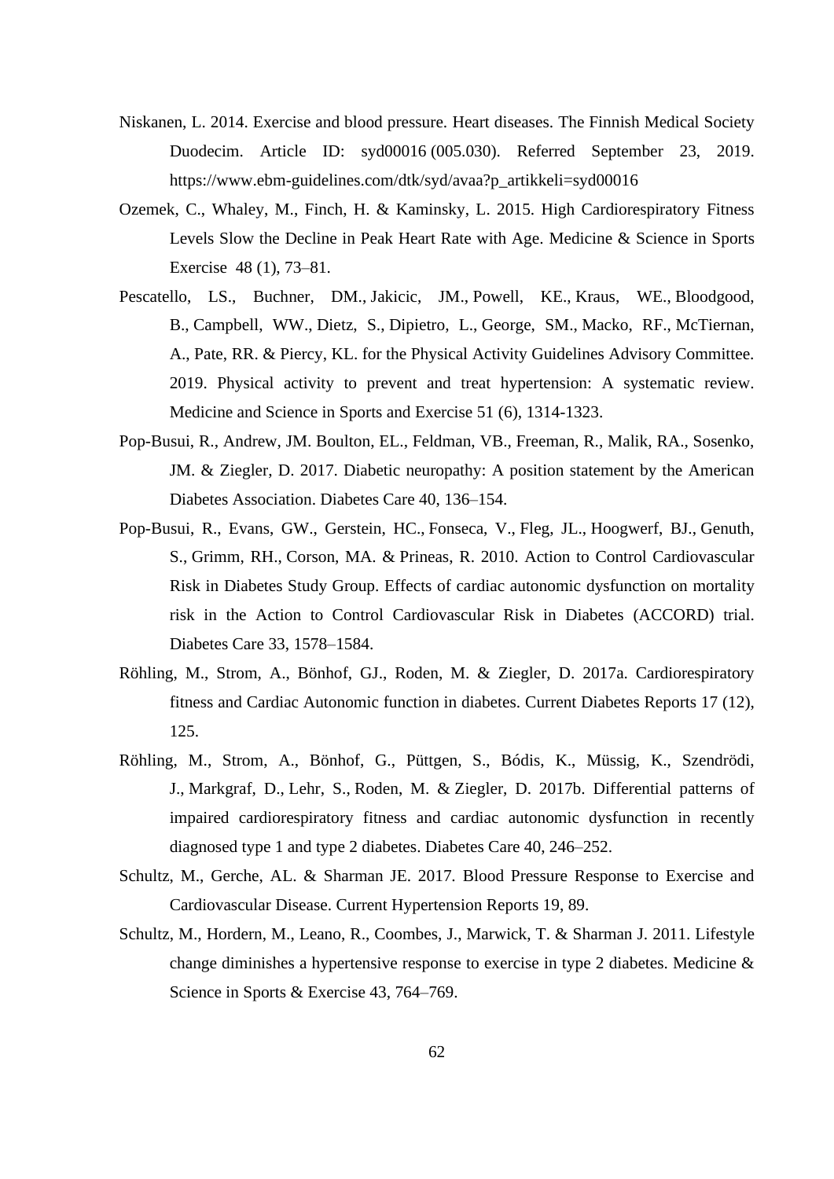Niskanen, L. 2014. Exercise and blood pressure. Heart diseases. The Finnish Medical Society Duodecim. Article ID: syd00016 (005.030). Referred September 23, 2019. https://www.ebm-guidelines.com/dtk/syd/avaa?p_artikkeli=syd00016

Ozemek, C., Whaley, M., Finch, H. & Kaminsky, L. 2015. High Cardiorespiratory Fitness Levels Slow the Decline in Peak Heart Rate with Age. Medicine & Science in Sports Exercise 48 (1), 73–81.

Pescatello, LS., Buchner, DM., Jakicic, JM., Powell, KE., Kraus, WE., Bloodgood, B., Campbell, WW., Dietz, S., Dipietro, L., George, SM., Macko, RF., McTiernan, A., Pate, RR. & Piercy, KL. for the Physical Activity Guidelines Advisory Committee. 2019. Physical activity to prevent and treat hypertension: A systematic review. Medicine and Science in Sports and Exercise 51 (6), 1314-1323.

Pop-Busui, R., Andrew, JM. Boulton, EL., Feldman, VB., Freeman, R., Malik, RA., Sosenko, JM. & Ziegler, D. 2017. Diabetic neuropathy: A position statement by the American Diabetes Association. Diabetes Care 40, 136–154.

Pop-Busui, R., Evans, GW., Gerstein, HC., Fonseca, V., Fleg, JL., Hoogwerf, BJ., Genuth, S., Grimm, RH., Corson, MA. & Prineas, R. 2010. Action to Control Cardiovascular Risk in Diabetes Study Group. Effects of cardiac autonomic dysfunction on mortality risk in the Action to Control Cardiovascular Risk in Diabetes (ACCORD) trial. Diabetes Care 33, 1578–1584.

Röhling, M., Strom, A., Bönhof, GJ., Roden, M. & Ziegler, D. 2017a. Cardiorespiratory fitness and Cardiac Autonomic function in diabetes. Current Diabetes Reports 17 (12), 125.

Röhling, M., Strom, A., Bönhof, G., Püttgen, S., Bódis, K., Müssig, K., Szendrödi, J., Markgraf, D., Lehr, S., Roden, M. & Ziegler, D. 2017b. Differential patterns of impaired cardiorespiratory fitness and cardiac autonomic dysfunction in recently diagnosed type 1 and type 2 diabetes. Diabetes Care 40, 246–252.

Schultz, M., Gerche, AL. & Sharman JE. 2017. Blood Pressure Response to Exercise and Cardiovascular Disease. Current Hypertension Reports 19, 89.

Schultz, M., Hordern, M., Leano, R., Coombes, J., Marwick, T. & Sharman J. 2011. Lifestyle change diminishes a hypertensive response to exercise in type 2 diabetes. Medicine & Science in Sports & Exercise 43, 764–769.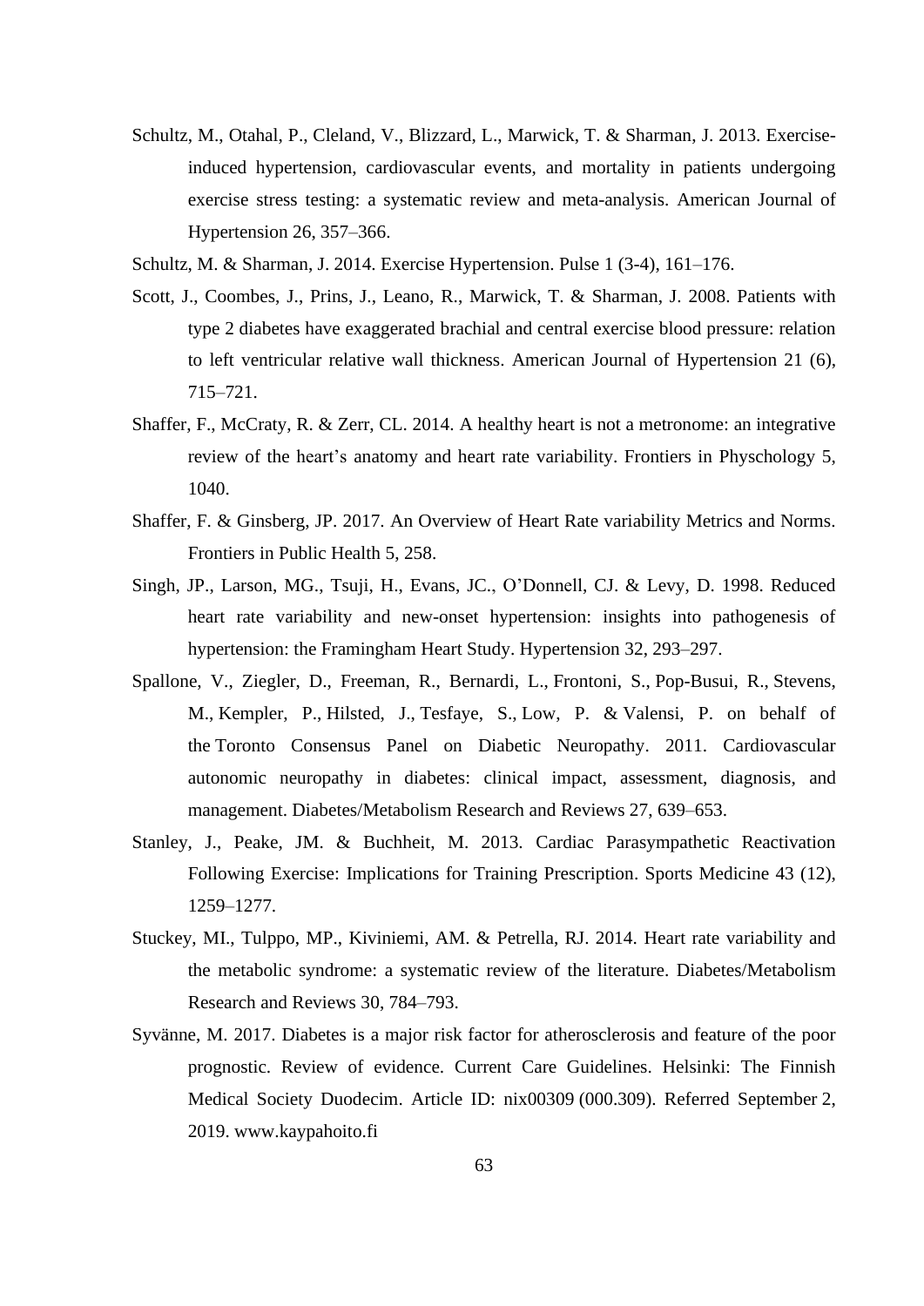Schultz, M., Otahal, P., Cleland, V., Blizzard, L., Marwick, T. & Sharman, J. 2013. Exercise-induced hypertension, cardiovascular events, and mortality in patients undergoing exercise stress testing: a systematic review and meta-analysis. American Journal of Hypertension 26, 357–366.

Schultz, M. & Sharman, J. 2014. Exercise Hypertension. Pulse 1 (3-4), 161–176.

Scott, J., Coombes, J., Prins, J., Leano, R., Marwick, T. & Sharman, J. 2008. Patients with type 2 diabetes have exaggerated brachial and central exercise blood pressure: relation to left ventricular relative wall thickness. American Journal of Hypertension 21 (6), 715–721.

Shaffer, F., McCraty, R. & Zerr, CL. 2014. A healthy heart is not a metronome: an integrative review of the heart's anatomy and heart rate variability. Frontiers in Physchology 5, 1040.

Shaffer, F. & Ginsberg, JP. 2017. An Overview of Heart Rate variability Metrics and Norms. Frontiers in Public Health 5, 258.

Singh, JP., Larson, MG., Tsuji, H., Evans, JC., O'Donnell, CJ. & Levy, D. 1998. Reduced heart rate variability and new-onset hypertension: insights into pathogenesis of hypertension: the Framingham Heart Study. Hypertension 32, 293–297.

Spallone, V., Ziegler, D., Freeman, R., Bernardi, L., Frontoni, S., Pop-Busui, R., Stevens, M., Kempler, P., Hilsted, J., Tesfaye, S., Low, P. & Valensi, P. on behalf of the Toronto Consensus Panel on Diabetic Neuropathy. 2011. Cardiovascular autonomic neuropathy in diabetes: clinical impact, assessment, diagnosis, and management. Diabetes/Metabolism Research and Reviews 27, 639–653.

Stanley, J., Peake, JM. & Buchheit, M. 2013. Cardiac Parasympathetic Reactivation Following Exercise: Implications for Training Prescription. Sports Medicine 43 (12), 1259–1277.

Stuckey, MI., Tulppo, MP., Kiviniemi, AM. & Petrella, RJ. 2014. Heart rate variability and the metabolic syndrome: a systematic review of the literature. Diabetes/Metabolism Research and Reviews 30, 784–793.

Syvänne, M. 2017. Diabetes is a major risk factor for atherosclerosis and feature of the poor prognostic. Review of evidence. Current Care Guidelines. Helsinki: The Finnish Medical Society Duodecim. Article ID: nix00309 (000.309). Referred September 2, 2019. www.kaypahoito.fi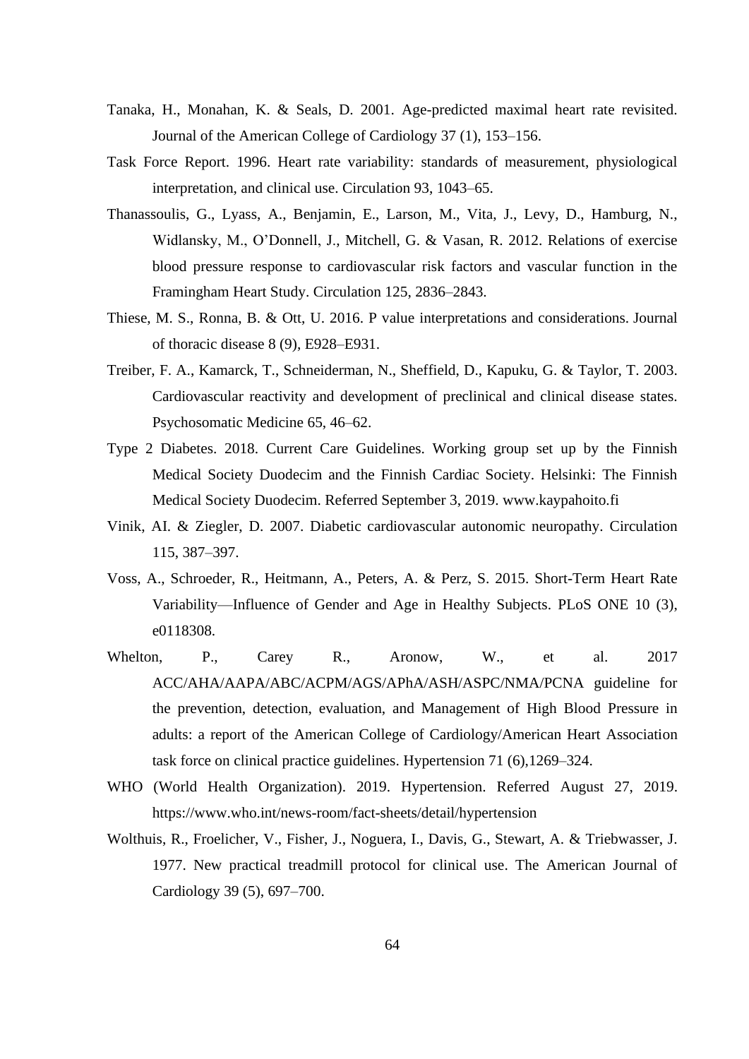Tanaka, H., Monahan, K. & Seals, D. 2001. Age-predicted maximal heart rate revisited. Journal of the American College of Cardiology 37 (1), 153–156.

Task Force Report. 1996. Heart rate variability: standards of measurement, physiological interpretation, and clinical use. Circulation 93, 1043–65.

Thanassoulis, G., Lyass, A., Benjamin, E., Larson, M., Vita, J., Levy, D., Hamburg, N., Widlansky, M., O'Donnell, J., Mitchell, G. & Vasan, R. 2012. Relations of exercise blood pressure response to cardiovascular risk factors and vascular function in the Framingham Heart Study. Circulation 125, 2836–2843.

Thiese, M. S., Ronna, B. & Ott, U. 2016. P value interpretations and considerations. Journal of thoracic disease 8 (9), E928–E931.

Treiber, F. A., Kamarck, T., Schneiderman, N., Sheffield, D., Kapuku, G. & Taylor, T. 2003. Cardiovascular reactivity and development of preclinical and clinical disease states. Psychosomatic Medicine 65, 46–62.

Type 2 Diabetes. 2018. Current Care Guidelines. Working group set up by the Finnish Medical Society Duodecim and the Finnish Cardiac Society. Helsinki: The Finnish Medical Society Duodecim. Referred September 3, 2019. www.kaypahoito.fi

Vinik, AI. & Ziegler, D. 2007. Diabetic cardiovascular autonomic neuropathy. Circulation 115, 387–397.

Voss, A., Schroeder, R., Heitmann, A., Peters, A. & Perz, S. 2015. Short-Term Heart Rate Variability—Influence of Gender and Age in Healthy Subjects. PLoS ONE 10 (3), e0118308.

Whelton, P., Carey R., Aronow, W., et al. 2017 ACC/AHA/AAPA/ABC/ACPM/AGS/APhA/ASH/ASPC/NMA/PCNA guideline for the prevention, detection, evaluation, and Management of High Blood Pressure in adults: a report of the American College of Cardiology/American Heart Association task force on clinical practice guidelines. Hypertension 71 (6),1269–324.

WHO (World Health Organization). 2019. Hypertension. Referred August 27, 2019. https://www.who.int/news-room/fact-sheets/detail/hypertension

Wolthuis, R., Froelicher, V., Fisher, J., Noguera, I., Davis, G., Stewart, A. & Triebwasser, J. 1977. New practical treadmill protocol for clinical use. The American Journal of Cardiology 39 (5), 697–700.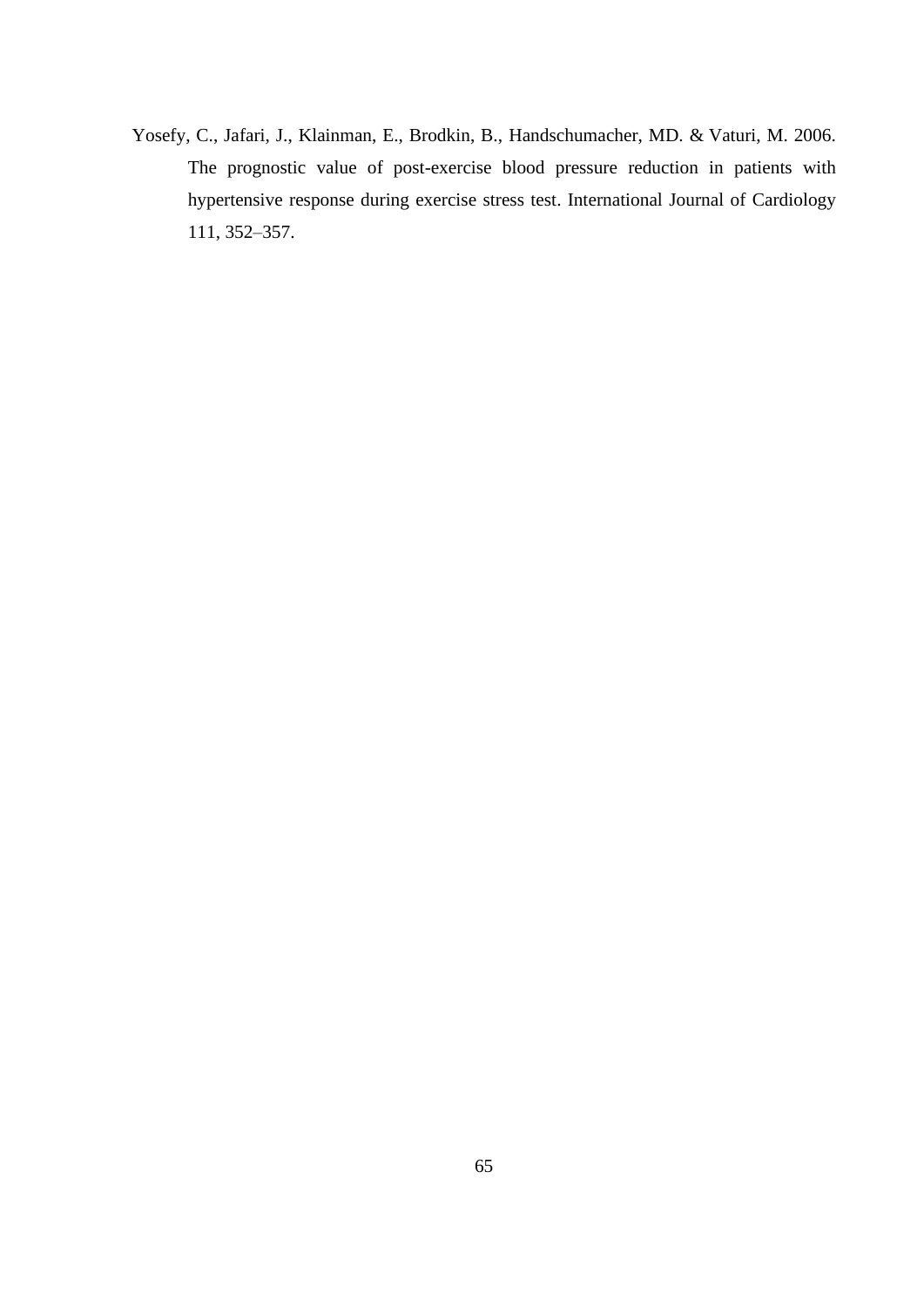Yosefy, C., Jafari, J., Klainman, E., Brodkin, B., Handschumacher, MD. & Vaturi, M. 2006. The prognostic value of post-exercise blood pressure reduction in patients with hypertensive response during exercise stress test. International Journal of Cardiology 111, 352–357.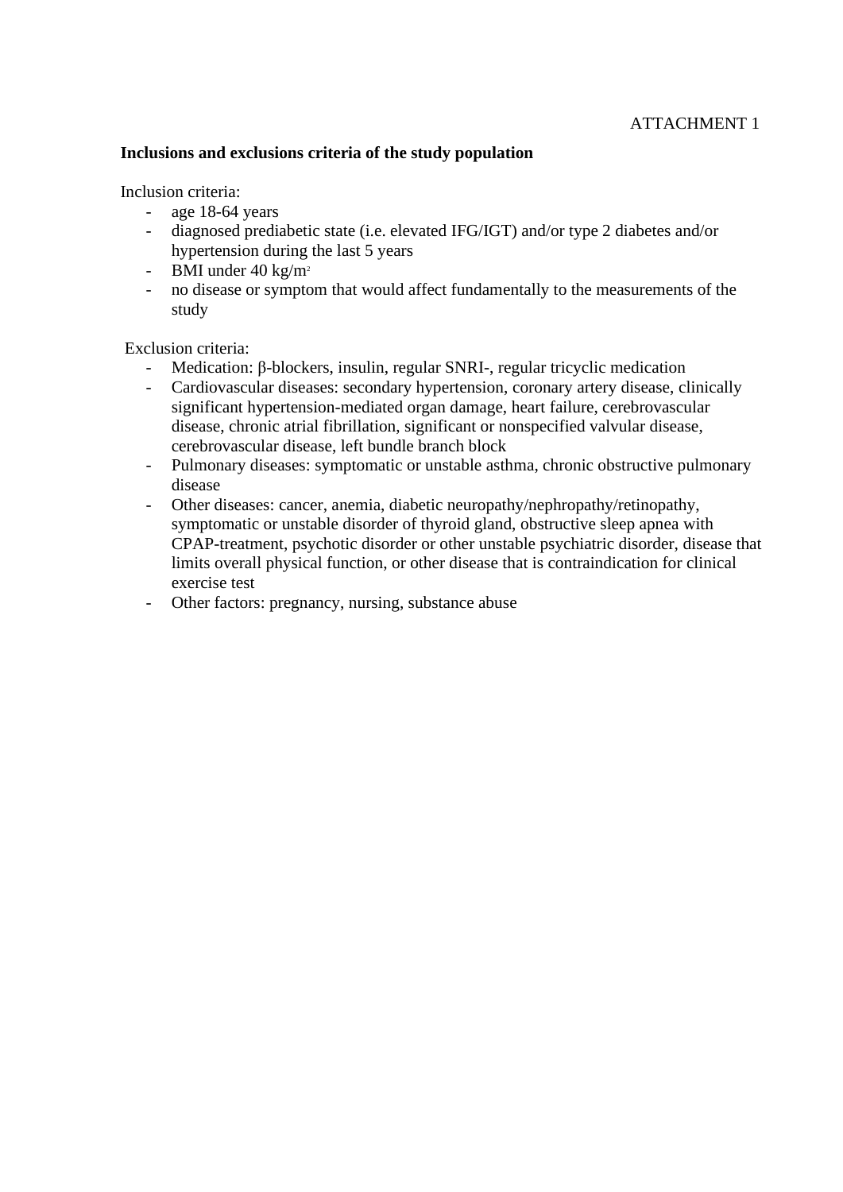ATTACHMENT 1

**Inclusions and exclusions criteria of the study population**

Inclusion criteria:

- age 18-64 years
- diagnosed prediabetic state (i.e. elevated IFG/IGT) and/or type 2 diabetes and/or hypertension during the last 5 years
- BMI under 40 kg/m$^2$
- no disease or symptom that would affect fundamentally to the measurements of the study

Exclusion criteria:

- Medication: β-blockers, insulin, regular SNRI-, regular tricyclic medication
- Cardiovascular diseases: secondary hypertension, coronary artery disease, clinically significant hypertension-mediated organ damage, heart failure, cerebrovascular disease, chronic atrial fibrillation, significant or nonspecified valvular disease, cerebrovascular disease, left bundle branch block
- Pulmonary diseases: symptomatic or unstable asthma, chronic obstructive pulmonary disease
- Other diseases: cancer, anemia, diabetic neuropathy/nephropathy/retinopathy, symptomatic or unstable disorder of thyroid gland, obstructive sleep apnea with CPAP-treatment, psychotic disorder or other unstable psychiatric disorder, disease that limits overall physical function, or other disease that is contraindication for clinical exercise test
- Other factors: pregnancy, nursing, substance abuse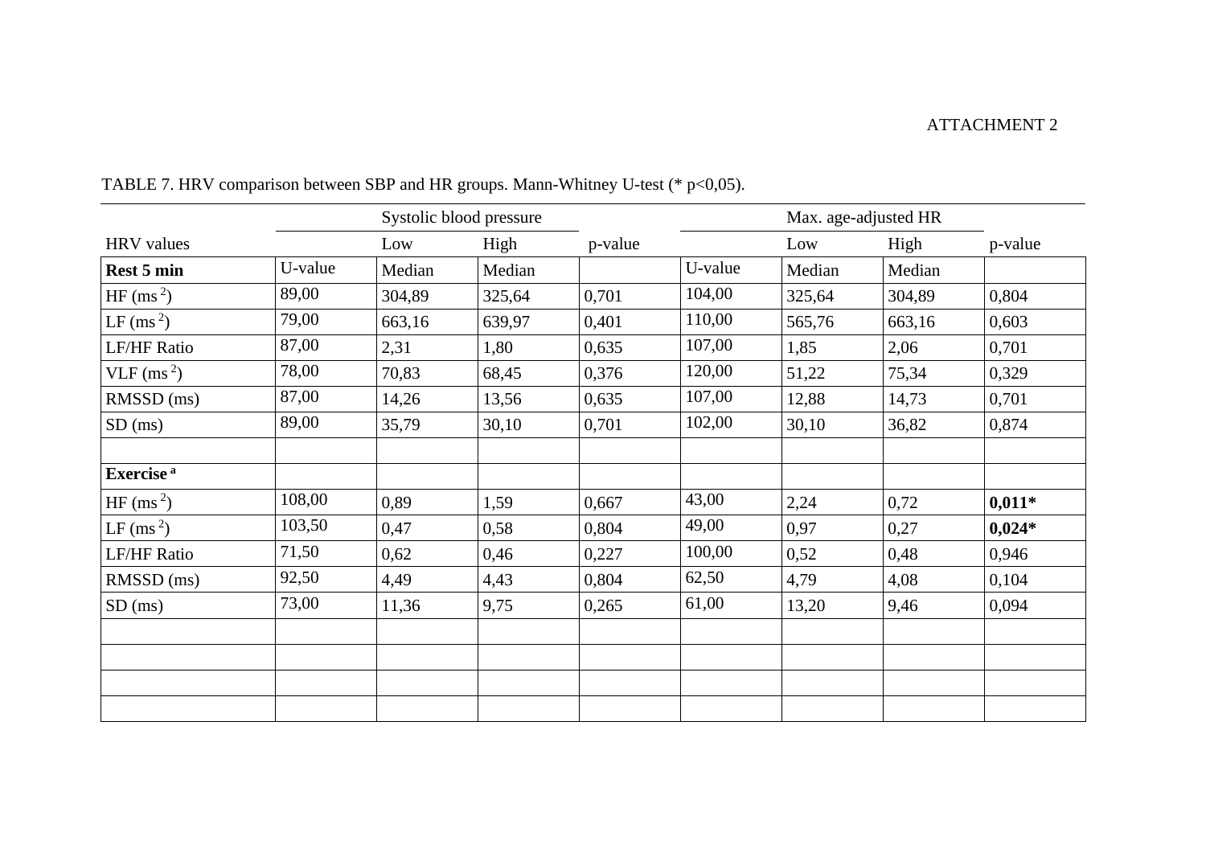ATTACHMENT 2

TABLE 7. HRV comparison between SBP and HR groups. Mann-Whitney U-test (* p<0,05).

| | Systolic blood pressure | | | | Max. age-adjusted HR | | | |
|---|---|---|---|---|---|---|---|---|
| HRV values | | Low | High | p-value | | Low | High | p-value |
| **Rest 5 min** | U-value | Median | Median | | U-value | Median | Median | |
| HF ($ms^2$) | 89,00 | 304,89 | 325,64 | 0,701 | 104,00 | 325,64 | 304,89 | 0,804 |
| LF ($ms^2$) | 79,00 | 663,16 | 639,97 | 0,401 | 110,00 | 565,76 | 663,16 | 0,603 |
| LF/HF Ratio | 87,00 | 2,31 | 1,80 | 0,635 | 107,00 | 1,85 | 2,06 | 0,701 |
| VLF ($ms^2$) | 78,00 | 70,83 | 68,45 | 0,376 | 120,00 | 51,22 | 75,34 | 0,329 |
| RMSSD (ms) | 87,00 | 14,26 | 13,56 | 0,635 | 107,00 | 12,88 | 14,73 | 0,701 |
| SD (ms) | 89,00 | 35,79 | 30,10 | 0,701 | 102,00 | 30,10 | 36,82 | 0,874 |
| | | | | | | | | |
| **Exercise** [a] | | | | | | | | |
| HF ($ms^2$) | 108,00 | 0,89 | 1,59 | 0,667 | 43,00 | 2,24 | 0,72 | **0,011*** |
| LF ($ms^2$) | 103,50 | 0,47 | 0,58 | 0,804 | 49,00 | 0,97 | 0,27 | **0,024*** |
| LF/HF Ratio | 71,50 | 0,62 | 0,46 | 0,227 | 100,00 | 0,52 | 0,48 | 0,946 |
| RMSSD (ms) | 92,50 | 4,49 | 4,43 | 0,804 | 62,50 | 4,79 | 4,08 | 0,104 |
| SD (ms) | 73,00 | 11,36 | 9,75 | 0,265 | 61,00 | 13,20 | 9,46 | 0,094 |
| | | | | | | | | |
| | | | | | | | | |
| | | | | | | | | |
| | | | | | | | | |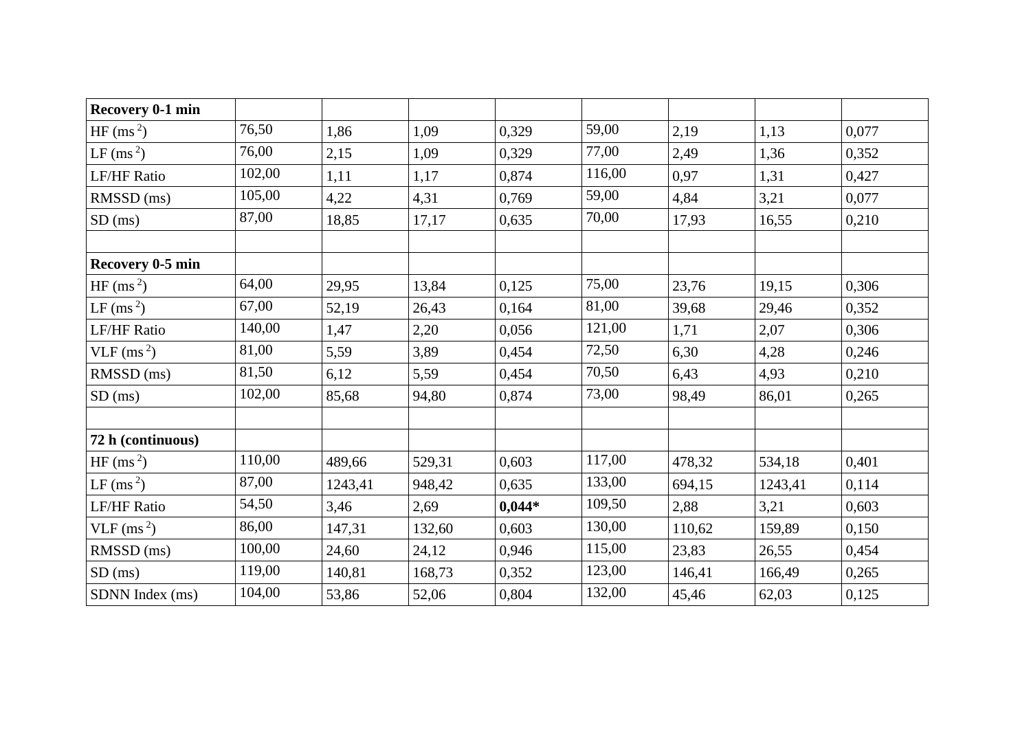| **Recovery 0-1 min** | | | | | | | | |
|---|---|---|---|---|---|---|---|---|
| HF (ms $^2$) | 76,50 | 1,86 | 1,09 | 0,329 | 59,00 | 2,19 | 1,13 | 0,077 |
| LF (ms $^2$) | 76,00 | 2,15 | 1,09 | 0,329 | 77,00 | 2,49 | 1,36 | 0,352 |
| LF/HF Ratio | 102,00 | 1,11 | 1,17 | 0,874 | 116,00 | 0,97 | 1,31 | 0,427 |
| RMSSD (ms) | 105,00 | 4,22 | 4,31 | 0,769 | 59,00 | 4,84 | 3,21 | 0,077 |
| SD (ms) | 87,00 | 18,85 | 17,17 | 0,635 | 70,00 | 17,93 | 16,55 | 0,210 |
| | | | | | | | | |
| **Recovery 0-5 min** | | | | | | | | |
| HF (ms $^2$) | 64,00 | 29,95 | 13,84 | 0,125 | 75,00 | 23,76 | 19,15 | 0,306 |
| LF (ms $^2$) | 67,00 | 52,19 | 26,43 | 0,164 | 81,00 | 39,68 | 29,46 | 0,352 |
| LF/HF Ratio | 140,00 | 1,47 | 2,20 | 0,056 | 121,00 | 1,71 | 2,07 | 0,306 |
| VLF (ms $^2$) | 81,00 | 5,59 | 3,89 | 0,454 | 72,50 | 6,30 | 4,28 | 0,246 |
| RMSSD (ms) | 81,50 | 6,12 | 5,59 | 0,454 | 70,50 | 6,43 | 4,93 | 0,210 |
| SD (ms) | 102,00 | 85,68 | 94,80 | 0,874 | 73,00 | 98,49 | 86,01 | 0,265 |
| | | | | | | | | |
| **72 h (continuous)** | | | | | | | | |
| HF (ms $^2$) | 110,00 | 489,66 | 529,31 | 0,603 | 117,00 | 478,32 | 534,18 | 0,401 |
| LF (ms $^2$) | 87,00 | 1243,41 | 948,42 | 0,635 | 133,00 | 694,15 | 1243,41 | 0,114 |
| LF/HF Ratio | 54,50 | 3,46 | 2,69 | **0,044*** | 109,50 | 2,88 | 3,21 | 0,603 |
| VLF (ms $^2$) | 86,00 | 147,31 | 132,60 | 0,603 | 130,00 | 110,62 | 159,89 | 0,150 |
| RMSSD (ms) | 100,00 | 24,60 | 24,12 | 0,946 | 115,00 | 23,83 | 26,55 | 0,454 |
| SD (ms) | 119,00 | 140,81 | 168,73 | 0,352 | 123,00 | 146,41 | 166,49 | 0,265 |
| SDNN Index (ms) | 104,00 | 53,86 | 52,06 | 0,804 | 132,00 | 45,46 | 62,03 | 0,125 |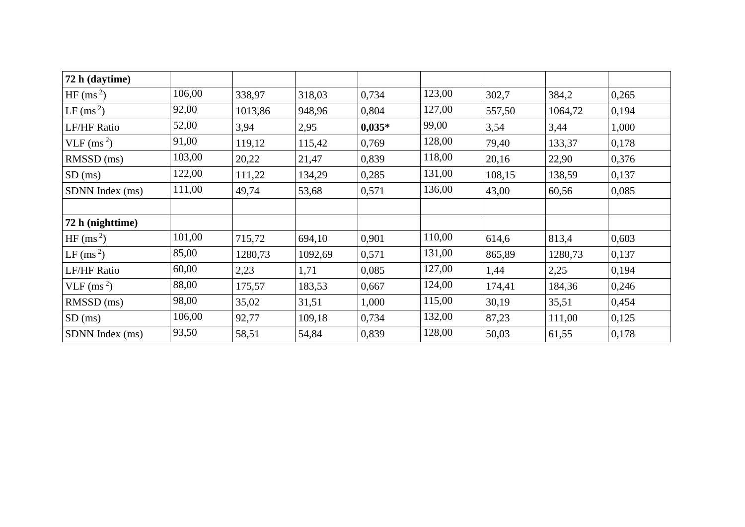| | | | | | | | | |
|---|---|---|---|---|---|---|---|---|
| **72 h (daytime)** | | | | | | | | |
| HF (ms $^2$) | 106,00 | 338,97 | 318,03 | 0,734 | 123,00 | 302,7 | 384,2 | 0,265 |
| LF (ms $^2$) | 92,00 | 1013,86 | 948,96 | 0,804 | 127,00 | 557,50 | 1064,72 | 0,194 |
| LF/HF Ratio | 52,00 | 3,94 | 2,95 | **0,035*** | 99,00 | 3,54 | 3,44 | 1,000 |
| VLF (ms $^2$) | 91,00 | 119,12 | 115,42 | 0,769 | 128,00 | 79,40 | 133,37 | 0,178 |
| RMSSD (ms) | 103,00 | 20,22 | 21,47 | 0,839 | 118,00 | 20,16 | 22,90 | 0,376 |
| SD (ms) | 122,00 | 111,22 | 134,29 | 0,285 | 131,00 | 108,15 | 138,59 | 0,137 |
| SDNN Index (ms) | 111,00 | 49,74 | 53,68 | 0,571 | 136,00 | 43,00 | 60,56 | 0,085 |
| | | | | | | | | |
| **72 h (nighttime)** | | | | | | | | |
| HF (ms $^2$) | 101,00 | 715,72 | 694,10 | 0,901 | 110,00 | 614,6 | 813,4 | 0,603 |
| LF (ms $^2$) | 85,00 | 1280,73 | 1092,69 | 0,571 | 131,00 | 865,89 | 1280,73 | 0,137 |
| LF/HF Ratio | 60,00 | 2,23 | 1,71 | 0,085 | 127,00 | 1,44 | 2,25 | 0,194 |
| VLF (ms $^2$) | 88,00 | 175,57 | 183,53 | 0,667 | 124,00 | 174,41 | 184,36 | 0,246 |
| RMSSD (ms) | 98,00 | 35,02 | 31,51 | 1,000 | 115,00 | 30,19 | 35,51 | 0,454 |
| SD (ms) | 106,00 | 92,77 | 109,18 | 0,734 | 132,00 | 87,23 | 111,00 | 0,125 |
| SDNN Index (ms) | 93,50 | 58,51 | 54,84 | 0,839 | 128,00 | 50,03 | 61,55 | 0,178 |